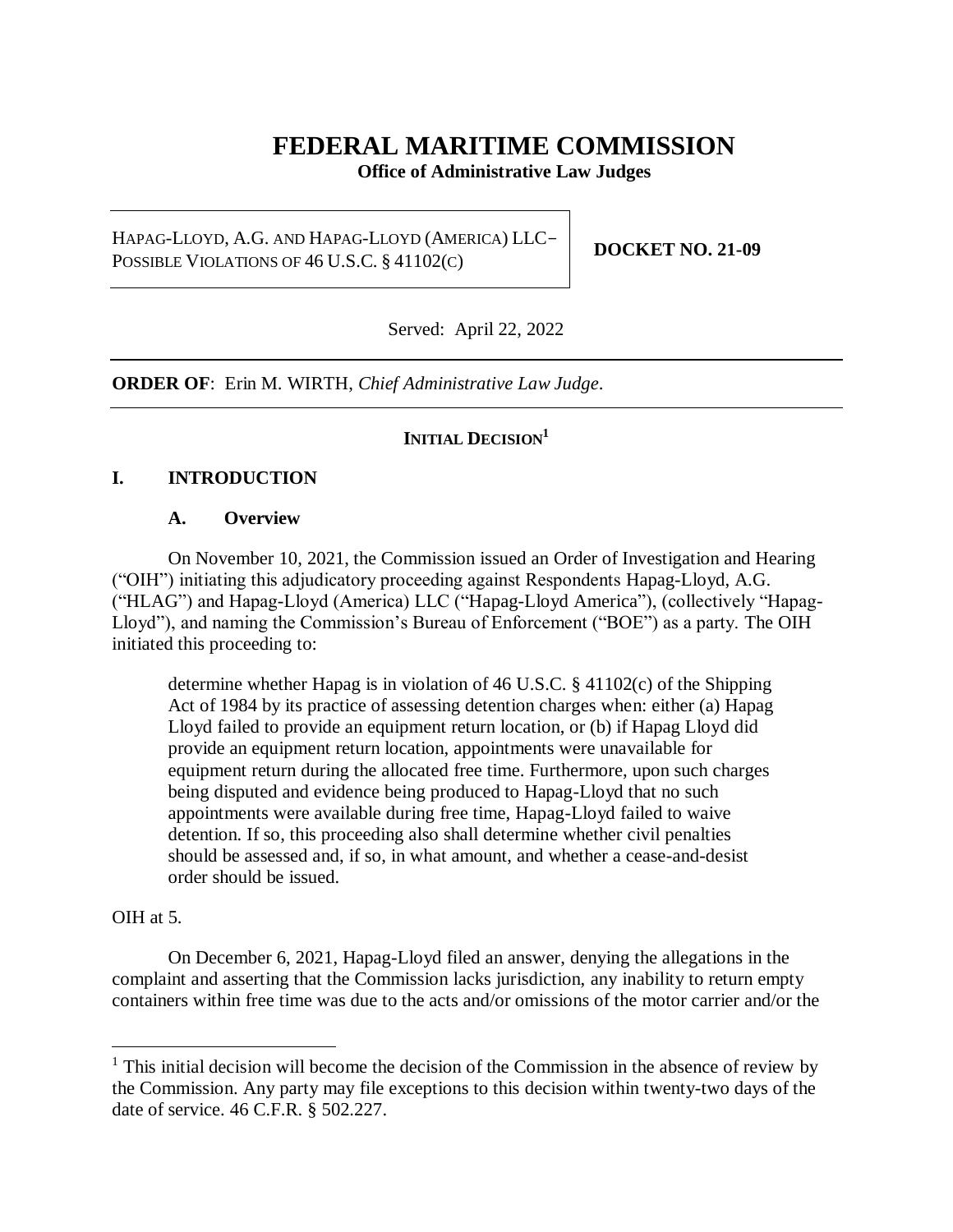# FEDERAL MARITIME COMMISSION

**Office of Administrative Law Judges**

| HAPAG-LLOYD, A.G. AND HAPAG-LLOYD (AMERICA) LLC– POSSIBLE VIOLATIONS OF 46 U.S.C. § 41102(C) | **DOCKET NO. 21-09** |
|---|---|

Served: April 22, 2022

**ORDER OF**: Erin M. WIRTH, *Chief Administrative Law Judge*.

## INITIAL DECISION[1]

## I. INTRODUCTION

### A. Overview

On November 10, 2021, the Commission issued an Order of Investigation and Hearing ("OIH") initiating this adjudicatory proceeding against Respondents Hapag-Lloyd, A.G. ("HLAG") and Hapag-Lloyd (America) LLC ("Hapag-Lloyd America"), (collectively "Hapag-Lloyd"), and naming the Commission's Bureau of Enforcement ("BOE") as a party. The OIH initiated this proceeding to:

> determine whether Hapag is in violation of 46 U.S.C. § 41102(c) of the Shipping Act of 1984 by its practice of assessing detention charges when: either (a) Hapag Lloyd failed to provide an equipment return location, or (b) if Hapag Lloyd did provide an equipment return location, appointments were unavailable for equipment return during the allocated free time. Furthermore, upon such charges being disputed and evidence being produced to Hapag-Lloyd that no such appointments were available during free time, Hapag-Lloyd failed to waive detention. If so, this proceeding also shall determine whether civil penalties should be assessed and, if so, in what amount, and whether a cease-and-desist order should be issued.

OIH at 5.

On December 6, 2021, Hapag-Lloyd filed an answer, denying the allegations in the complaint and asserting that the Commission lacks jurisdiction, any inability to return empty containers within free time was due to the acts and/or omissions of the motor carrier and/or the

[1] This initial decision will become the decision of the Commission in the absence of review by the Commission. Any party may file exceptions to this decision within twenty-two days of the date of service. 46 C.F.R. § 502.227.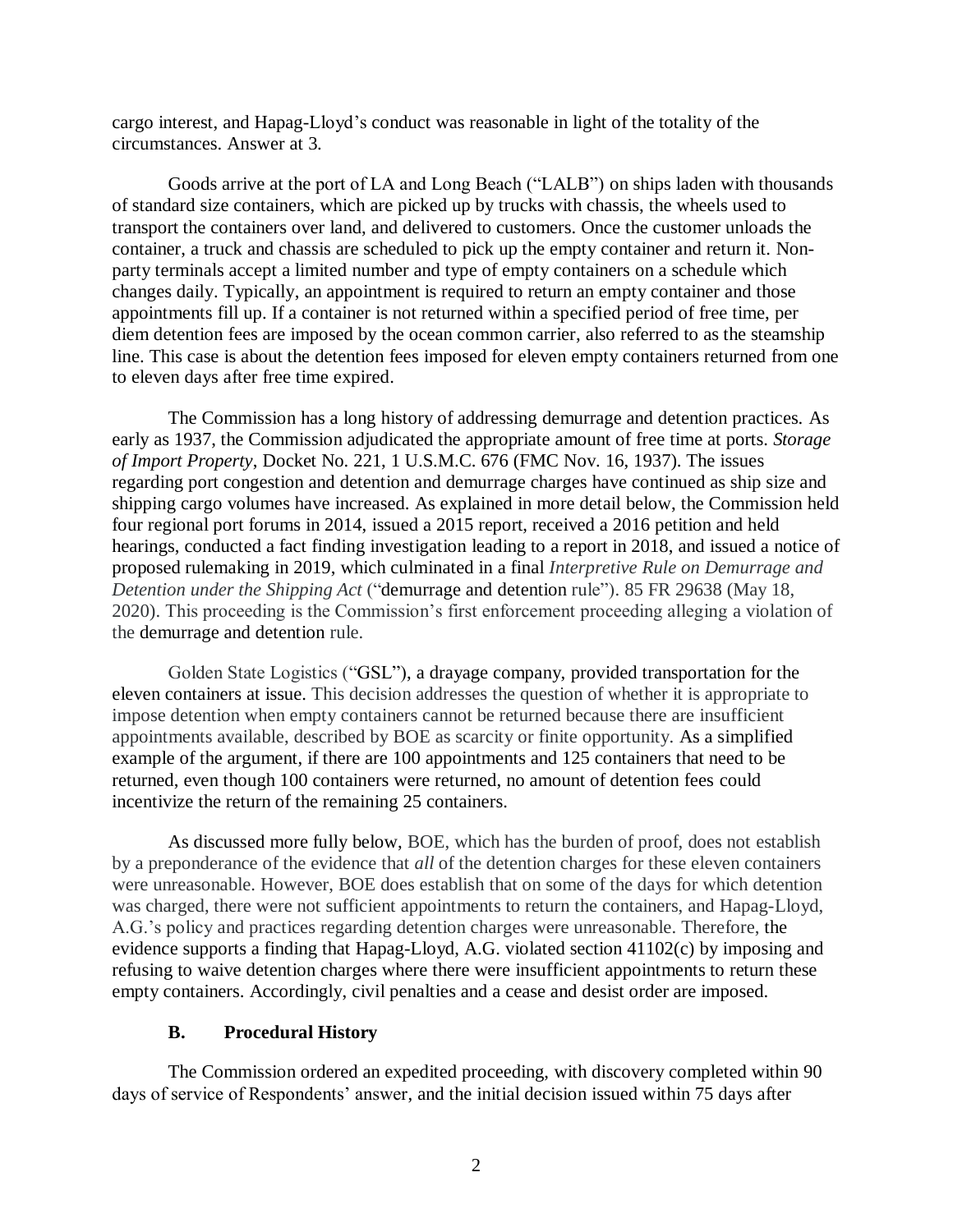cargo interest, and Hapag-Lloyd's conduct was reasonable in light of the totality of the circumstances. Answer at 3.

Goods arrive at the port of LA and Long Beach ("LALB") on ships laden with thousands of standard size containers, which are picked up by trucks with chassis, the wheels used to transport the containers over land, and delivered to customers. Once the customer unloads the container, a truck and chassis are scheduled to pick up the empty container and return it. Non-party terminals accept a limited number and type of empty containers on a schedule which changes daily. Typically, an appointment is required to return an empty container and those appointments fill up. If a container is not returned within a specified period of free time, per diem detention fees are imposed by the ocean common carrier, also referred to as the steamship line. This case is about the detention fees imposed for eleven empty containers returned from one to eleven days after free time expired.

The Commission has a long history of addressing demurrage and detention practices. As early as 1937, the Commission adjudicated the appropriate amount of free time at ports. *Storage of Import Property*, Docket No. 221, 1 U.S.M.C. 676 (FMC Nov. 16, 1937). The issues regarding port congestion and detention and demurrage charges have continued as ship size and shipping cargo volumes have increased. As explained in more detail below, the Commission held four regional port forums in 2014, issued a 2015 report, received a 2016 petition and held hearings, conducted a fact finding investigation leading to a report in 2018, and issued a notice of proposed rulemaking in 2019, which culminated in a final *Interpretive Rule on Demurrage and Detention under the Shipping Act* ("demurrage and detention rule"). 85 FR 29638 (May 18, 2020). This proceeding is the Commission's first enforcement proceeding alleging a violation of the demurrage and detention rule.

Golden State Logistics ("GSL"), a drayage company, provided transportation for the eleven containers at issue. This decision addresses the question of whether it is appropriate to impose detention when empty containers cannot be returned because there are insufficient appointments available, described by BOE as scarcity or finite opportunity. As a simplified example of the argument, if there are 100 appointments and 125 containers that need to be returned, even though 100 containers were returned, no amount of detention fees could incentivize the return of the remaining 25 containers.

As discussed more fully below, BOE, which has the burden of proof, does not establish by a preponderance of the evidence that *all* of the detention charges for these eleven containers were unreasonable. However, BOE does establish that on some of the days for which detention was charged, there were not sufficient appointments to return the containers, and Hapag-Lloyd, A.G.'s policy and practices regarding detention charges were unreasonable. Therefore, the evidence supports a finding that Hapag-Lloyd, A.G. violated section 41102(c) by imposing and refusing to waive detention charges where there were insufficient appointments to return these empty containers. Accordingly, civil penalties and a cease and desist order are imposed.

### B. Procedural History

The Commission ordered an expedited proceeding, with discovery completed within 90 days of service of Respondents' answer, and the initial decision issued within 75 days after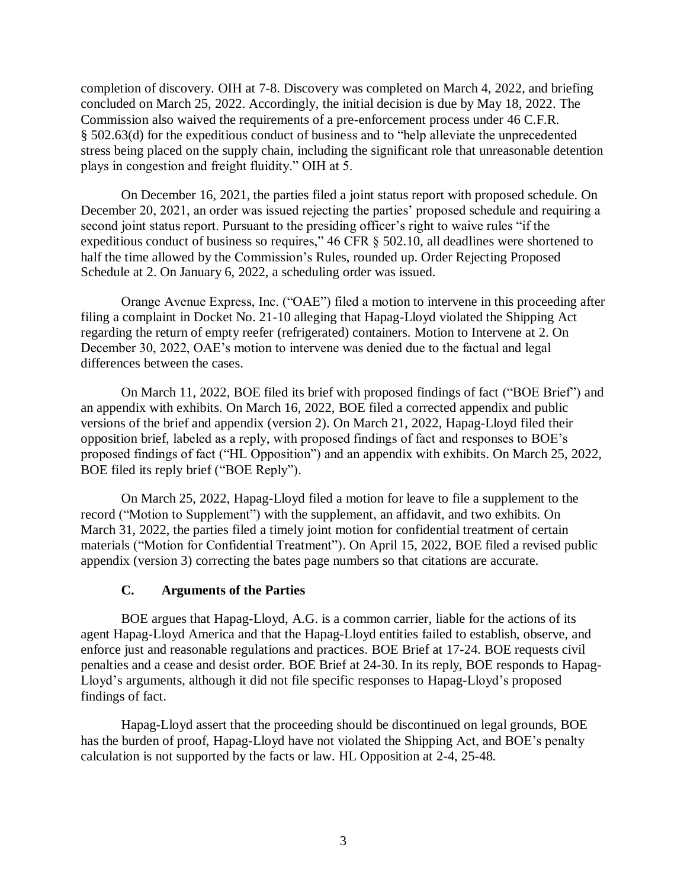completion of discovery. OIH at 7-8. Discovery was completed on March 4, 2022, and briefing concluded on March 25, 2022. Accordingly, the initial decision is due by May 18, 2022. The Commission also waived the requirements of a pre-enforcement process under 46 C.F.R. § 502.63(d) for the expeditious conduct of business and to "help alleviate the unprecedented stress being placed on the supply chain, including the significant role that unreasonable detention plays in congestion and freight fluidity." OIH at 5.

On December 16, 2021, the parties filed a joint status report with proposed schedule. On December 20, 2021, an order was issued rejecting the parties' proposed schedule and requiring a second joint status report. Pursuant to the presiding officer's right to waive rules "if the expeditious conduct of business so requires," 46 CFR § 502.10, all deadlines were shortened to half the time allowed by the Commission's Rules, rounded up. Order Rejecting Proposed Schedule at 2. On January 6, 2022, a scheduling order was issued.

Orange Avenue Express, Inc. ("OAE") filed a motion to intervene in this proceeding after filing a complaint in Docket No. 21-10 alleging that Hapag-Lloyd violated the Shipping Act regarding the return of empty reefer (refrigerated) containers. Motion to Intervene at 2. On December 30, 2022, OAE's motion to intervene was denied due to the factual and legal differences between the cases.

On March 11, 2022, BOE filed its brief with proposed findings of fact ("BOE Brief") and an appendix with exhibits. On March 16, 2022, BOE filed a corrected appendix and public versions of the brief and appendix (version 2). On March 21, 2022, Hapag-Lloyd filed their opposition brief, labeled as a reply, with proposed findings of fact and responses to BOE's proposed findings of fact ("HL Opposition") and an appendix with exhibits. On March 25, 2022, BOE filed its reply brief ("BOE Reply").

On March 25, 2022, Hapag-Lloyd filed a motion for leave to file a supplement to the record ("Motion to Supplement") with the supplement, an affidavit, and two exhibits. On March 31, 2022, the parties filed a timely joint motion for confidential treatment of certain materials ("Motion for Confidential Treatment"). On April 15, 2022, BOE filed a revised public appendix (version 3) correcting the bates page numbers so that citations are accurate.

### C. Arguments of the Parties

BOE argues that Hapag-Lloyd, A.G. is a common carrier, liable for the actions of its agent Hapag-Lloyd America and that the Hapag-Lloyd entities failed to establish, observe, and enforce just and reasonable regulations and practices. BOE Brief at 17-24. BOE requests civil penalties and a cease and desist order. BOE Brief at 24-30. In its reply, BOE responds to Hapag-Lloyd's arguments, although it did not file specific responses to Hapag-Lloyd's proposed findings of fact.

Hapag-Lloyd assert that the proceeding should be discontinued on legal grounds, BOE has the burden of proof, Hapag-Lloyd have not violated the Shipping Act, and BOE's penalty calculation is not supported by the facts or law. HL Opposition at 2-4, 25-48.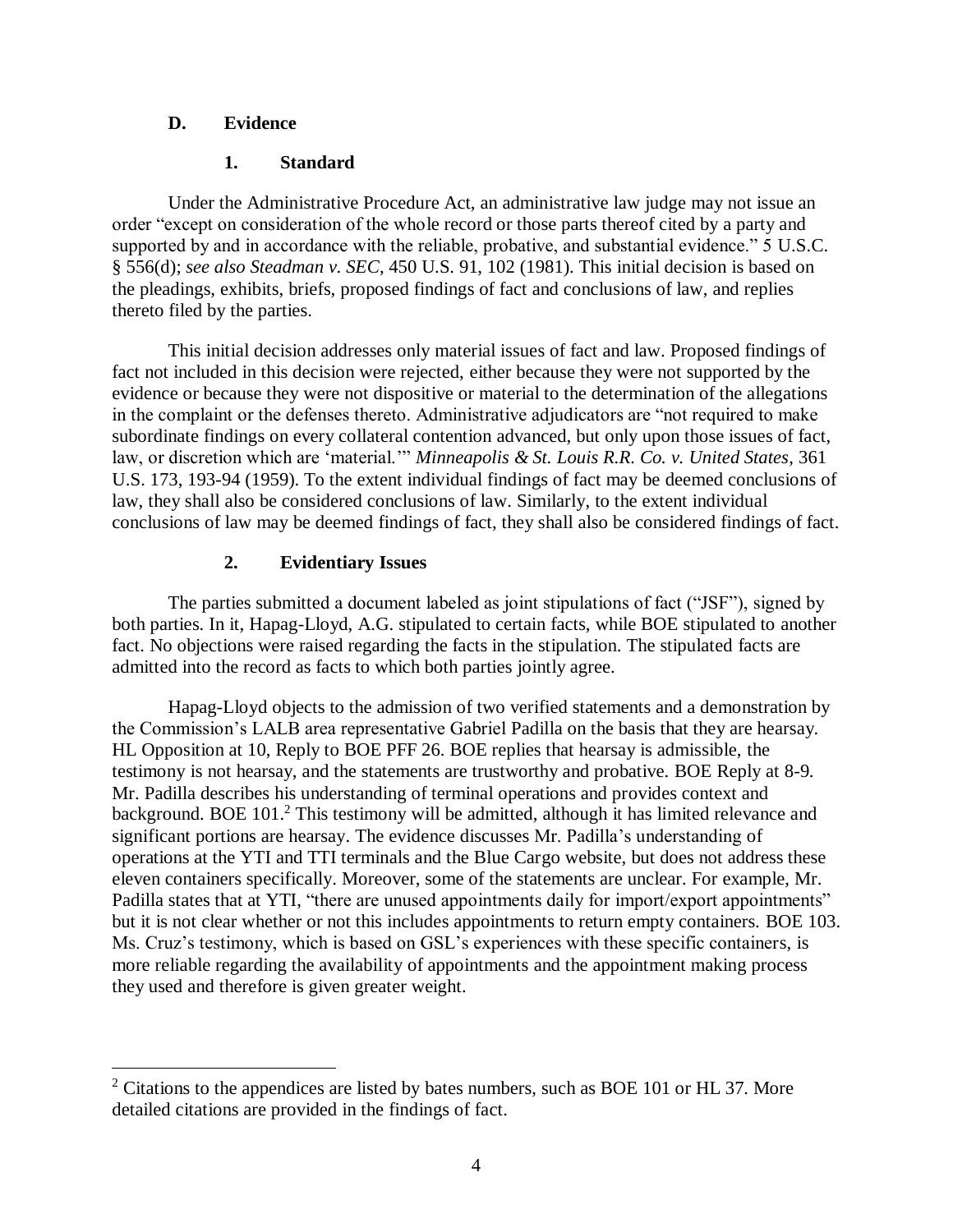### D. Evidence

#### 1. Standard

Under the Administrative Procedure Act, an administrative law judge may not issue an order "except on consideration of the whole record or those parts thereof cited by a party and supported by and in accordance with the reliable, probative, and substantial evidence." 5 U.S.C. § 556(d); *see also Steadman v. SEC*, 450 U.S. 91, 102 (1981). This initial decision is based on the pleadings, exhibits, briefs, proposed findings of fact and conclusions of law, and replies thereto filed by the parties.

This initial decision addresses only material issues of fact and law. Proposed findings of fact not included in this decision were rejected, either because they were not supported by the evidence or because they were not dispositive or material to the determination of the allegations in the complaint or the defenses thereto. Administrative adjudicators are "not required to make subordinate findings on every collateral contention advanced, but only upon those issues of fact, law, or discretion which are 'material.'" *Minneapolis & St. Louis R.R. Co. v. United States*, 361 U.S. 173, 193-94 (1959). To the extent individual findings of fact may be deemed conclusions of law, they shall also be considered conclusions of law. Similarly, to the extent individual conclusions of law may be deemed findings of fact, they shall also be considered findings of fact.

#### 2. Evidentiary Issues

The parties submitted a document labeled as joint stipulations of fact ("JSF"), signed by both parties. In it, Hapag-Lloyd, A.G. stipulated to certain facts, while BOE stipulated to another fact. No objections were raised regarding the facts in the stipulation. The stipulated facts are admitted into the record as facts to which both parties jointly agree.

Hapag-Lloyd objects to the admission of two verified statements and a demonstration by the Commission's LALB area representative Gabriel Padilla on the basis that they are hearsay. HL Opposition at 10, Reply to BOE PFF 26. BOE replies that hearsay is admissible, the testimony is not hearsay, and the statements are trustworthy and probative. BOE Reply at 8-9. Mr. Padilla describes his understanding of terminal operations and provides context and background. BOE 101.[2] This testimony will be admitted, although it has limited relevance and significant portions are hearsay. The evidence discusses Mr. Padilla's understanding of operations at the YTI and TTI terminals and the Blue Cargo website, but does not address these eleven containers specifically. Moreover, some of the statements are unclear. For example, Mr. Padilla states that at YTI, "there are unused appointments daily for import/export appointments" but it is not clear whether or not this includes appointments to return empty containers. BOE 103. Ms. Cruz's testimony, which is based on GSL's experiences with these specific containers, is more reliable regarding the availability of appointments and the appointment making process they used and therefore is given greater weight.

---

[2] Citations to the appendices are listed by bates numbers, such as BOE 101 or HL 37. More detailed citations are provided in the findings of fact.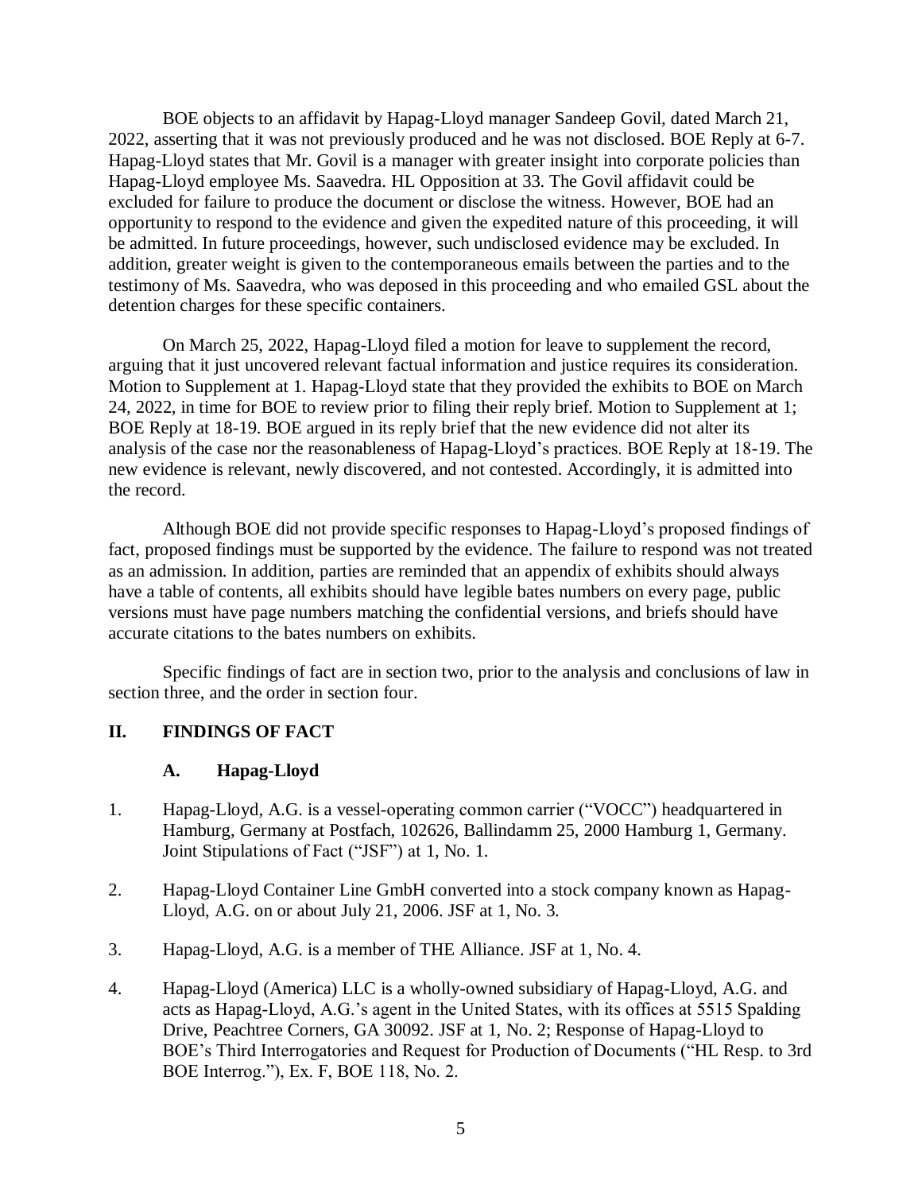BOE objects to an affidavit by Hapag-Lloyd manager Sandeep Govil, dated March 21, 2022, asserting that it was not previously produced and he was not disclosed. BOE Reply at 6-7. Hapag-Lloyd states that Mr. Govil is a manager with greater insight into corporate policies than Hapag-Lloyd employee Ms. Saavedra. HL Opposition at 33. The Govil affidavit could be excluded for failure to produce the document or disclose the witness. However, BOE had an opportunity to respond to the evidence and given the expedited nature of this proceeding, it will be admitted. In future proceedings, however, such undisclosed evidence may be excluded. In addition, greater weight is given to the contemporaneous emails between the parties and to the testimony of Ms. Saavedra, who was deposed in this proceeding and who emailed GSL about the detention charges for these specific containers.

On March 25, 2022, Hapag-Lloyd filed a motion for leave to supplement the record, arguing that it just uncovered relevant factual information and justice requires its consideration. Motion to Supplement at 1. Hapag-Lloyd state that they provided the exhibits to BOE on March 24, 2022, in time for BOE to review prior to filing their reply brief. Motion to Supplement at 1; BOE Reply at 18-19. BOE argued in its reply brief that the new evidence did not alter its analysis of the case nor the reasonableness of Hapag-Lloyd's practices. BOE Reply at 18-19. The new evidence is relevant, newly discovered, and not contested. Accordingly, it is admitted into the record.

Although BOE did not provide specific responses to Hapag-Lloyd's proposed findings of fact, proposed findings must be supported by the evidence. The failure to respond was not treated as an admission. In addition, parties are reminded that an appendix of exhibits should always have a table of contents, all exhibits should have legible bates numbers on every page, public versions must have page numbers matching the confidential versions, and briefs should have accurate citations to the bates numbers on exhibits.

Specific findings of fact are in section two, prior to the analysis and conclusions of law in section three, and the order in section four.

## II. FINDINGS OF FACT

### A. Hapag-Lloyd

1. Hapag-Lloyd, A.G. is a vessel-operating common carrier ("VOCC") headquartered in Hamburg, Germany at Postfach, 102626, Ballindamm 25, 2000 Hamburg 1, Germany. Joint Stipulations of Fact ("JSF") at 1, No. 1.

2. Hapag-Lloyd Container Line GmbH converted into a stock company known as Hapag-Lloyd, A.G. on or about July 21, 2006. JSF at 1, No. 3.

3. Hapag-Lloyd, A.G. is a member of THE Alliance. JSF at 1, No. 4.

4. Hapag-Lloyd (America) LLC is a wholly-owned subsidiary of Hapag-Lloyd, A.G. and acts as Hapag-Lloyd, A.G.'s agent in the United States, with its offices at 5515 Spalding Drive, Peachtree Corners, GA 30092. JSF at 1, No. 2; Response of Hapag-Lloyd to BOE's Third Interrogatories and Request for Production of Documents ("HL Resp. to 3rd BOE Interrog."), Ex. F, BOE 118, No. 2.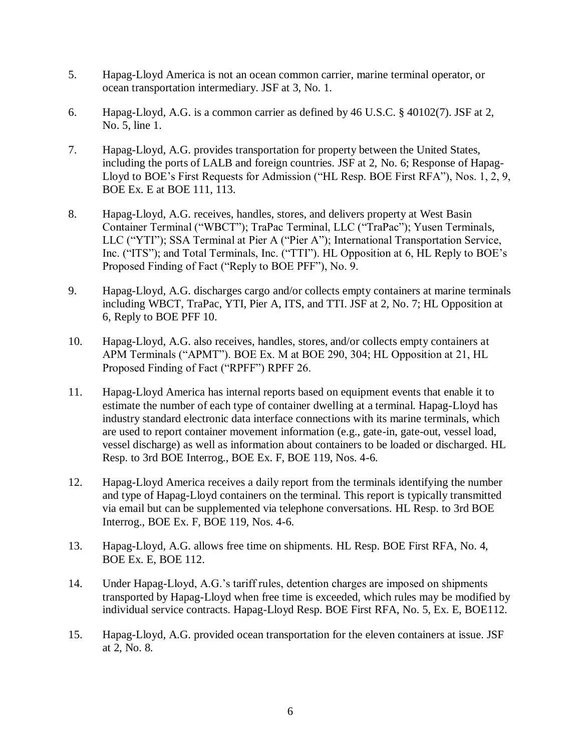5. Hapag-Lloyd America is not an ocean common carrier, marine terminal operator, or ocean transportation intermediary. JSF at 3, No. 1.

6. Hapag-Lloyd, A.G. is a common carrier as defined by 46 U.S.C. § 40102(7). JSF at 2, No. 5, line 1.

7. Hapag-Lloyd, A.G. provides transportation for property between the United States, including the ports of LALB and foreign countries. JSF at 2, No. 6; Response of Hapag-Lloyd to BOE's First Requests for Admission ("HL Resp. BOE First RFA"), Nos. 1, 2, 9, BOE Ex. E at BOE 111, 113.

8. Hapag-Lloyd, A.G. receives, handles, stores, and delivers property at West Basin Container Terminal ("WBCT"); TraPac Terminal, LLC ("TraPac"); Yusen Terminals, LLC ("YTI"); SSA Terminal at Pier A ("Pier A"); International Transportation Service, Inc. ("ITS"); and Total Terminals, Inc. ("TTI"). HL Opposition at 6, HL Reply to BOE's Proposed Finding of Fact ("Reply to BOE PFF"), No. 9.

9. Hapag-Lloyd, A.G. discharges cargo and/or collects empty containers at marine terminals including WBCT, TraPac, YTI, Pier A, ITS, and TTI. JSF at 2, No. 7; HL Opposition at 6, Reply to BOE PFF 10.

10. Hapag-Lloyd, A.G. also receives, handles, stores, and/or collects empty containers at APM Terminals ("APMT"). BOE Ex. M at BOE 290, 304; HL Opposition at 21, HL Proposed Finding of Fact ("RPFF") RPFF 26.

11. Hapag-Lloyd America has internal reports based on equipment events that enable it to estimate the number of each type of container dwelling at a terminal. Hapag-Lloyd has industry standard electronic data interface connections with its marine terminals, which are used to report container movement information (e.g., gate-in, gate-out, vessel load, vessel discharge) as well as information about containers to be loaded or discharged. HL Resp. to 3rd BOE Interrog., BOE Ex. F, BOE 119, Nos. 4-6.

12. Hapag-Lloyd America receives a daily report from the terminals identifying the number and type of Hapag-Lloyd containers on the terminal. This report is typically transmitted via email but can be supplemented via telephone conversations. HL Resp. to 3rd BOE Interrog., BOE Ex. F, BOE 119, Nos. 4-6.

13. Hapag-Lloyd, A.G. allows free time on shipments. HL Resp. BOE First RFA, No. 4, BOE Ex. E, BOE 112.

14. Under Hapag-Lloyd, A.G.'s tariff rules, detention charges are imposed on shipments transported by Hapag-Lloyd when free time is exceeded, which rules may be modified by individual service contracts. Hapag-Lloyd Resp. BOE First RFA, No. 5, Ex. E, BOE112.

15. Hapag-Lloyd, A.G. provided ocean transportation for the eleven containers at issue. JSF at 2, No. 8.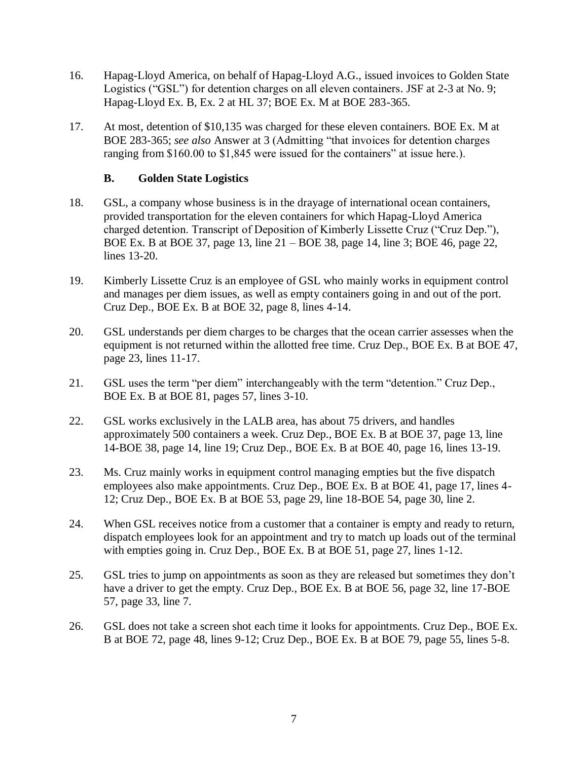16. Hapag-Lloyd America, on behalf of Hapag-Lloyd A.G., issued invoices to Golden State Logistics ("GSL") for detention charges on all eleven containers. JSF at 2-3 at No. 9; Hapag-Lloyd Ex. B, Ex. 2 at HL 37; BOE Ex. M at BOE 283-365.

17. At most, detention of $10,135 was charged for these eleven containers. BOE Ex. M at BOE 283-365; *see also* Answer at 3 (Admitting "that invoices for detention charges ranging from $160.00 to $1,845 were issued for the containers" at issue here.).

### B. Golden State Logistics

18. GSL, a company whose business is in the drayage of international ocean containers, provided transportation for the eleven containers for which Hapag-Lloyd America charged detention. Transcript of Deposition of Kimberly Lissette Cruz ("Cruz Dep."), BOE Ex. B at BOE 37, page 13, line 21 – BOE 38, page 14, line 3; BOE 46, page 22, lines 13-20.

19. Kimberly Lissette Cruz is an employee of GSL who mainly works in equipment control and manages per diem issues, as well as empty containers going in and out of the port. Cruz Dep., BOE Ex. B at BOE 32, page 8, lines 4-14.

20. GSL understands per diem charges to be charges that the ocean carrier assesses when the equipment is not returned within the allotted free time. Cruz Dep., BOE Ex. B at BOE 47, page 23, lines 11-17.

21. GSL uses the term "per diem" interchangeably with the term "detention." Cruz Dep., BOE Ex. B at BOE 81, pages 57, lines 3-10.

22. GSL works exclusively in the LALB area, has about 75 drivers, and handles approximately 500 containers a week. Cruz Dep., BOE Ex. B at BOE 37, page 13, line 14-BOE 38, page 14, line 19; Cruz Dep., BOE Ex. B at BOE 40, page 16, lines 13-19.

23. Ms. Cruz mainly works in equipment control managing empties but the five dispatch employees also make appointments. Cruz Dep., BOE Ex. B at BOE 41, page 17, lines 4-12; Cruz Dep., BOE Ex. B at BOE 53, page 29, line 18-BOE 54, page 30, line 2.

24. When GSL receives notice from a customer that a container is empty and ready to return, dispatch employees look for an appointment and try to match up loads out of the terminal with empties going in. Cruz Dep., BOE Ex. B at BOE 51, page 27, lines 1-12.

25. GSL tries to jump on appointments as soon as they are released but sometimes they don't have a driver to get the empty. Cruz Dep., BOE Ex. B at BOE 56, page 32, line 17-BOE 57, page 33, line 7.

26. GSL does not take a screen shot each time it looks for appointments. Cruz Dep., BOE Ex. B at BOE 72, page 48, lines 9-12; Cruz Dep., BOE Ex. B at BOE 79, page 55, lines 5-8.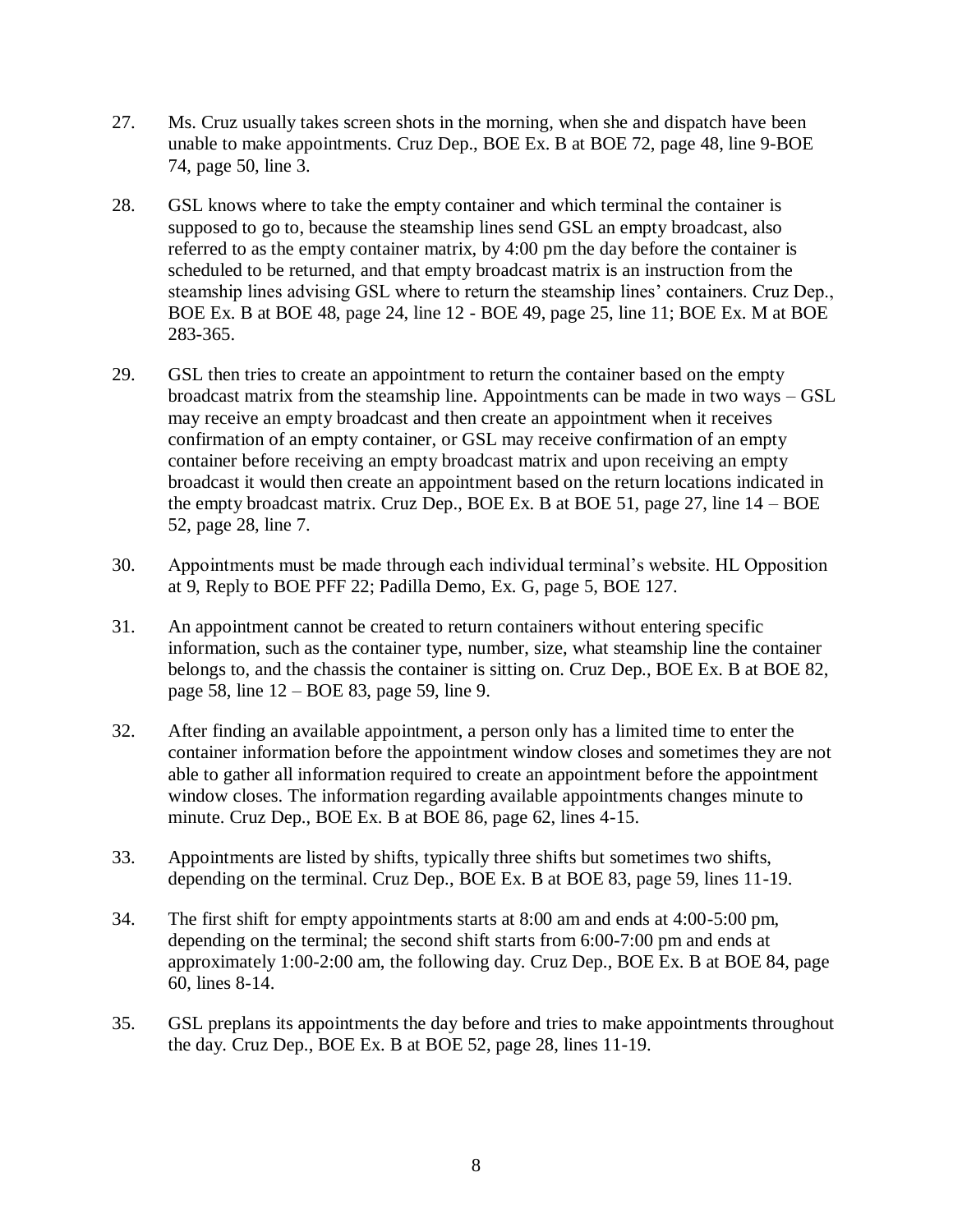27. Ms. Cruz usually takes screen shots in the morning, when she and dispatch have been unable to make appointments. Cruz Dep., BOE Ex. B at BOE 72, page 48, line 9-BOE 74, page 50, line 3.

28. GSL knows where to take the empty container and which terminal the container is supposed to go to, because the steamship lines send GSL an empty broadcast, also referred to as the empty container matrix, by 4:00 pm the day before the container is scheduled to be returned, and that empty broadcast matrix is an instruction from the steamship lines advising GSL where to return the steamship lines' containers. Cruz Dep., BOE Ex. B at BOE 48, page 24, line 12 - BOE 49, page 25, line 11; BOE Ex. M at BOE 283-365.

29. GSL then tries to create an appointment to return the container based on the empty broadcast matrix from the steamship line. Appointments can be made in two ways – GSL may receive an empty broadcast and then create an appointment when it receives confirmation of an empty container, or GSL may receive confirmation of an empty container before receiving an empty broadcast matrix and upon receiving an empty broadcast it would then create an appointment based on the return locations indicated in the empty broadcast matrix. Cruz Dep., BOE Ex. B at BOE 51, page 27, line 14 – BOE 52, page 28, line 7.

30. Appointments must be made through each individual terminal's website. HL Opposition at 9, Reply to BOE PFF 22; Padilla Demo, Ex. G, page 5, BOE 127.

31. An appointment cannot be created to return containers without entering specific information, such as the container type, number, size, what steamship line the container belongs to, and the chassis the container is sitting on. Cruz Dep., BOE Ex. B at BOE 82, page 58, line 12 – BOE 83, page 59, line 9.

32. After finding an available appointment, a person only has a limited time to enter the container information before the appointment window closes and sometimes they are not able to gather all information required to create an appointment before the appointment window closes. The information regarding available appointments changes minute to minute. Cruz Dep., BOE Ex. B at BOE 86, page 62, lines 4-15.

33. Appointments are listed by shifts, typically three shifts but sometimes two shifts, depending on the terminal. Cruz Dep., BOE Ex. B at BOE 83, page 59, lines 11-19.

34. The first shift for empty appointments starts at 8:00 am and ends at 4:00-5:00 pm, depending on the terminal; the second shift starts from 6:00-7:00 pm and ends at approximately 1:00-2:00 am, the following day. Cruz Dep., BOE Ex. B at BOE 84, page 60, lines 8-14.

35. GSL preplans its appointments the day before and tries to make appointments throughout the day. Cruz Dep., BOE Ex. B at BOE 52, page 28, lines 11-19.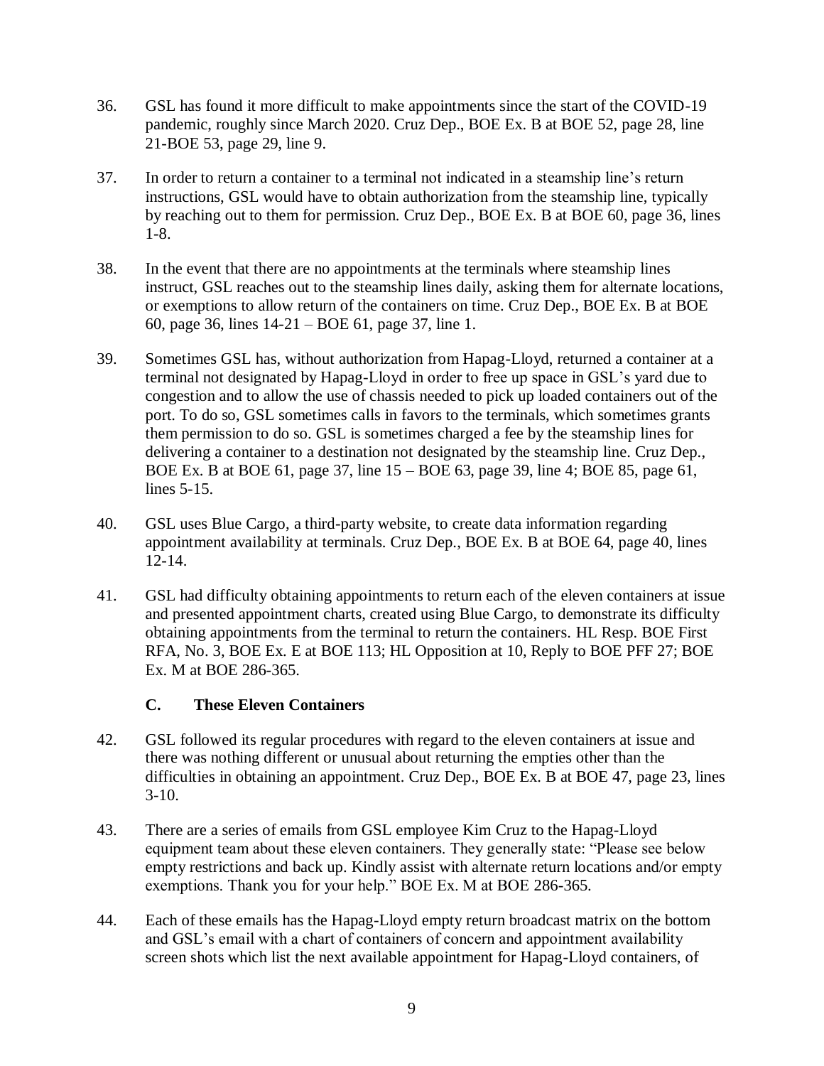36. GSL has found it more difficult to make appointments since the start of the COVID-19 pandemic, roughly since March 2020. Cruz Dep., BOE Ex. B at BOE 52, page 28, line 21-BOE 53, page 29, line 9.

37. In order to return a container to a terminal not indicated in a steamship line's return instructions, GSL would have to obtain authorization from the steamship line, typically by reaching out to them for permission. Cruz Dep., BOE Ex. B at BOE 60, page 36, lines 1-8.

38. In the event that there are no appointments at the terminals where steamship lines instruct, GSL reaches out to the steamship lines daily, asking them for alternate locations, or exemptions to allow return of the containers on time. Cruz Dep., BOE Ex. B at BOE 60, page 36, lines 14-21 – BOE 61, page 37, line 1.

39. Sometimes GSL has, without authorization from Hapag-Lloyd, returned a container at a terminal not designated by Hapag-Lloyd in order to free up space in GSL's yard due to congestion and to allow the use of chassis needed to pick up loaded containers out of the port. To do so, GSL sometimes calls in favors to the terminals, which sometimes grants them permission to do so. GSL is sometimes charged a fee by the steamship lines for delivering a container to a destination not designated by the steamship line. Cruz Dep., BOE Ex. B at BOE 61, page 37, line 15 – BOE 63, page 39, line 4; BOE 85, page 61, lines 5-15.

40. GSL uses Blue Cargo, a third-party website, to create data information regarding appointment availability at terminals. Cruz Dep., BOE Ex. B at BOE 64, page 40, lines 12-14.

41. GSL had difficulty obtaining appointments to return each of the eleven containers at issue and presented appointment charts, created using Blue Cargo, to demonstrate its difficulty obtaining appointments from the terminal to return the containers. HL Resp. BOE First RFA, No. 3, BOE Ex. E at BOE 113; HL Opposition at 10, Reply to BOE PFF 27; BOE Ex. M at BOE 286-365.

### C. These Eleven Containers

42. GSL followed its regular procedures with regard to the eleven containers at issue and there was nothing different or unusual about returning the empties other than the difficulties in obtaining an appointment. Cruz Dep., BOE Ex. B at BOE 47, page 23, lines 3-10.

43. There are a series of emails from GSL employee Kim Cruz to the Hapag-Lloyd equipment team about these eleven containers. They generally state: "Please see below empty restrictions and back up. Kindly assist with alternate return locations and/or empty exemptions. Thank you for your help." BOE Ex. M at BOE 286-365.

44. Each of these emails has the Hapag-Lloyd empty return broadcast matrix on the bottom and GSL's email with a chart of containers of concern and appointment availability screen shots which list the next available appointment for Hapag-Lloyd containers, of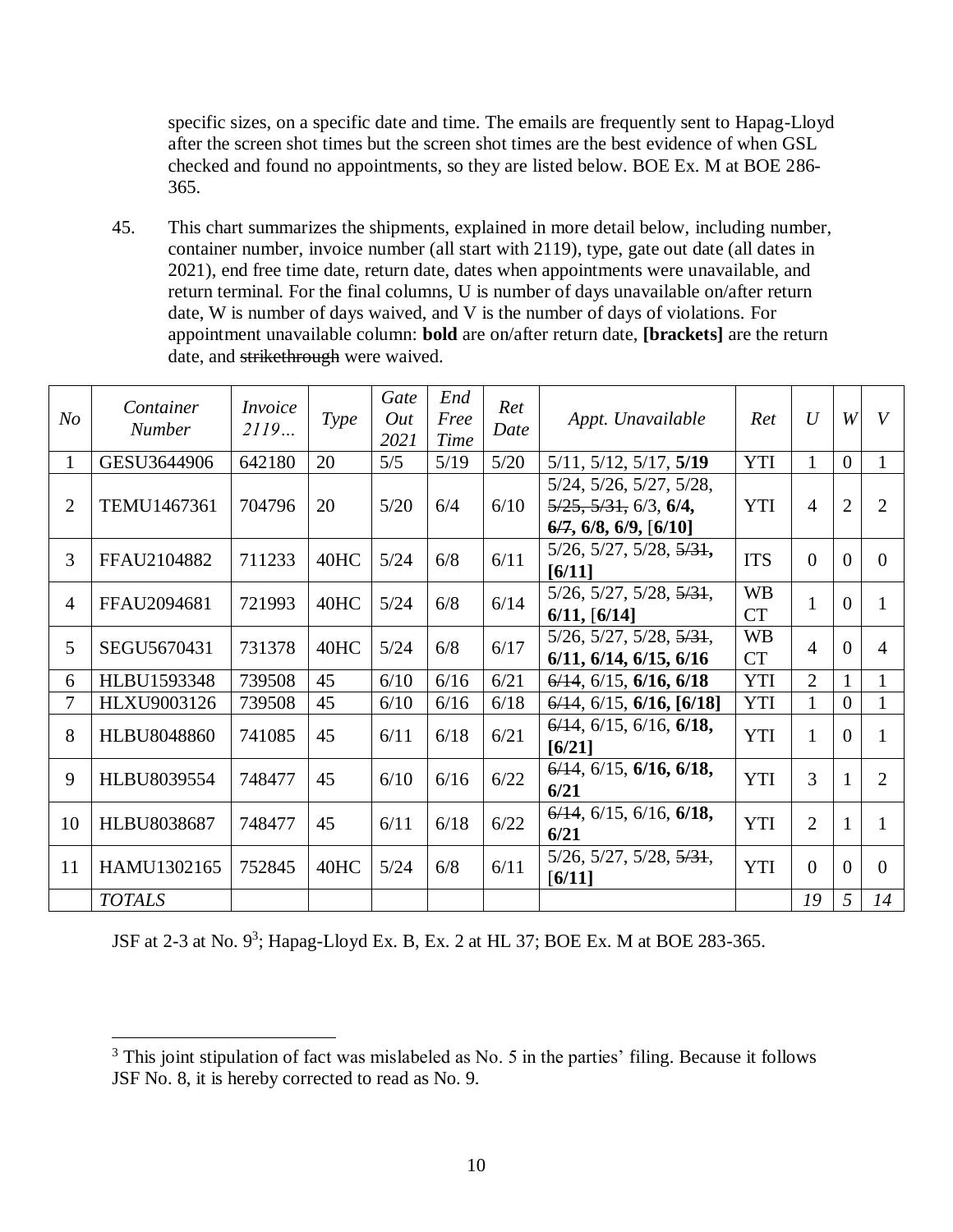specific sizes, on a specific date and time. The emails are frequently sent to Hapag-Lloyd after the screen shot times but the screen shot times are the best evidence of when GSL checked and found no appointments, so they are listed below. BOE Ex. M at BOE 286-365.

45. This chart summarizes the shipments, explained in more detail below, including number, container number, invoice number (all start with 2119), type, gate out date (all dates in 2021), end free time date, return date, dates when appointments were unavailable, and return terminal. For the final columns, U is number of days unavailable on/after return date, W is number of days waived, and V is the number of days of violations. For appointment unavailable column: **bold** are on/after return date, **[brackets]** are the return date, and ~~strikethrough~~ were waived.

| *No* | *Container Number* | *Invoice 2119…* | *Type* | *Gate Out 2021* | *End Free Time* | *Ret Date* | *Appt. Unavailable* | *Ret* | *U* | *W* | *V* |
|---|---|---|---|---|---|---|---|---|---|---|---|
| 1 | GESU3644906 | 642180 | 20 | 5/5 | 5/19 | 5/20 | 5/11, 5/12, 5/17, **5/19** | YTI | 1 | 0 | 1 |
| 2 | TEMU1467361 | 704796 | 20 | 5/20 | 6/4 | 6/10 | 5/24, 5/26, 5/27, 5/28, ~~5/25, 5/31,~~ 6/3, **6/4, ~~6/7~~, 6/8, 6/9,** [**6/10**] | YTI | 4 | 2 | 2 |
| 3 | FFAU2104882 | 711233 | 40HC | 5/24 | 6/8 | 6/11 | 5/26, 5/27, 5/28, ~~5/31~~, **[6/11]** | ITS | 0 | 0 | 0 |
| 4 | FFAU2094681 | 721993 | 40HC | 5/24 | 6/8 | 6/14 | 5/26, 5/27, 5/28, ~~5/31~~, **6/11, [6/14]** | WB CT | 1 | 0 | 1 |
| 5 | SEGU5670431 | 731378 | 40HC | 5/24 | 6/8 | 6/17 | 5/26, 5/27, 5/28, ~~5/31~~, **6/11, 6/14, 6/15, 6/16** | WB CT | 4 | 0 | 4 |
| 6 | HLBU1593348 | 739508 | 45 | 6/10 | 6/16 | 6/21 | ~~6/14~~, 6/15, **6/16, 6/18** | YTI | 2 | 1 | 1 |
| 7 | HLXU9003126 | 739508 | 45 | 6/10 | 6/16 | 6/18 | ~~6/14~~, 6/15, **6/16, [6/18]** | YTI | 1 | 0 | 1 |
| 8 | HLBU8048860 | 741085 | 45 | 6/11 | 6/18 | 6/21 | ~~6/14~~, 6/15, 6/16, **6/18, [6/21]** | YTI | 1 | 0 | 1 |
| 9 | HLBU8039554 | 748477 | 45 | 6/10 | 6/16 | 6/22 | ~~6/14~~, 6/15, **6/16, 6/18, 6/21** | YTI | 3 | 1 | 2 |
| 10 | HLBU8038687 | 748477 | 45 | 6/11 | 6/18 | 6/22 | ~~6/14~~, 6/15, 6/16, **6/18, 6/21** | YTI | 2 | 1 | 1 |
| 11 | HAMU1302165 | 752845 | 40HC | 5/24 | 6/8 | 6/11 | 5/26, 5/27, 5/28, ~~5/31~~, [**6/11**] | YTI | 0 | 0 | 0 |
| | *TOTALS* | | | | | | | | *19* | *5* | *14* |

JSF at 2-3 at No. 9[3]; Hapag-Lloyd Ex. B, Ex. 2 at HL 37; BOE Ex. M at BOE 283-365.

[3] This joint stipulation of fact was mislabeled as No. 5 in the parties' filing. Because it follows JSF No. 8, it is hereby corrected to read as No. 9.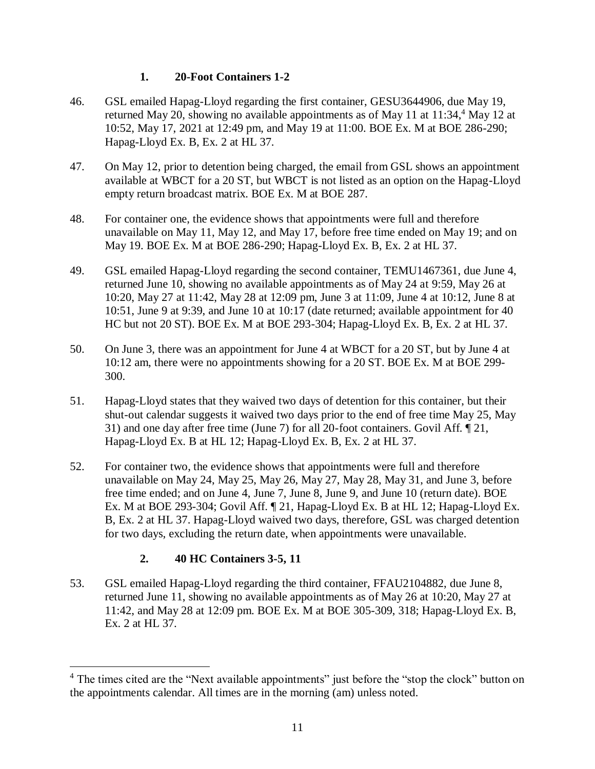### 1. 20-Foot Containers 1-2

46. GSL emailed Hapag-Lloyd regarding the first container, GESU3644906, due May 19, returned May 20, showing no available appointments as of May 11 at 11:34,[4] May 12 at 10:52, May 17, 2021 at 12:49 pm, and May 19 at 11:00. BOE Ex. M at BOE 286-290; Hapag-Lloyd Ex. B, Ex. 2 at HL 37.

47. On May 12, prior to detention being charged, the email from GSL shows an appointment available at WBCT for a 20 ST, but WBCT is not listed as an option on the Hapag-Lloyd empty return broadcast matrix. BOE Ex. M at BOE 287.

48. For container one, the evidence shows that appointments were full and therefore unavailable on May 11, May 12, and May 17, before free time ended on May 19; and on May 19. BOE Ex. M at BOE 286-290; Hapag-Lloyd Ex. B, Ex. 2 at HL 37.

49. GSL emailed Hapag-Lloyd regarding the second container, TEMU1467361, due June 4, returned June 10, showing no available appointments as of May 24 at 9:59, May 26 at 10:20, May 27 at 11:42, May 28 at 12:09 pm, June 3 at 11:09, June 4 at 10:12, June 8 at 10:51, June 9 at 9:39, and June 10 at 10:17 (date returned; available appointment for 40 HC but not 20 ST). BOE Ex. M at BOE 293-304; Hapag-Lloyd Ex. B, Ex. 2 at HL 37.

50. On June 3, there was an appointment for June 4 at WBCT for a 20 ST, but by June 4 at 10:12 am, there were no appointments showing for a 20 ST. BOE Ex. M at BOE 299-300.

51. Hapag-Lloyd states that they waived two days of detention for this container, but their shut-out calendar suggests it waived two days prior to the end of free time May 25, May 31) and one day after free time (June 7) for all 20-foot containers. Govil Aff. ¶ 21, Hapag-Lloyd Ex. B at HL 12; Hapag-Lloyd Ex. B, Ex. 2 at HL 37.

52. For container two, the evidence shows that appointments were full and therefore unavailable on May 24, May 25, May 26, May 27, May 28, May 31, and June 3, before free time ended; and on June 4, June 7, June 8, June 9, and June 10 (return date). BOE Ex. M at BOE 293-304; Govil Aff. ¶ 21, Hapag-Lloyd Ex. B at HL 12; Hapag-Lloyd Ex. B, Ex. 2 at HL 37. Hapag-Lloyd waived two days, therefore, GSL was charged detention for two days, excluding the return date, when appointments were unavailable.

### 2. 40 HC Containers 3-5, 11

53. GSL emailed Hapag-Lloyd regarding the third container, FFAU2104882, due June 8, returned June 11, showing no available appointments as of May 26 at 10:20, May 27 at 11:42, and May 28 at 12:09 pm. BOE Ex. M at BOE 305-309, 318; Hapag-Lloyd Ex. B, Ex. 2 at HL 37.

---

[4] The times cited are the "Next available appointments" just before the "stop the clock" button on the appointments calendar. All times are in the morning (am) unless noted.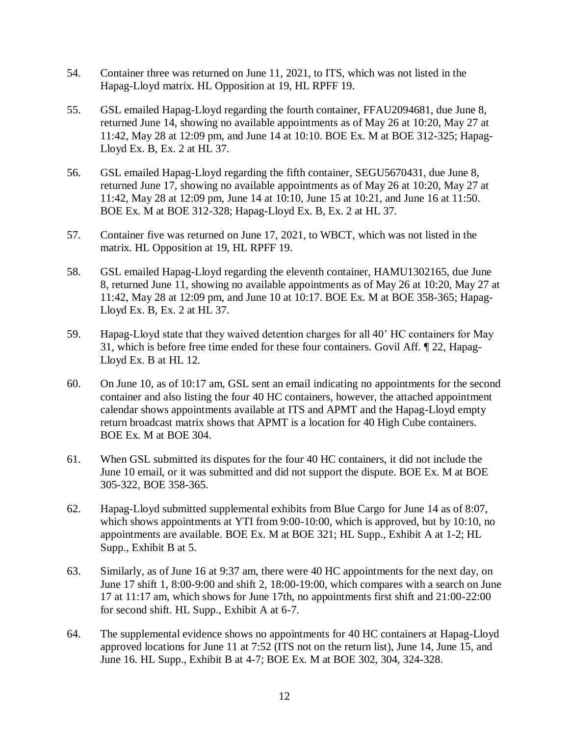54. Container three was returned on June 11, 2021, to ITS, which was not listed in the Hapag-Lloyd matrix. HL Opposition at 19, HL RPFF 19.

55. GSL emailed Hapag-Lloyd regarding the fourth container, FFAU2094681, due June 8, returned June 14, showing no available appointments as of May 26 at 10:20, May 27 at 11:42, May 28 at 12:09 pm, and June 14 at 10:10. BOE Ex. M at BOE 312-325; Hapag-Lloyd Ex. B, Ex. 2 at HL 37.

56. GSL emailed Hapag-Lloyd regarding the fifth container, SEGU5670431, due June 8, returned June 17, showing no available appointments as of May 26 at 10:20, May 27 at 11:42, May 28 at 12:09 pm, June 14 at 10:10, June 15 at 10:21, and June 16 at 11:50. BOE Ex. M at BOE 312-328; Hapag-Lloyd Ex. B, Ex. 2 at HL 37.

57. Container five was returned on June 17, 2021, to WBCT, which was not listed in the matrix. HL Opposition at 19, HL RPFF 19.

58. GSL emailed Hapag-Lloyd regarding the eleventh container, HAMU1302165, due June 8, returned June 11, showing no available appointments as of May 26 at 10:20, May 27 at 11:42, May 28 at 12:09 pm, and June 10 at 10:17. BOE Ex. M at BOE 358-365; Hapag-Lloyd Ex. B, Ex. 2 at HL 37.

59. Hapag-Lloyd state that they waived detention charges for all 40' HC containers for May 31, which is before free time ended for these four containers. Govil Aff. ¶ 22, Hapag-Lloyd Ex. B at HL 12.

60. On June 10, as of 10:17 am, GSL sent an email indicating no appointments for the second container and also listing the four 40 HC containers, however, the attached appointment calendar shows appointments available at ITS and APMT and the Hapag-Lloyd empty return broadcast matrix shows that APMT is a location for 40 High Cube containers. BOE Ex. M at BOE 304.

61. When GSL submitted its disputes for the four 40 HC containers, it did not include the June 10 email, or it was submitted and did not support the dispute. BOE Ex. M at BOE 305-322, BOE 358-365.

62. Hapag-Lloyd submitted supplemental exhibits from Blue Cargo for June 14 as of 8:07, which shows appointments at YTI from 9:00-10:00, which is approved, but by 10:10, no appointments are available. BOE Ex. M at BOE 321; HL Supp., Exhibit A at 1-2; HL Supp., Exhibit B at 5.

63. Similarly, as of June 16 at 9:37 am, there were 40 HC appointments for the next day, on June 17 shift 1, 8:00-9:00 and shift 2, 18:00-19:00, which compares with a search on June 17 at 11:17 am, which shows for June 17th, no appointments first shift and 21:00-22:00 for second shift. HL Supp., Exhibit A at 6-7.

64. The supplemental evidence shows no appointments for 40 HC containers at Hapag-Lloyd approved locations for June 11 at 7:52 (ITS not on the return list), June 14, June 15, and June 16. HL Supp., Exhibit B at 4-7; BOE Ex. M at BOE 302, 304, 324-328.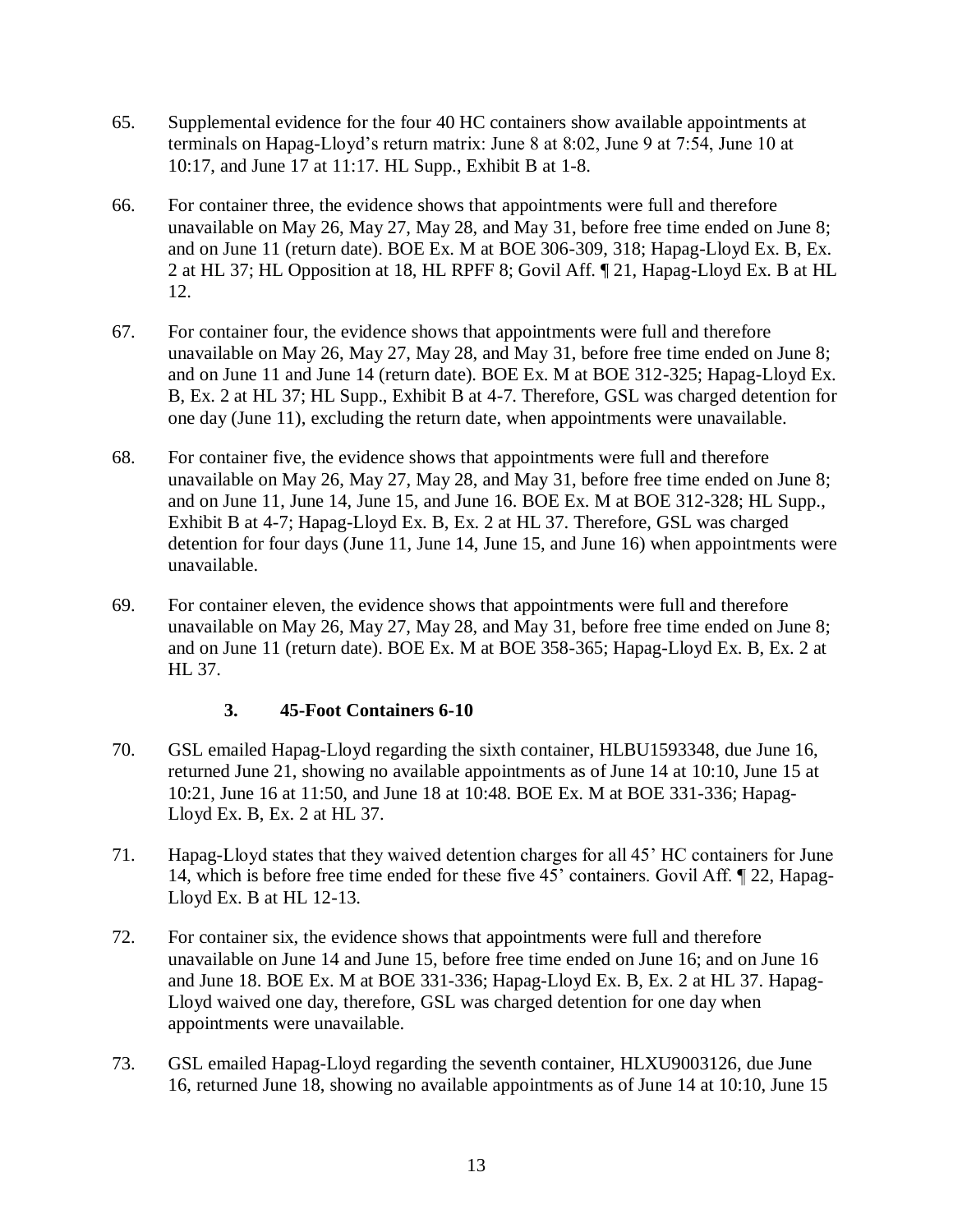65. Supplemental evidence for the four 40 HC containers show available appointments at terminals on Hapag-Lloyd's return matrix: June 8 at 8:02, June 9 at 7:54, June 10 at 10:17, and June 17 at 11:17. HL Supp., Exhibit B at 1-8.

66. For container three, the evidence shows that appointments were full and therefore unavailable on May 26, May 27, May 28, and May 31, before free time ended on June 8; and on June 11 (return date). BOE Ex. M at BOE 306-309, 318; Hapag-Lloyd Ex. B, Ex. 2 at HL 37; HL Opposition at 18, HL RPFF 8; Govil Aff. ¶ 21, Hapag-Lloyd Ex. B at HL 12.

67. For container four, the evidence shows that appointments were full and therefore unavailable on May 26, May 27, May 28, and May 31, before free time ended on June 8; and on June 11 and June 14 (return date). BOE Ex. M at BOE 312-325; Hapag-Lloyd Ex. B, Ex. 2 at HL 37; HL Supp., Exhibit B at 4-7. Therefore, GSL was charged detention for one day (June 11), excluding the return date, when appointments were unavailable.

68. For container five, the evidence shows that appointments were full and therefore unavailable on May 26, May 27, May 28, and May 31, before free time ended on June 8; and on June 11, June 14, June 15, and June 16. BOE Ex. M at BOE 312-328; HL Supp., Exhibit B at 4-7; Hapag-Lloyd Ex. B, Ex. 2 at HL 37. Therefore, GSL was charged detention for four days (June 11, June 14, June 15, and June 16) when appointments were unavailable.

69. For container eleven, the evidence shows that appointments were full and therefore unavailable on May 26, May 27, May 28, and May 31, before free time ended on June 8; and on June 11 (return date). BOE Ex. M at BOE 358-365; Hapag-Lloyd Ex. B, Ex. 2 at HL 37.

### 3. 45-Foot Containers 6-10

70. GSL emailed Hapag-Lloyd regarding the sixth container, HLBU1593348, due June 16, returned June 21, showing no available appointments as of June 14 at 10:10, June 15 at 10:21, June 16 at 11:50, and June 18 at 10:48. BOE Ex. M at BOE 331-336; Hapag-Lloyd Ex. B, Ex. 2 at HL 37.

71. Hapag-Lloyd states that they waived detention charges for all 45' HC containers for June 14, which is before free time ended for these five 45' containers. Govil Aff. ¶ 22, Hapag-Lloyd Ex. B at HL 12-13.

72. For container six, the evidence shows that appointments were full and therefore unavailable on June 14 and June 15, before free time ended on June 16; and on June 16 and June 18. BOE Ex. M at BOE 331-336; Hapag-Lloyd Ex. B, Ex. 2 at HL 37. Hapag-Lloyd waived one day, therefore, GSL was charged detention for one day when appointments were unavailable.

73. GSL emailed Hapag-Lloyd regarding the seventh container, HLXU9003126, due June 16, returned June 18, showing no available appointments as of June 14 at 10:10, June 15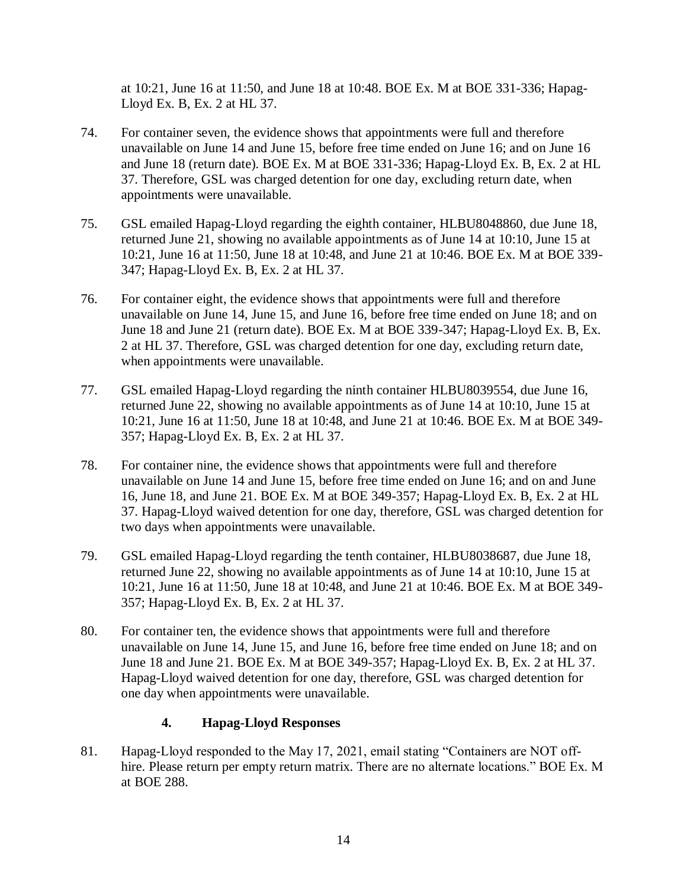at 10:21, June 16 at 11:50, and June 18 at 10:48. BOE Ex. M at BOE 331-336; Hapag-Lloyd Ex. B, Ex. 2 at HL 37.

74. For container seven, the evidence shows that appointments were full and therefore unavailable on June 14 and June 15, before free time ended on June 16; and on June 16 and June 18 (return date). BOE Ex. M at BOE 331-336; Hapag-Lloyd Ex. B, Ex. 2 at HL 37. Therefore, GSL was charged detention for one day, excluding return date, when appointments were unavailable.

75. GSL emailed Hapag-Lloyd regarding the eighth container, HLBU8048860, due June 18, returned June 21, showing no available appointments as of June 14 at 10:10, June 15 at 10:21, June 16 at 11:50, June 18 at 10:48, and June 21 at 10:46. BOE Ex. M at BOE 339-347; Hapag-Lloyd Ex. B, Ex. 2 at HL 37.

76. For container eight, the evidence shows that appointments were full and therefore unavailable on June 14, June 15, and June 16, before free time ended on June 18; and on June 18 and June 21 (return date). BOE Ex. M at BOE 339-347; Hapag-Lloyd Ex. B, Ex. 2 at HL 37. Therefore, GSL was charged detention for one day, excluding return date, when appointments were unavailable.

77. GSL emailed Hapag-Lloyd regarding the ninth container HLBU8039554, due June 16, returned June 22, showing no available appointments as of June 14 at 10:10, June 15 at 10:21, June 16 at 11:50, June 18 at 10:48, and June 21 at 10:46. BOE Ex. M at BOE 349-357; Hapag-Lloyd Ex. B, Ex. 2 at HL 37.

78. For container nine, the evidence shows that appointments were full and therefore unavailable on June 14 and June 15, before free time ended on June 16; and on and June 16, June 18, and June 21. BOE Ex. M at BOE 349-357; Hapag-Lloyd Ex. B, Ex. 2 at HL 37. Hapag-Lloyd waived detention for one day, therefore, GSL was charged detention for two days when appointments were unavailable.

79. GSL emailed Hapag-Lloyd regarding the tenth container, HLBU8038687, due June 18, returned June 22, showing no available appointments as of June 14 at 10:10, June 15 at 10:21, June 16 at 11:50, June 18 at 10:48, and June 21 at 10:46. BOE Ex. M at BOE 349-357; Hapag-Lloyd Ex. B, Ex. 2 at HL 37.

80. For container ten, the evidence shows that appointments were full and therefore unavailable on June 14, June 15, and June 16, before free time ended on June 18; and on June 18 and June 21. BOE Ex. M at BOE 349-357; Hapag-Lloyd Ex. B, Ex. 2 at HL 37. Hapag-Lloyd waived detention for one day, therefore, GSL was charged detention for one day when appointments were unavailable.

### 4. Hapag-Lloyd Responses

81. Hapag-Lloyd responded to the May 17, 2021, email stating "Containers are NOT off-hire. Please return per empty return matrix. There are no alternate locations." BOE Ex. M at BOE 288.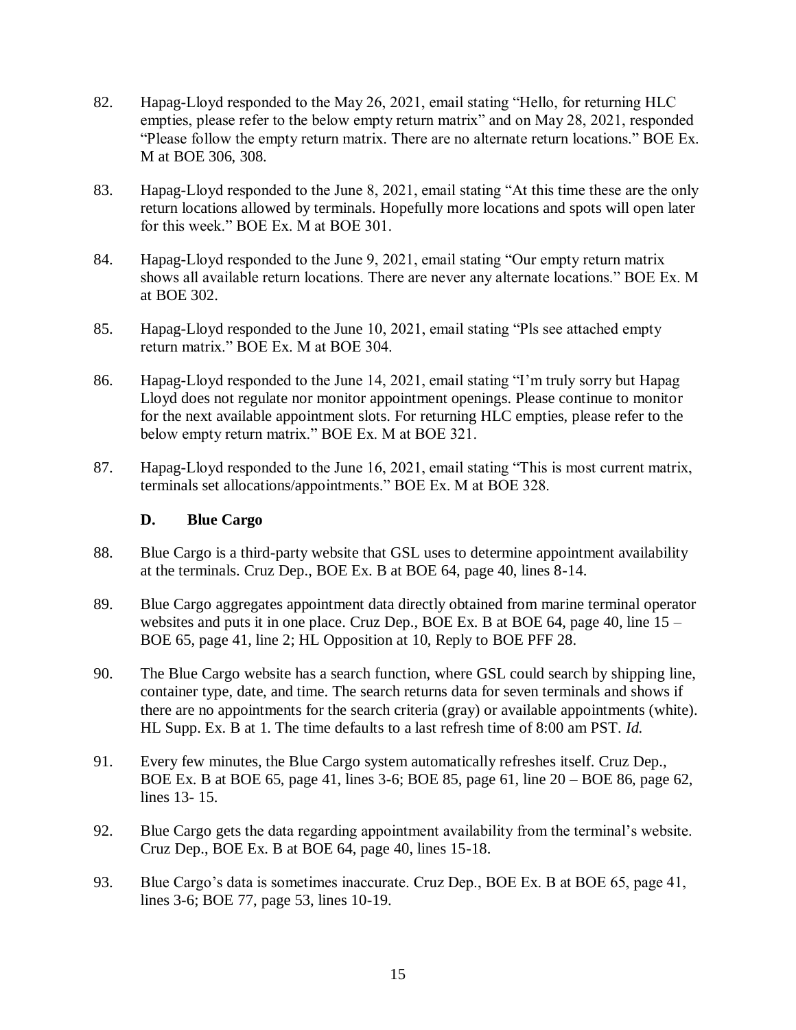82. Hapag-Lloyd responded to the May 26, 2021, email stating "Hello, for returning HLC empties, please refer to the below empty return matrix" and on May 28, 2021, responded "Please follow the empty return matrix. There are no alternate return locations." BOE Ex. M at BOE 306, 308.

83. Hapag-Lloyd responded to the June 8, 2021, email stating "At this time these are the only return locations allowed by terminals. Hopefully more locations and spots will open later for this week." BOE Ex. M at BOE 301.

84. Hapag-Lloyd responded to the June 9, 2021, email stating "Our empty return matrix shows all available return locations. There are never any alternate locations." BOE Ex. M at BOE 302.

85. Hapag-Lloyd responded to the June 10, 2021, email stating "Pls see attached empty return matrix." BOE Ex. M at BOE 304.

86. Hapag-Lloyd responded to the June 14, 2021, email stating "I'm truly sorry but Hapag Lloyd does not regulate nor monitor appointment openings. Please continue to monitor for the next available appointment slots. For returning HLC empties, please refer to the below empty return matrix." BOE Ex. M at BOE 321.

87. Hapag-Lloyd responded to the June 16, 2021, email stating "This is most current matrix, terminals set allocations/appointments." BOE Ex. M at BOE 328.

### D. Blue Cargo

88. Blue Cargo is a third-party website that GSL uses to determine appointment availability at the terminals. Cruz Dep., BOE Ex. B at BOE 64, page 40, lines 8-14.

89. Blue Cargo aggregates appointment data directly obtained from marine terminal operator websites and puts it in one place. Cruz Dep., BOE Ex. B at BOE 64, page 40, line 15 – BOE 65, page 41, line 2; HL Opposition at 10, Reply to BOE PFF 28.

90. The Blue Cargo website has a search function, where GSL could search by shipping line, container type, date, and time. The search returns data for seven terminals and shows if there are no appointments for the search criteria (gray) or available appointments (white). HL Supp. Ex. B at 1. The time defaults to a last refresh time of 8:00 am PST. *Id.*

91. Every few minutes, the Blue Cargo system automatically refreshes itself. Cruz Dep., BOE Ex. B at BOE 65, page 41, lines 3-6; BOE 85, page 61, line 20 – BOE 86, page 62, lines 13- 15.

92. Blue Cargo gets the data regarding appointment availability from the terminal's website. Cruz Dep., BOE Ex. B at BOE 64, page 40, lines 15-18.

93. Blue Cargo's data is sometimes inaccurate. Cruz Dep., BOE Ex. B at BOE 65, page 41, lines 3-6; BOE 77, page 53, lines 10-19.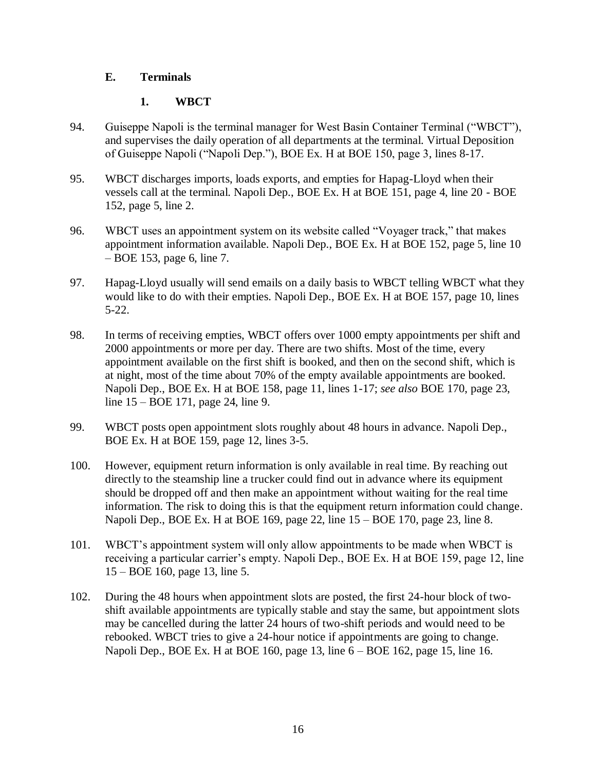### E. Terminals

#### 1. WBCT

94. Guiseppe Napoli is the terminal manager for West Basin Container Terminal ("WBCT"), and supervises the daily operation of all departments at the terminal. Virtual Deposition of Guiseppe Napoli ("Napoli Dep."), BOE Ex. H at BOE 150, page 3, lines 8-17.

95. WBCT discharges imports, loads exports, and empties for Hapag-Lloyd when their vessels call at the terminal. Napoli Dep., BOE Ex. H at BOE 151, page 4, line 20 - BOE 152, page 5, line 2.

96. WBCT uses an appointment system on its website called "Voyager track," that makes appointment information available. Napoli Dep., BOE Ex. H at BOE 152, page 5, line 10 – BOE 153, page 6, line 7.

97. Hapag-Lloyd usually will send emails on a daily basis to WBCT telling WBCT what they would like to do with their empties. Napoli Dep., BOE Ex. H at BOE 157, page 10, lines 5-22.

98. In terms of receiving empties, WBCT offers over 1000 empty appointments per shift and 2000 appointments or more per day. There are two shifts. Most of the time, every appointment available on the first shift is booked, and then on the second shift, which is at night, most of the time about 70% of the empty available appointments are booked. Napoli Dep., BOE Ex. H at BOE 158, page 11, lines 1-17; *see also* BOE 170, page 23, line 15 – BOE 171, page 24, line 9.

99. WBCT posts open appointment slots roughly about 48 hours in advance. Napoli Dep., BOE Ex. H at BOE 159, page 12, lines 3-5.

100. However, equipment return information is only available in real time. By reaching out directly to the steamship line a trucker could find out in advance where its equipment should be dropped off and then make an appointment without waiting for the real time information. The risk to doing this is that the equipment return information could change. Napoli Dep., BOE Ex. H at BOE 169, page 22, line 15 – BOE 170, page 23, line 8.

101. WBCT's appointment system will only allow appointments to be made when WBCT is receiving a particular carrier's empty. Napoli Dep., BOE Ex. H at BOE 159, page 12, line 15 – BOE 160, page 13, line 5.

102. During the 48 hours when appointment slots are posted, the first 24-hour block of two-shift available appointments are typically stable and stay the same, but appointment slots may be cancelled during the latter 24 hours of two-shift periods and would need to be rebooked. WBCT tries to give a 24-hour notice if appointments are going to change. Napoli Dep., BOE Ex. H at BOE 160, page 13, line 6 – BOE 162, page 15, line 16.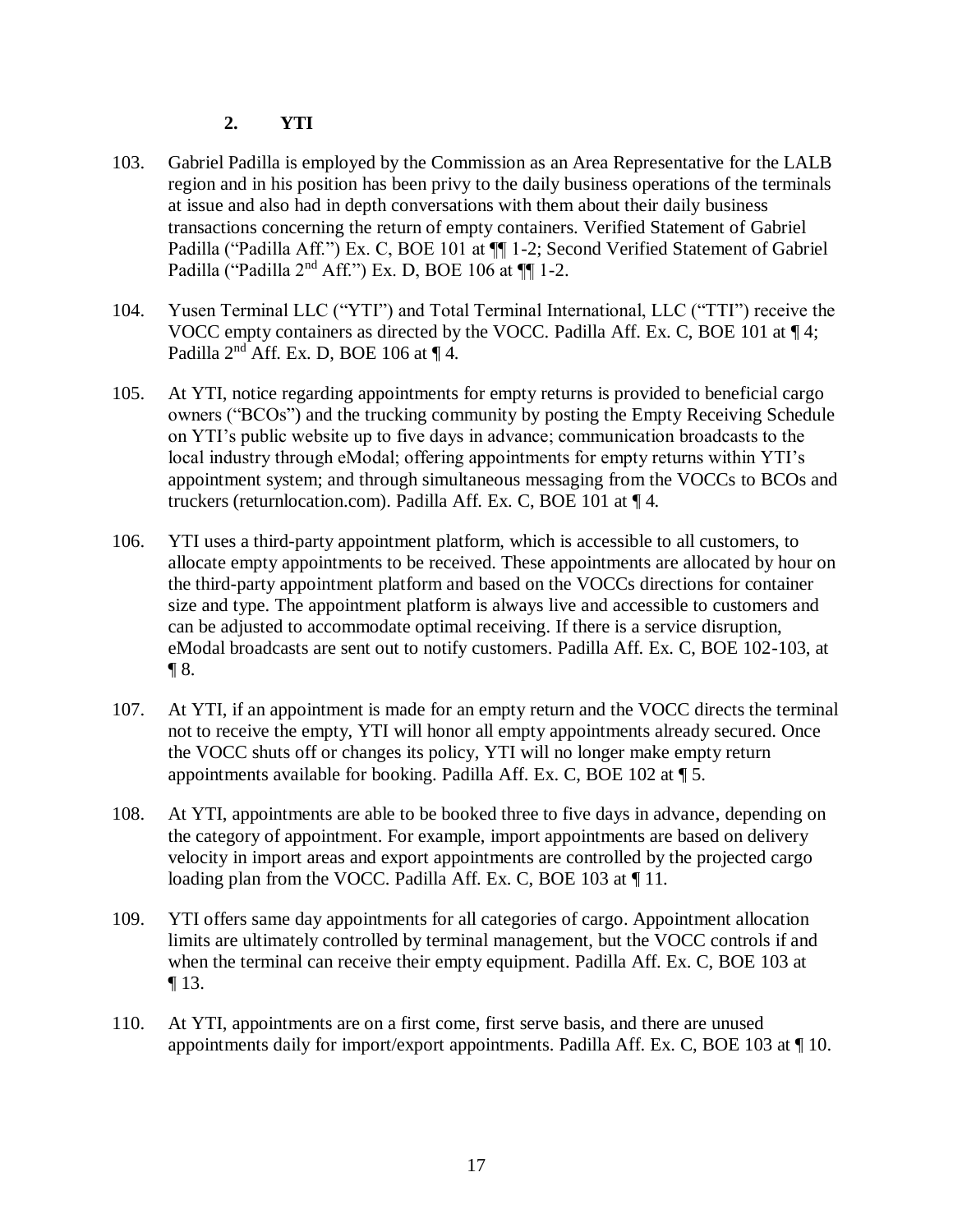### 2. YTI

103. Gabriel Padilla is employed by the Commission as an Area Representative for the LALB region and in his position has been privy to the daily business operations of the terminals at issue and also had in depth conversations with them about their daily business transactions concerning the return of empty containers. Verified Statement of Gabriel Padilla ("Padilla Aff.") Ex. C, BOE 101 at ¶¶ 1-2; Second Verified Statement of Gabriel Padilla ("Padilla 2nd Aff.") Ex. D, BOE 106 at ¶¶ 1-2.

104. Yusen Terminal LLC ("YTI") and Total Terminal International, LLC ("TTI") receive the VOCC empty containers as directed by the VOCC. Padilla Aff. Ex. C, BOE 101 at ¶ 4; Padilla 2nd Aff. Ex. D, BOE 106 at ¶ 4.

105. At YTI, notice regarding appointments for empty returns is provided to beneficial cargo owners ("BCOs") and the trucking community by posting the Empty Receiving Schedule on YTI's public website up to five days in advance; communication broadcasts to the local industry through eModal; offering appointments for empty returns within YTI's appointment system; and through simultaneous messaging from the VOCCs to BCOs and truckers (returnlocation.com). Padilla Aff. Ex. C, BOE 101 at ¶ 4.

106. YTI uses a third-party appointment platform, which is accessible to all customers, to allocate empty appointments to be received. These appointments are allocated by hour on the third-party appointment platform and based on the VOCCs directions for container size and type. The appointment platform is always live and accessible to customers and can be adjusted to accommodate optimal receiving. If there is a service disruption, eModal broadcasts are sent out to notify customers. Padilla Aff. Ex. C, BOE 102-103, at ¶ 8.

107. At YTI, if an appointment is made for an empty return and the VOCC directs the terminal not to receive the empty, YTI will honor all empty appointments already secured. Once the VOCC shuts off or changes its policy, YTI will no longer make empty return appointments available for booking. Padilla Aff. Ex. C, BOE 102 at ¶ 5.

108. At YTI, appointments are able to be booked three to five days in advance, depending on the category of appointment. For example, import appointments are based on delivery velocity in import areas and export appointments are controlled by the projected cargo loading plan from the VOCC. Padilla Aff. Ex. C, BOE 103 at ¶ 11.

109. YTI offers same day appointments for all categories of cargo. Appointment allocation limits are ultimately controlled by terminal management, but the VOCC controls if and when the terminal can receive their empty equipment. Padilla Aff. Ex. C, BOE 103 at ¶ 13.

110. At YTI, appointments are on a first come, first serve basis, and there are unused appointments daily for import/export appointments. Padilla Aff. Ex. C, BOE 103 at ¶ 10.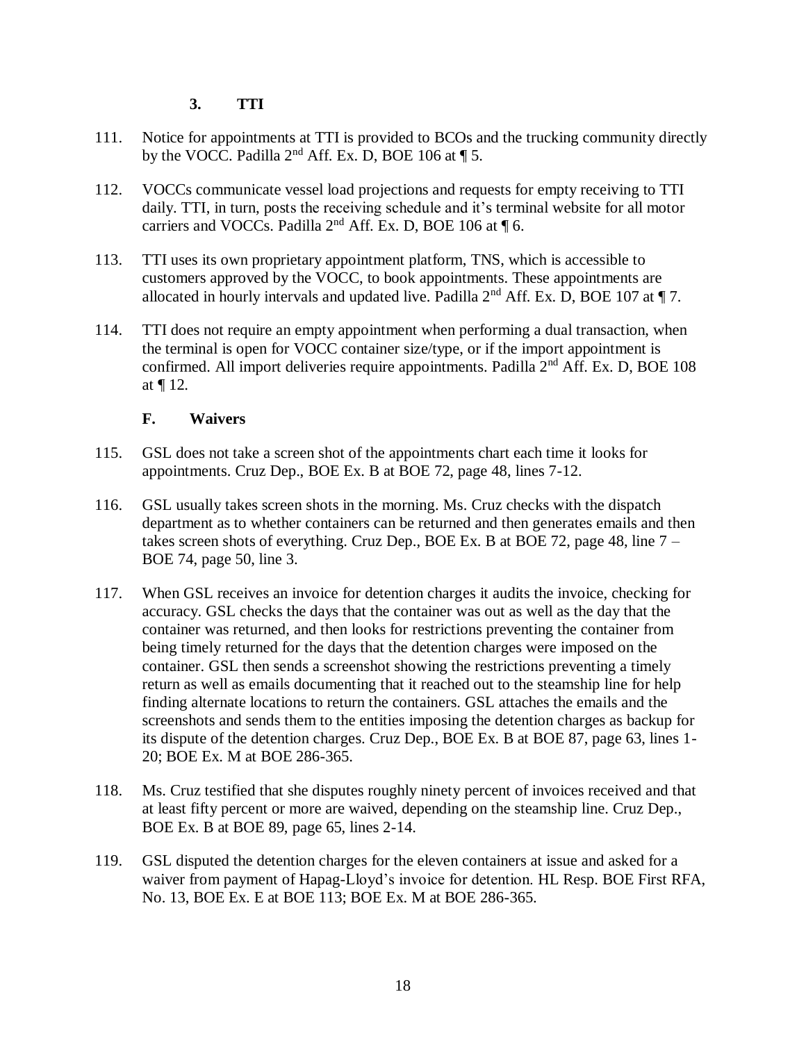### 3. TTI

111. Notice for appointments at TTI is provided to BCOs and the trucking community directly by the VOCC. Padilla 2nd Aff. Ex. D, BOE 106 at ¶ 5.

112. VOCCs communicate vessel load projections and requests for empty receiving to TTI daily. TTI, in turn, posts the receiving schedule and it's terminal website for all motor carriers and VOCCs. Padilla 2nd Aff. Ex. D, BOE 106 at ¶ 6.

113. TTI uses its own proprietary appointment platform, TNS, which is accessible to customers approved by the VOCC, to book appointments. These appointments are allocated in hourly intervals and updated live. Padilla 2nd Aff. Ex. D, BOE 107 at ¶ 7.

114. TTI does not require an empty appointment when performing a dual transaction, when the terminal is open for VOCC container size/type, or if the import appointment is confirmed. All import deliveries require appointments. Padilla 2nd Aff. Ex. D, BOE 108 at ¶ 12.

### F. Waivers

115. GSL does not take a screen shot of the appointments chart each time it looks for appointments. Cruz Dep., BOE Ex. B at BOE 72, page 48, lines 7-12.

116. GSL usually takes screen shots in the morning. Ms. Cruz checks with the dispatch department as to whether containers can be returned and then generates emails and then takes screen shots of everything. Cruz Dep., BOE Ex. B at BOE 72, page 48, line 7 – BOE 74, page 50, line 3.

117. When GSL receives an invoice for detention charges it audits the invoice, checking for accuracy. GSL checks the days that the container was out as well as the day that the container was returned, and then looks for restrictions preventing the container from being timely returned for the days that the detention charges were imposed on the container. GSL then sends a screenshot showing the restrictions preventing a timely return as well as emails documenting that it reached out to the steamship line for help finding alternate locations to return the containers. GSL attaches the emails and the screenshots and sends them to the entities imposing the detention charges as backup for its dispute of the detention charges. Cruz Dep., BOE Ex. B at BOE 87, page 63, lines 1-20; BOE Ex. M at BOE 286-365.

118. Ms. Cruz testified that she disputes roughly ninety percent of invoices received and that at least fifty percent or more are waived, depending on the steamship line. Cruz Dep., BOE Ex. B at BOE 89, page 65, lines 2-14.

119. GSL disputed the detention charges for the eleven containers at issue and asked for a waiver from payment of Hapag-Lloyd's invoice for detention. HL Resp. BOE First RFA, No. 13, BOE Ex. E at BOE 113; BOE Ex. M at BOE 286-365.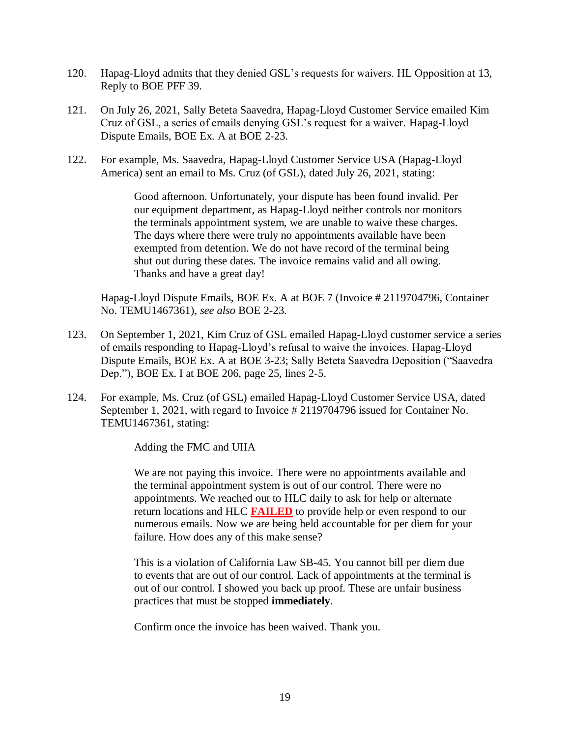120. Hapag-Lloyd admits that they denied GSL's requests for waivers. HL Opposition at 13, Reply to BOE PFF 39.

121. On July 26, 2021, Sally Beteta Saavedra, Hapag-Lloyd Customer Service emailed Kim Cruz of GSL, a series of emails denying GSL's request for a waiver. Hapag-Lloyd Dispute Emails, BOE Ex. A at BOE 2-23.

122. For example, Ms. Saavedra, Hapag-Lloyd Customer Service USA (Hapag-Lloyd America) sent an email to Ms. Cruz (of GSL), dated July 26, 2021, stating:

> Good afternoon. Unfortunately, your dispute has been found invalid. Per our equipment department, as Hapag-Lloyd neither controls nor monitors the terminals appointment system, we are unable to waive these charges. The days where there were truly no appointments available have been exempted from detention. We do not have record of the terminal being shut out during these dates. The invoice remains valid and all owing. Thanks and have a great day!

Hapag-Lloyd Dispute Emails, BOE Ex. A at BOE 7 (Invoice # 2119704796, Container No. TEMU1467361), *see also* BOE 2-23.

123. On September 1, 2021, Kim Cruz of GSL emailed Hapag-Lloyd customer service a series of emails responding to Hapag-Lloyd's refusal to waive the invoices. Hapag-Lloyd Dispute Emails, BOE Ex. A at BOE 3-23; Sally Beteta Saavedra Deposition ("Saavedra Dep."), BOE Ex. I at BOE 206, page 25, lines 2-5.

124. For example, Ms. Cruz (of GSL) emailed Hapag-Lloyd Customer Service USA, dated September 1, 2021, with regard to Invoice # 2119704796 issued for Container No. TEMU1467361, stating:

> Adding the FMC and UIIA
>
> We are not paying this invoice. There were no appointments available and the terminal appointment system is out of our control. There were no appointments. We reached out to HLC daily to ask for help or alternate return locations and HLC **FAILED** to provide help or even respond to our numerous emails. Now we are being held accountable for per diem for your failure. How does any of this make sense?
>
> This is a violation of California Law SB-45. You cannot bill per diem due to events that are out of our control. Lack of appointments at the terminal is out of our control. I showed you back up proof. These are unfair business practices that must be stopped **immediately**.
>
> Confirm once the invoice has been waived. Thank you.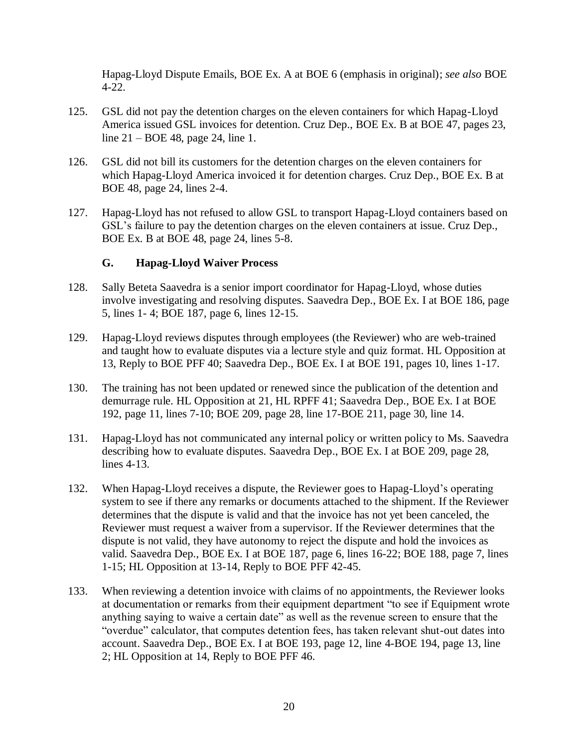Hapag-Lloyd Dispute Emails, BOE Ex. A at BOE 6 (emphasis in original); *see also* BOE 4-22.

125. GSL did not pay the detention charges on the eleven containers for which Hapag-Lloyd America issued GSL invoices for detention. Cruz Dep., BOE Ex. B at BOE 47, pages 23, line 21 – BOE 48, page 24, line 1.

126. GSL did not bill its customers for the detention charges on the eleven containers for which Hapag-Lloyd America invoiced it for detention charges. Cruz Dep., BOE Ex. B at BOE 48, page 24, lines 2-4.

127. Hapag-Lloyd has not refused to allow GSL to transport Hapag-Lloyd containers based on GSL's failure to pay the detention charges on the eleven containers at issue. Cruz Dep., BOE Ex. B at BOE 48, page 24, lines 5-8.

### G. Hapag-Lloyd Waiver Process

128. Sally Beteta Saavedra is a senior import coordinator for Hapag-Lloyd, whose duties involve investigating and resolving disputes. Saavedra Dep., BOE Ex. I at BOE 186, page 5, lines 1- 4; BOE 187, page 6, lines 12-15.

129. Hapag-Lloyd reviews disputes through employees (the Reviewer) who are web-trained and taught how to evaluate disputes via a lecture style and quiz format. HL Opposition at 13, Reply to BOE PFF 40; Saavedra Dep., BOE Ex. I at BOE 191, pages 10, lines 1-17.

130. The training has not been updated or renewed since the publication of the detention and demurrage rule. HL Opposition at 21, HL RPFF 41; Saavedra Dep., BOE Ex. I at BOE 192, page 11, lines 7-10; BOE 209, page 28, line 17-BOE 211, page 30, line 14.

131. Hapag-Lloyd has not communicated any internal policy or written policy to Ms. Saavedra describing how to evaluate disputes. Saavedra Dep., BOE Ex. I at BOE 209, page 28, lines 4-13.

132. When Hapag-Lloyd receives a dispute, the Reviewer goes to Hapag-Lloyd's operating system to see if there any remarks or documents attached to the shipment. If the Reviewer determines that the dispute is valid and that the invoice has not yet been canceled, the Reviewer must request a waiver from a supervisor. If the Reviewer determines that the dispute is not valid, they have autonomy to reject the dispute and hold the invoices as valid. Saavedra Dep., BOE Ex. I at BOE 187, page 6, lines 16-22; BOE 188, page 7, lines 1-15; HL Opposition at 13-14, Reply to BOE PFF 42-45.

133. When reviewing a detention invoice with claims of no appointments, the Reviewer looks at documentation or remarks from their equipment department "to see if Equipment wrote anything saying to waive a certain date" as well as the revenue screen to ensure that the "overdue" calculator, that computes detention fees, has taken relevant shut-out dates into account. Saavedra Dep., BOE Ex. I at BOE 193, page 12, line 4-BOE 194, page 13, line 2; HL Opposition at 14, Reply to BOE PFF 46.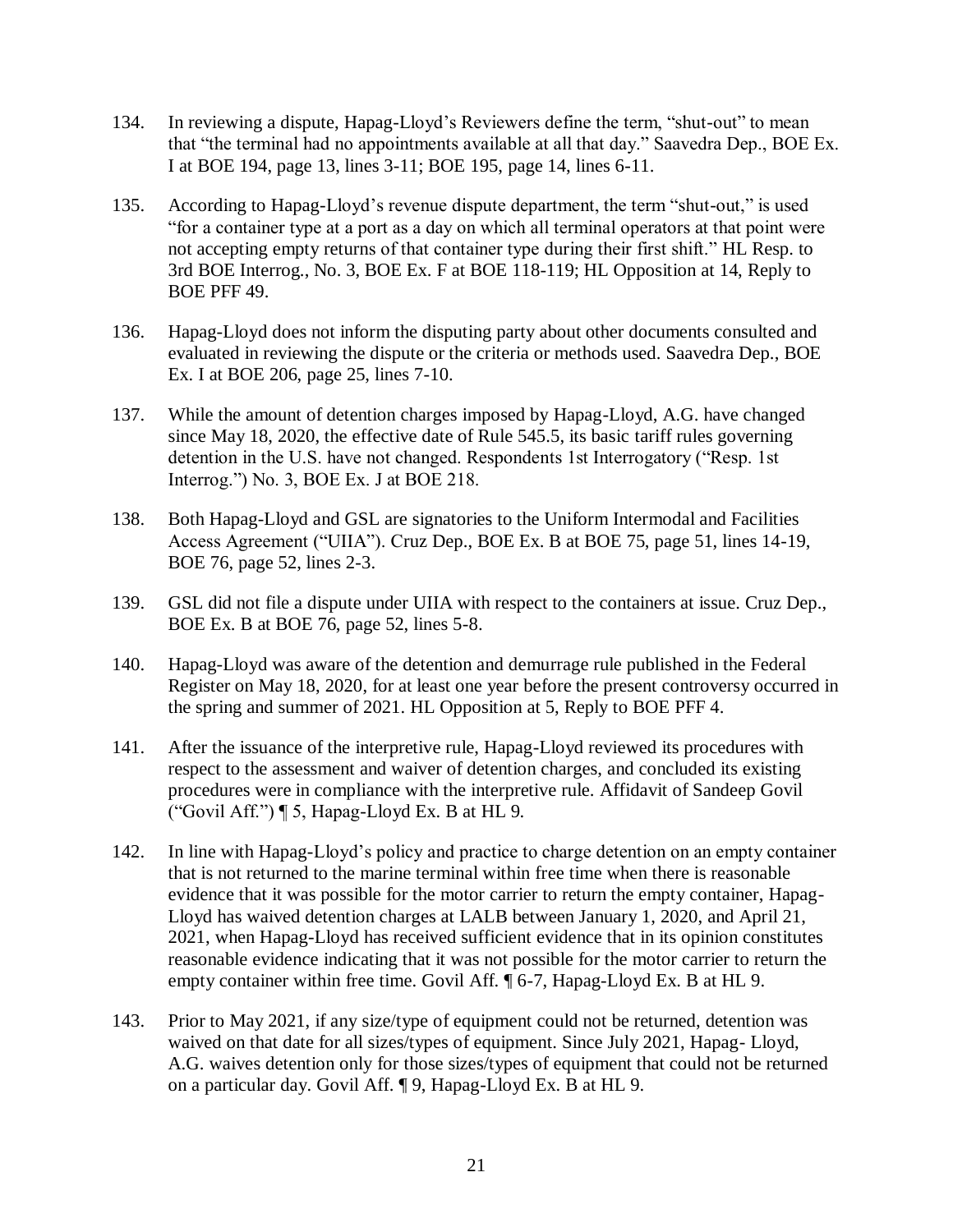134. In reviewing a dispute, Hapag-Lloyd's Reviewers define the term, "shut-out" to mean that "the terminal had no appointments available at all that day." Saavedra Dep., BOE Ex. I at BOE 194, page 13, lines 3-11; BOE 195, page 14, lines 6-11.

135. According to Hapag-Lloyd's revenue dispute department, the term "shut-out," is used "for a container type at a port as a day on which all terminal operators at that point were not accepting empty returns of that container type during their first shift." HL Resp. to 3rd BOE Interrog., No. 3, BOE Ex. F at BOE 118-119; HL Opposition at 14, Reply to BOE PFF 49.

136. Hapag-Lloyd does not inform the disputing party about other documents consulted and evaluated in reviewing the dispute or the criteria or methods used. Saavedra Dep., BOE Ex. I at BOE 206, page 25, lines 7-10.

137. While the amount of detention charges imposed by Hapag-Lloyd, A.G. have changed since May 18, 2020, the effective date of Rule 545.5, its basic tariff rules governing detention in the U.S. have not changed. Respondents 1st Interrogatory ("Resp. 1st Interrog.") No. 3, BOE Ex. J at BOE 218.

138. Both Hapag-Lloyd and GSL are signatories to the Uniform Intermodal and Facilities Access Agreement ("UIIA"). Cruz Dep., BOE Ex. B at BOE 75, page 51, lines 14-19, BOE 76, page 52, lines 2-3.

139. GSL did not file a dispute under UIIA with respect to the containers at issue. Cruz Dep., BOE Ex. B at BOE 76, page 52, lines 5-8.

140. Hapag-Lloyd was aware of the detention and demurrage rule published in the Federal Register on May 18, 2020, for at least one year before the present controversy occurred in the spring and summer of 2021. HL Opposition at 5, Reply to BOE PFF 4.

141. After the issuance of the interpretive rule, Hapag-Lloyd reviewed its procedures with respect to the assessment and waiver of detention charges, and concluded its existing procedures were in compliance with the interpretive rule. Affidavit of Sandeep Govil ("Govil Aff.") ¶ 5, Hapag-Lloyd Ex. B at HL 9.

142. In line with Hapag-Lloyd's policy and practice to charge detention on an empty container that is not returned to the marine terminal within free time when there is reasonable evidence that it was possible for the motor carrier to return the empty container, Hapag-Lloyd has waived detention charges at LALB between January 1, 2020, and April 21, 2021, when Hapag-Lloyd has received sufficient evidence that in its opinion constitutes reasonable evidence indicating that it was not possible for the motor carrier to return the empty container within free time. Govil Aff. ¶ 6-7, Hapag-Lloyd Ex. B at HL 9.

143. Prior to May 2021, if any size/type of equipment could not be returned, detention was waived on that date for all sizes/types of equipment. Since July 2021, Hapag- Lloyd, A.G. waives detention only for those sizes/types of equipment that could not be returned on a particular day. Govil Aff. ¶ 9, Hapag-Lloyd Ex. B at HL 9.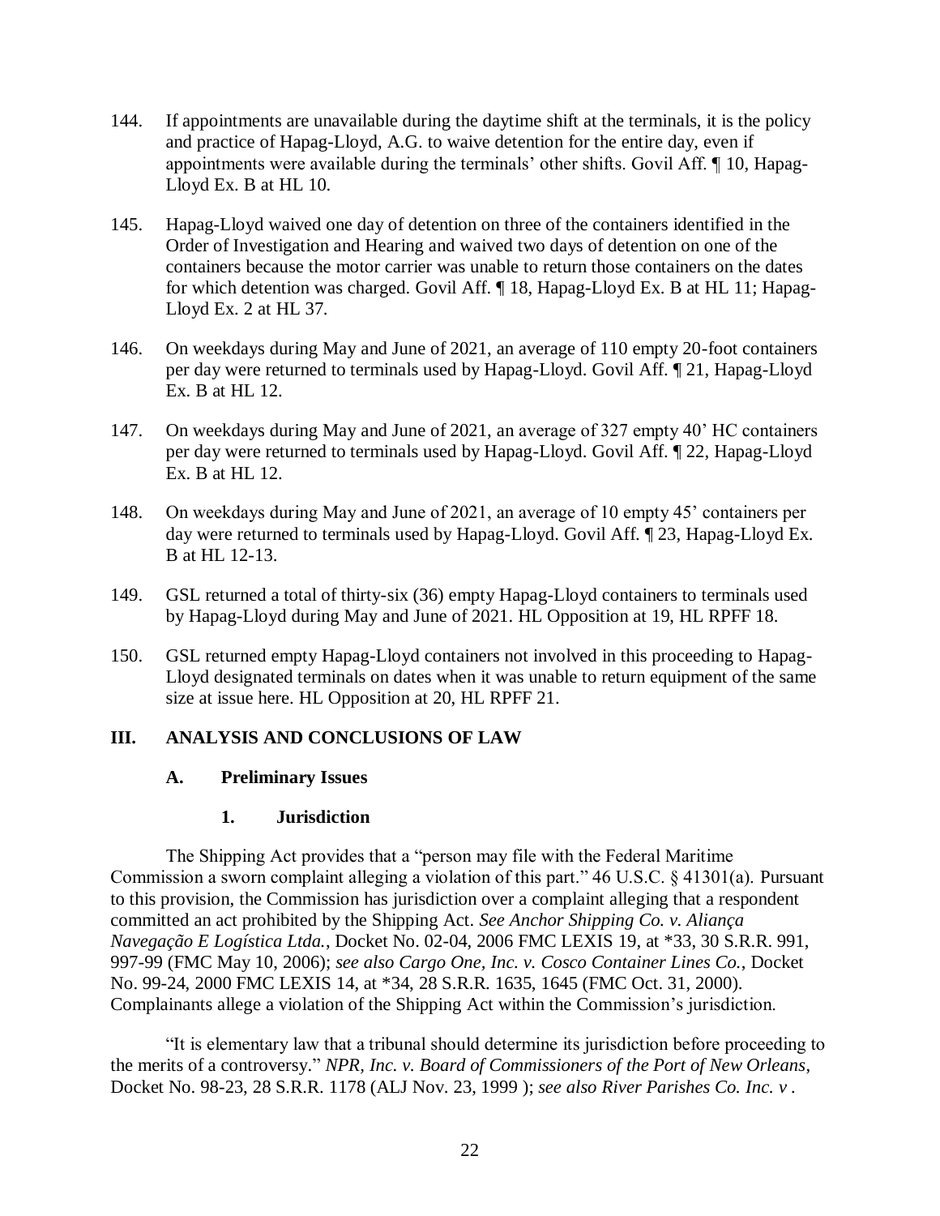144. If appointments are unavailable during the daytime shift at the terminals, it is the policy and practice of Hapag-Lloyd, A.G. to waive detention for the entire day, even if appointments were available during the terminals' other shifts. Govil Aff. ¶ 10, Hapag-Lloyd Ex. B at HL 10.

145. Hapag-Lloyd waived one day of detention on three of the containers identified in the Order of Investigation and Hearing and waived two days of detention on one of the containers because the motor carrier was unable to return those containers on the dates for which detention was charged. Govil Aff. ¶ 18, Hapag-Lloyd Ex. B at HL 11; Hapag-Lloyd Ex. 2 at HL 37.

146. On weekdays during May and June of 2021, an average of 110 empty 20-foot containers per day were returned to terminals used by Hapag-Lloyd. Govil Aff. ¶ 21, Hapag-Lloyd Ex. B at HL 12.

147. On weekdays during May and June of 2021, an average of 327 empty 40' HC containers per day were returned to terminals used by Hapag-Lloyd. Govil Aff. ¶ 22, Hapag-Lloyd Ex. B at HL 12.

148. On weekdays during May and June of 2021, an average of 10 empty 45' containers per day were returned to terminals used by Hapag-Lloyd. Govil Aff. ¶ 23, Hapag-Lloyd Ex. B at HL 12-13.

149. GSL returned a total of thirty-six (36) empty Hapag-Lloyd containers to terminals used by Hapag-Lloyd during May and June of 2021. HL Opposition at 19, HL RPFF 18.

150. GSL returned empty Hapag-Lloyd containers not involved in this proceeding to Hapag-Lloyd designated terminals on dates when it was unable to return equipment of the same size at issue here. HL Opposition at 20, HL RPFF 21.

## III. ANALYSIS AND CONCLUSIONS OF LAW

### A. Preliminary Issues

#### 1. Jurisdiction

The Shipping Act provides that a "person may file with the Federal Maritime Commission a sworn complaint alleging a violation of this part." 46 U.S.C. § 41301(a). Pursuant to this provision, the Commission has jurisdiction over a complaint alleging that a respondent committed an act prohibited by the Shipping Act. *See Anchor Shipping Co. v. Aliança Navegação E Logística Ltda.*, Docket No. 02-04, 2006 FMC LEXIS 19, at *33, 30 S.R.R. 991, 997-99 (FMC May 10, 2006); *see also Cargo One, Inc. v. Cosco Container Lines Co.*, Docket No. 99-24, 2000 FMC LEXIS 14, at *34, 28 S.R.R. 1635, 1645 (FMC Oct. 31, 2000). Complainants allege a violation of the Shipping Act within the Commission's jurisdiction.

"It is elementary law that a tribunal should determine its jurisdiction before proceeding to the merits of a controversy." *NPR, Inc. v. Board of Commissioners of the Port of New Orleans*, Docket No. 98-23, 28 S.R.R. 1178 (ALJ Nov. 23, 1999 ); *see also River Parishes Co. Inc. v .*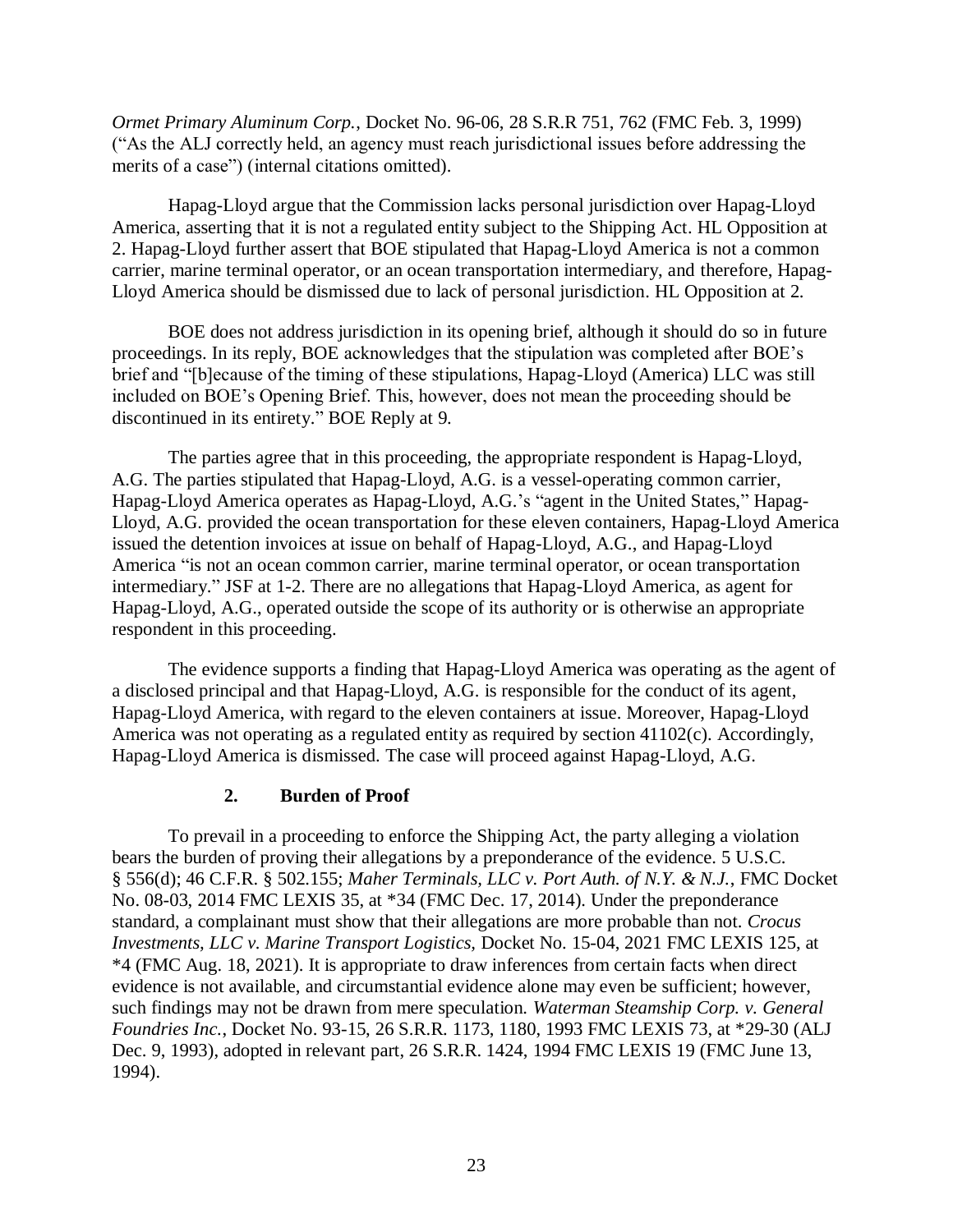*Ormet Primary Aluminum Corp.*, Docket No. 96-06, 28 S.R.R 751, 762 (FMC Feb. 3, 1999) ("As the ALJ correctly held, an agency must reach jurisdictional issues before addressing the merits of a case") (internal citations omitted).

Hapag-Lloyd argue that the Commission lacks personal jurisdiction over Hapag-Lloyd America, asserting that it is not a regulated entity subject to the Shipping Act. HL Opposition at 2. Hapag-Lloyd further assert that BOE stipulated that Hapag-Lloyd America is not a common carrier, marine terminal operator, or an ocean transportation intermediary, and therefore, Hapag-Lloyd America should be dismissed due to lack of personal jurisdiction. HL Opposition at 2.

BOE does not address jurisdiction in its opening brief, although it should do so in future proceedings. In its reply, BOE acknowledges that the stipulation was completed after BOE's brief and "[b]ecause of the timing of these stipulations, Hapag-Lloyd (America) LLC was still included on BOE's Opening Brief. This, however, does not mean the proceeding should be discontinued in its entirety." BOE Reply at 9.

The parties agree that in this proceeding, the appropriate respondent is Hapag-Lloyd, A.G. The parties stipulated that Hapag-Lloyd, A.G. is a vessel-operating common carrier, Hapag-Lloyd America operates as Hapag-Lloyd, A.G.'s "agent in the United States," Hapag-Lloyd, A.G. provided the ocean transportation for these eleven containers, Hapag-Lloyd America issued the detention invoices at issue on behalf of Hapag-Lloyd, A.G., and Hapag-Lloyd America "is not an ocean common carrier, marine terminal operator, or ocean transportation intermediary." JSF at 1-2. There are no allegations that Hapag-Lloyd America, as agent for Hapag-Lloyd, A.G., operated outside the scope of its authority or is otherwise an appropriate respondent in this proceeding.

The evidence supports a finding that Hapag-Lloyd America was operating as the agent of a disclosed principal and that Hapag-Lloyd, A.G. is responsible for the conduct of its agent, Hapag-Lloyd America, with regard to the eleven containers at issue. Moreover, Hapag-Lloyd America was not operating as a regulated entity as required by section 41102(c). Accordingly, Hapag-Lloyd America is dismissed. The case will proceed against Hapag-Lloyd, A.G.

### 2. Burden of Proof

To prevail in a proceeding to enforce the Shipping Act, the party alleging a violation bears the burden of proving their allegations by a preponderance of the evidence. 5 U.S.C. § 556(d); 46 C.F.R. § 502.155; *Maher Terminals, LLC v. Port Auth. of N.Y. & N.J.*, FMC Docket No. 08-03, 2014 FMC LEXIS 35, at *34 (FMC Dec. 17, 2014). Under the preponderance standard, a complainant must show that their allegations are more probable than not. *Crocus Investments, LLC v. Marine Transport Logistics*, Docket No. 15-04, 2021 FMC LEXIS 125, at *4 (FMC Aug. 18, 2021). It is appropriate to draw inferences from certain facts when direct evidence is not available, and circumstantial evidence alone may even be sufficient; however, such findings may not be drawn from mere speculation. *Waterman Steamship Corp. v. General Foundries Inc.*, Docket No. 93-15, 26 S.R.R. 1173, 1180, 1993 FMC LEXIS 73, at *29-30 (ALJ Dec. 9, 1993), adopted in relevant part, 26 S.R.R. 1424, 1994 FMC LEXIS 19 (FMC June 13, 1994).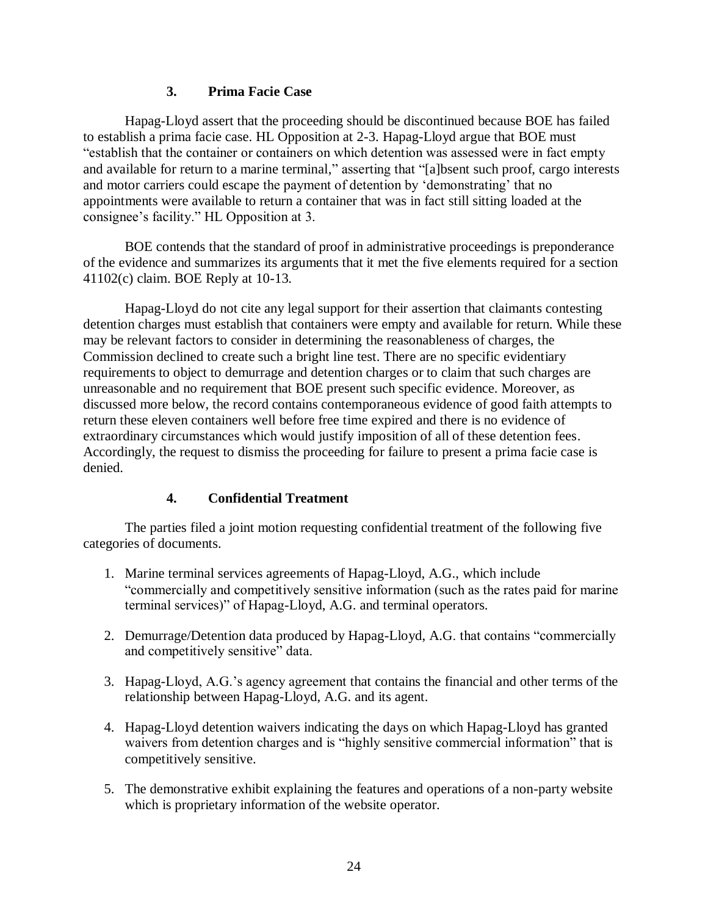### 3. Prima Facie Case

Hapag-Lloyd assert that the proceeding should be discontinued because BOE has failed to establish a prima facie case. HL Opposition at 2-3. Hapag-Lloyd argue that BOE must "establish that the container or containers on which detention was assessed were in fact empty and available for return to a marine terminal," asserting that "[a]bsent such proof, cargo interests and motor carriers could escape the payment of detention by 'demonstrating' that no appointments were available to return a container that was in fact still sitting loaded at the consignee's facility." HL Opposition at 3.

BOE contends that the standard of proof in administrative proceedings is preponderance of the evidence and summarizes its arguments that it met the five elements required for a section 41102(c) claim. BOE Reply at 10-13.

Hapag-Lloyd do not cite any legal support for their assertion that claimants contesting detention charges must establish that containers were empty and available for return. While these may be relevant factors to consider in determining the reasonableness of charges, the Commission declined to create such a bright line test. There are no specific evidentiary requirements to object to demurrage and detention charges or to claim that such charges are unreasonable and no requirement that BOE present such specific evidence. Moreover, as discussed more below, the record contains contemporaneous evidence of good faith attempts to return these eleven containers well before free time expired and there is no evidence of extraordinary circumstances which would justify imposition of all of these detention fees. Accordingly, the request to dismiss the proceeding for failure to present a prima facie case is denied.

### 4. Confidential Treatment

The parties filed a joint motion requesting confidential treatment of the following five categories of documents.

1. Marine terminal services agreements of Hapag-Lloyd, A.G., which include "commercially and competitively sensitive information (such as the rates paid for marine terminal services)" of Hapag-Lloyd, A.G. and terminal operators.

2. Demurrage/Detention data produced by Hapag-Lloyd, A.G. that contains "commercially and competitively sensitive" data.

3. Hapag-Lloyd, A.G.'s agency agreement that contains the financial and other terms of the relationship between Hapag-Lloyd, A.G. and its agent.

4. Hapag-Lloyd detention waivers indicating the days on which Hapag-Lloyd has granted waivers from detention charges and is "highly sensitive commercial information" that is competitively sensitive.

5. The demonstrative exhibit explaining the features and operations of a non-party website which is proprietary information of the website operator.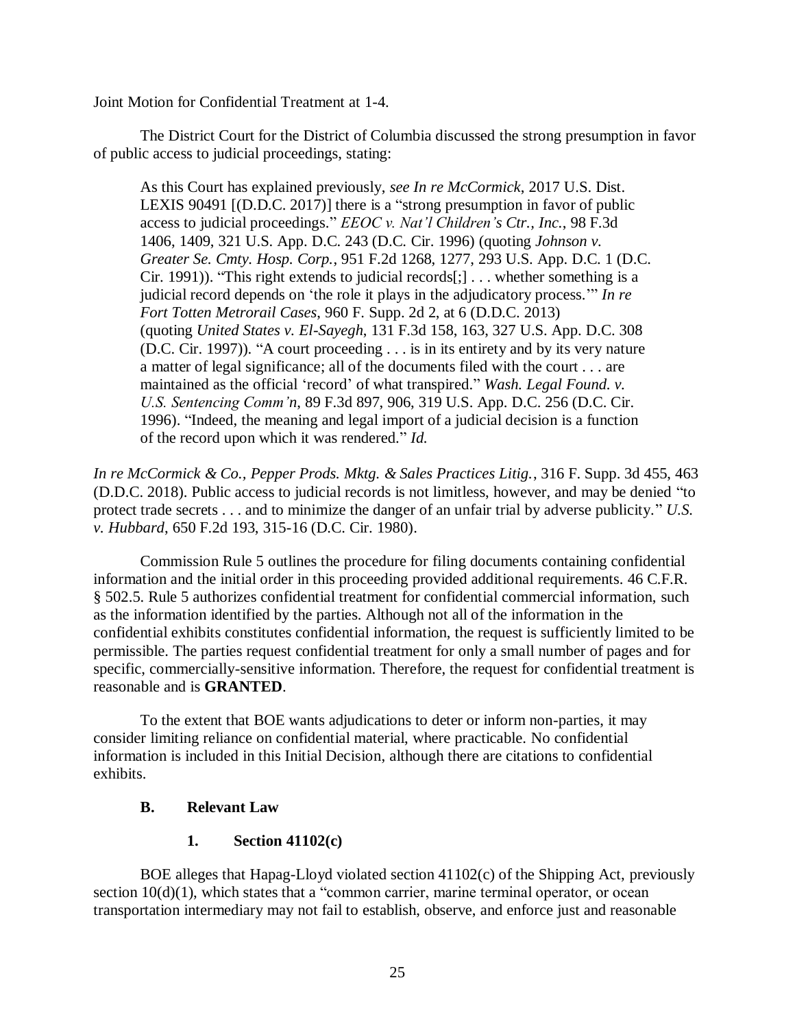Joint Motion for Confidential Treatment at 1-4.

The District Court for the District of Columbia discussed the strong presumption in favor of public access to judicial proceedings, stating:

> As this Court has explained previously, *see In re McCormick*, 2017 U.S. Dist. LEXIS 90491 [(D.D.C. 2017)] there is a "strong presumption in favor of public access to judicial proceedings." *EEOC v. Nat'l Children's Ctr., Inc.*, 98 F.3d 1406, 1409, 321 U.S. App. D.C. 243 (D.C. Cir. 1996) (quoting *Johnson v. Greater Se. Cmty. Hosp. Corp.*, 951 F.2d 1268, 1277, 293 U.S. App. D.C. 1 (D.C. Cir. 1991)). "This right extends to judicial records[;] . . . whether something is a judicial record depends on 'the role it plays in the adjudicatory process.'" *In re Fort Totten Metrorail Cases*, 960 F. Supp. 2d 2, at 6 (D.D.C. 2013) (quoting *United States v. El-Sayegh*, 131 F.3d 158, 163, 327 U.S. App. D.C. 308 (D.C. Cir. 1997)). "A court proceeding . . . is in its entirety and by its very nature a matter of legal significance; all of the documents filed with the court . . . are maintained as the official 'record' of what transpired." *Wash. Legal Found. v. U.S. Sentencing Comm'n*, 89 F.3d 897, 906, 319 U.S. App. D.C. 256 (D.C. Cir. 1996). "Indeed, the meaning and legal import of a judicial decision is a function of the record upon which it was rendered." *Id.*

*In re McCormick & Co., Pepper Prods. Mktg. & Sales Practices Litig.*, 316 F. Supp. 3d 455, 463 (D.D.C. 2018). Public access to judicial records is not limitless, however, and may be denied "to protect trade secrets . . . and to minimize the danger of an unfair trial by adverse publicity." *U.S. v. Hubbard*, 650 F.2d 193, 315-16 (D.C. Cir. 1980).

Commission Rule 5 outlines the procedure for filing documents containing confidential information and the initial order in this proceeding provided additional requirements. 46 C.F.R. § 502.5. Rule 5 authorizes confidential treatment for confidential commercial information, such as the information identified by the parties. Although not all of the information in the confidential exhibits constitutes confidential information, the request is sufficiently limited to be permissible. The parties request confidential treatment for only a small number of pages and for specific, commercially-sensitive information. Therefore, the request for confidential treatment is reasonable and is **GRANTED**.

To the extent that BOE wants adjudications to deter or inform non-parties, it may consider limiting reliance on confidential material, where practicable. No confidential information is included in this Initial Decision, although there are citations to confidential exhibits.

### B. Relevant Law

#### 1. Section 41102(c)

BOE alleges that Hapag-Lloyd violated section 41102(c) of the Shipping Act, previously section 10(d)(1), which states that a "common carrier, marine terminal operator, or ocean transportation intermediary may not fail to establish, observe, and enforce just and reasonable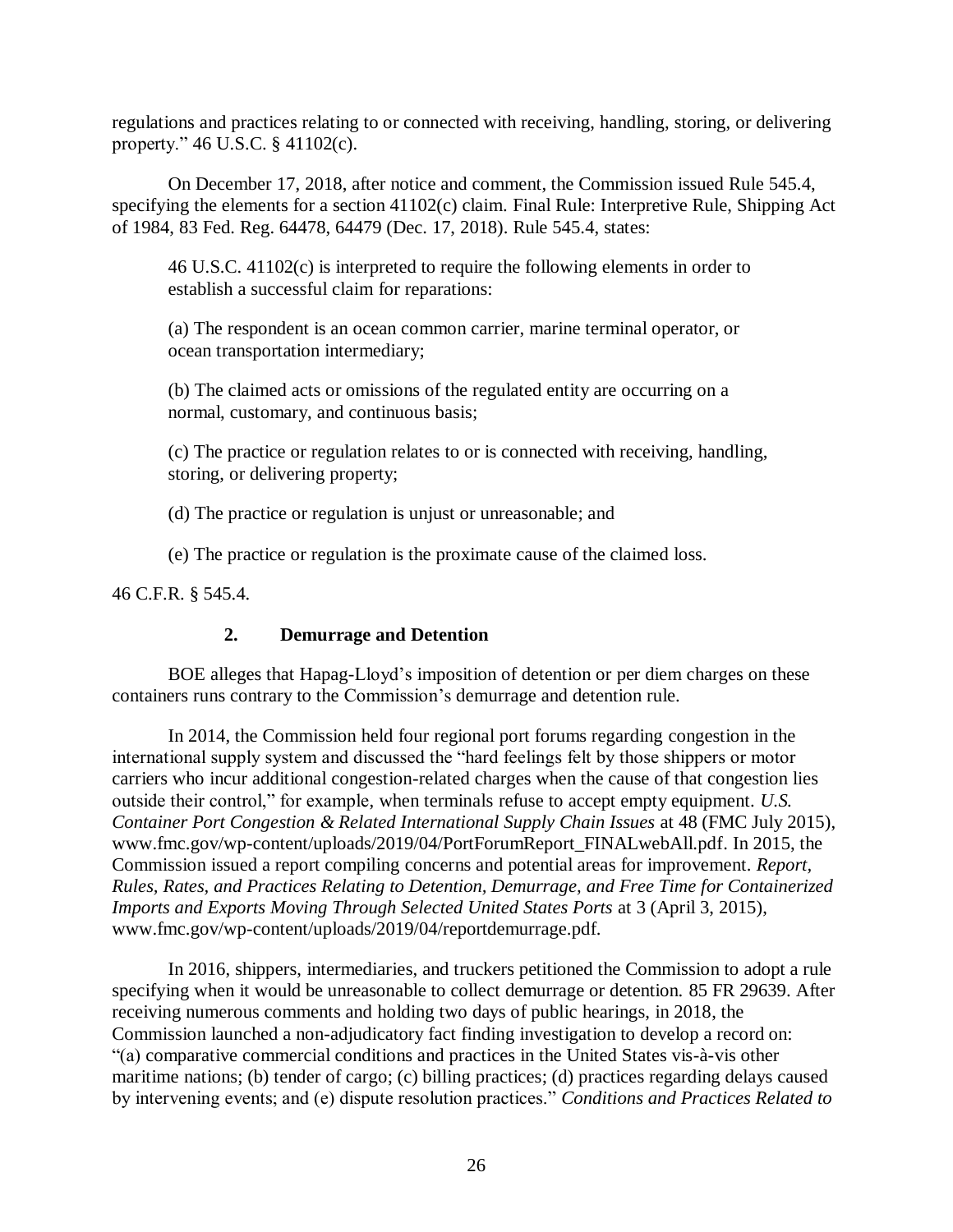regulations and practices relating to or connected with receiving, handling, storing, or delivering property." 46 U.S.C. § 41102(c).

On December 17, 2018, after notice and comment, the Commission issued Rule 545.4, specifying the elements for a section 41102(c) claim. Final Rule: Interpretive Rule, Shipping Act of 1984, 83 Fed. Reg. 64478, 64479 (Dec. 17, 2018). Rule 545.4, states:

> 46 U.S.C. 41102(c) is interpreted to require the following elements in order to establish a successful claim for reparations:
>
> (a) The respondent is an ocean common carrier, marine terminal operator, or ocean transportation intermediary;
>
> (b) The claimed acts or omissions of the regulated entity are occurring on a normal, customary, and continuous basis;
>
> (c) The practice or regulation relates to or is connected with receiving, handling, storing, or delivering property;
>
> (d) The practice or regulation is unjust or unreasonable; and
>
> (e) The practice or regulation is the proximate cause of the claimed loss.

46 C.F.R. § 545.4.

### 2. Demurrage and Detention

BOE alleges that Hapag-Lloyd's imposition of detention or per diem charges on these containers runs contrary to the Commission's demurrage and detention rule.

In 2014, the Commission held four regional port forums regarding congestion in the international supply system and discussed the "hard feelings felt by those shippers or motor carriers who incur additional congestion-related charges when the cause of that congestion lies outside their control," for example, when terminals refuse to accept empty equipment. *U.S. Container Port Congestion & Related International Supply Chain Issues* at 48 (FMC July 2015), www.fmc.gov/wp-content/uploads/2019/04/PortForumReport_FINALwebAll.pdf. In 2015, the Commission issued a report compiling concerns and potential areas for improvement. *Report, Rules, Rates, and Practices Relating to Detention, Demurrage, and Free Time for Containerized Imports and Exports Moving Through Selected United States Ports* at 3 (April 3, 2015), www.fmc.gov/wp-content/uploads/2019/04/reportdemurrage.pdf.

In 2016, shippers, intermediaries, and truckers petitioned the Commission to adopt a rule specifying when it would be unreasonable to collect demurrage or detention. 85 FR 29639. After receiving numerous comments and holding two days of public hearings, in 2018, the Commission launched a non-adjudicatory fact finding investigation to develop a record on: "(a) comparative commercial conditions and practices in the United States vis-à-vis other maritime nations; (b) tender of cargo; (c) billing practices; (d) practices regarding delays caused by intervening events; and (e) dispute resolution practices." *Conditions and Practices Related to*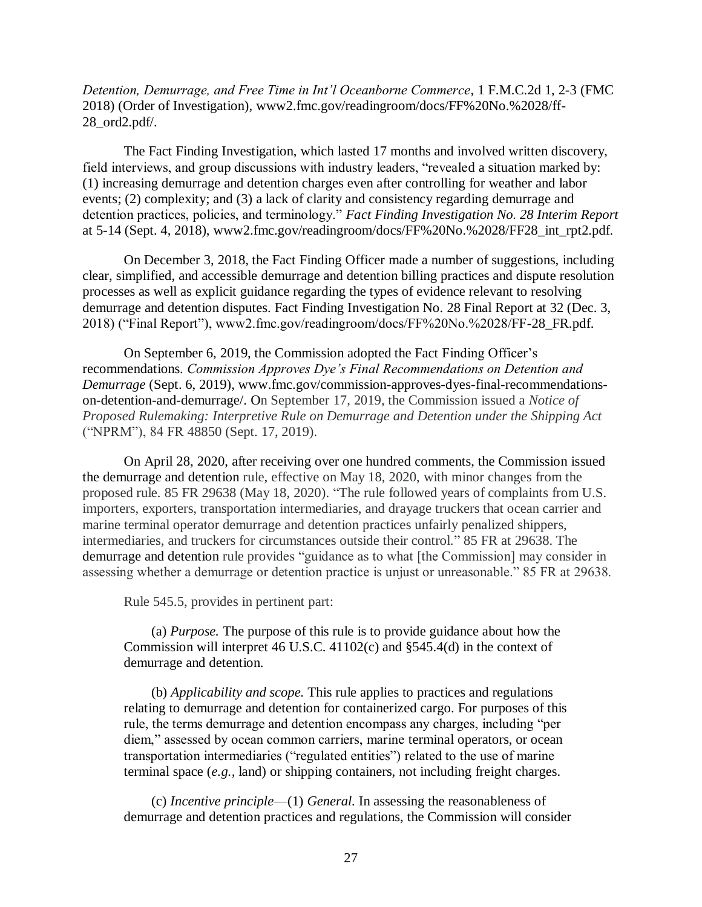*Detention, Demurrage, and Free Time in Int'l Oceanborne Commerce*, 1 F.M.C.2d 1, 2-3 (FMC 2018) (Order of Investigation), www2.fmc.gov/readingroom/docs/FF%20No.%2028/ff-28_ord2.pdf/.

The Fact Finding Investigation, which lasted 17 months and involved written discovery, field interviews, and group discussions with industry leaders, "revealed a situation marked by: (1) increasing demurrage and detention charges even after controlling for weather and labor events; (2) complexity; and (3) a lack of clarity and consistency regarding demurrage and detention practices, policies, and terminology." *Fact Finding Investigation No. 28 Interim Report* at 5-14 (Sept. 4, 2018), www2.fmc.gov/readingroom/docs/FF%20No.%2028/FF28_int_rpt2.pdf.

On December 3, 2018, the Fact Finding Officer made a number of suggestions, including clear, simplified, and accessible demurrage and detention billing practices and dispute resolution processes as well as explicit guidance regarding the types of evidence relevant to resolving demurrage and detention disputes. Fact Finding Investigation No. 28 Final Report at 32 (Dec. 3, 2018) ("Final Report"), www2.fmc.gov/readingroom/docs/FF%20No.%2028/FF-28_FR.pdf.

On September 6, 2019, the Commission adopted the Fact Finding Officer's recommendations. *Commission Approves Dye's Final Recommendations on Detention and Demurrage* (Sept. 6, 2019), www.fmc.gov/commission-approves-dyes-final-recommendations-on-detention-and-demurrage/. On September 17, 2019, the Commission issued a *Notice of Proposed Rulemaking: Interpretive Rule on Demurrage and Detention under the Shipping Act* ("NPRM"), 84 FR 48850 (Sept. 17, 2019).

On April 28, 2020, after receiving over one hundred comments, the Commission issued the demurrage and detention rule, effective on May 18, 2020, with minor changes from the proposed rule. 85 FR 29638 (May 18, 2020). "The rule followed years of complaints from U.S. importers, exporters, transportation intermediaries, and drayage truckers that ocean carrier and marine terminal operator demurrage and detention practices unfairly penalized shippers, intermediaries, and truckers for circumstances outside their control." 85 FR at 29638. The demurrage and detention rule provides "guidance as to what [the Commission] may consider in assessing whether a demurrage or detention practice is unjust or unreasonable." 85 FR at 29638.

Rule 545.5, provides in pertinent part:

> (a) *Purpose.* The purpose of this rule is to provide guidance about how the Commission will interpret 46 U.S.C. 41102(c) and §545.4(d) in the context of demurrage and detention.
>
> (b) *Applicability and scope.* This rule applies to practices and regulations relating to demurrage and detention for containerized cargo. For purposes of this rule, the terms demurrage and detention encompass any charges, including "per diem," assessed by ocean common carriers, marine terminal operators, or ocean transportation intermediaries ("regulated entities") related to the use of marine terminal space (*e.g.*, land) or shipping containers, not including freight charges.
>
> (c) *Incentive principle*—(1) *General.* In assessing the reasonableness of demurrage and detention practices and regulations, the Commission will consider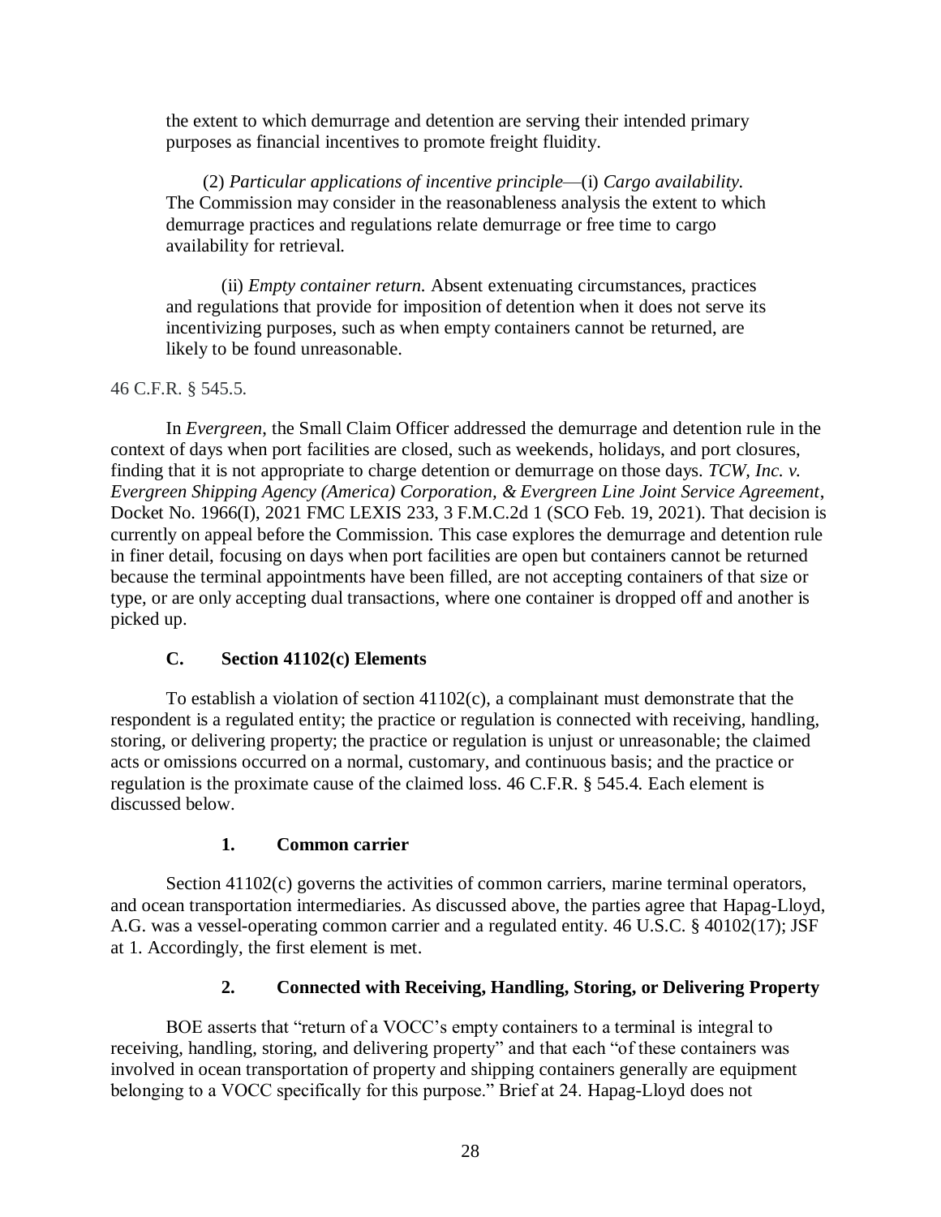the extent to which demurrage and detention are serving their intended primary purposes as financial incentives to promote freight fluidity.

(2) *Particular applications of incentive principle*—(i) *Cargo availability.* The Commission may consider in the reasonableness analysis the extent to which demurrage practices and regulations relate demurrage or free time to cargo availability for retrieval.

(ii) *Empty container return.* Absent extenuating circumstances, practices and regulations that provide for imposition of detention when it does not serve its incentivizing purposes, such as when empty containers cannot be returned, are likely to be found unreasonable.

46 C.F.R. § 545.5.

In *Evergreen*, the Small Claim Officer addressed the demurrage and detention rule in the context of days when port facilities are closed, such as weekends, holidays, and port closures, finding that it is not appropriate to charge detention or demurrage on those days. *TCW, Inc. v. Evergreen Shipping Agency (America) Corporation, & Evergreen Line Joint Service Agreement*, Docket No. 1966(I), 2021 FMC LEXIS 233, 3 F.M.C.2d 1 (SCO Feb. 19, 2021). That decision is currently on appeal before the Commission. This case explores the demurrage and detention rule in finer detail, focusing on days when port facilities are open but containers cannot be returned because the terminal appointments have been filled, are not accepting containers of that size or type, or are only accepting dual transactions, where one container is dropped off and another is picked up.

### C. Section 41102(c) Elements

To establish a violation of section 41102(c), a complainant must demonstrate that the respondent is a regulated entity; the practice or regulation is connected with receiving, handling, storing, or delivering property; the practice or regulation is unjust or unreasonable; the claimed acts or omissions occurred on a normal, customary, and continuous basis; and the practice or regulation is the proximate cause of the claimed loss. 46 C.F.R. § 545.4. Each element is discussed below.

#### 1. Common carrier

Section 41102(c) governs the activities of common carriers, marine terminal operators, and ocean transportation intermediaries. As discussed above, the parties agree that Hapag-Lloyd, A.G. was a vessel-operating common carrier and a regulated entity. 46 U.S.C. § 40102(17); JSF at 1. Accordingly, the first element is met.

#### 2. Connected with Receiving, Handling, Storing, or Delivering Property

BOE asserts that "return of a VOCC's empty containers to a terminal is integral to receiving, handling, storing, and delivering property" and that each "of these containers was involved in ocean transportation of property and shipping containers generally are equipment belonging to a VOCC specifically for this purpose." Brief at 24. Hapag-Lloyd does not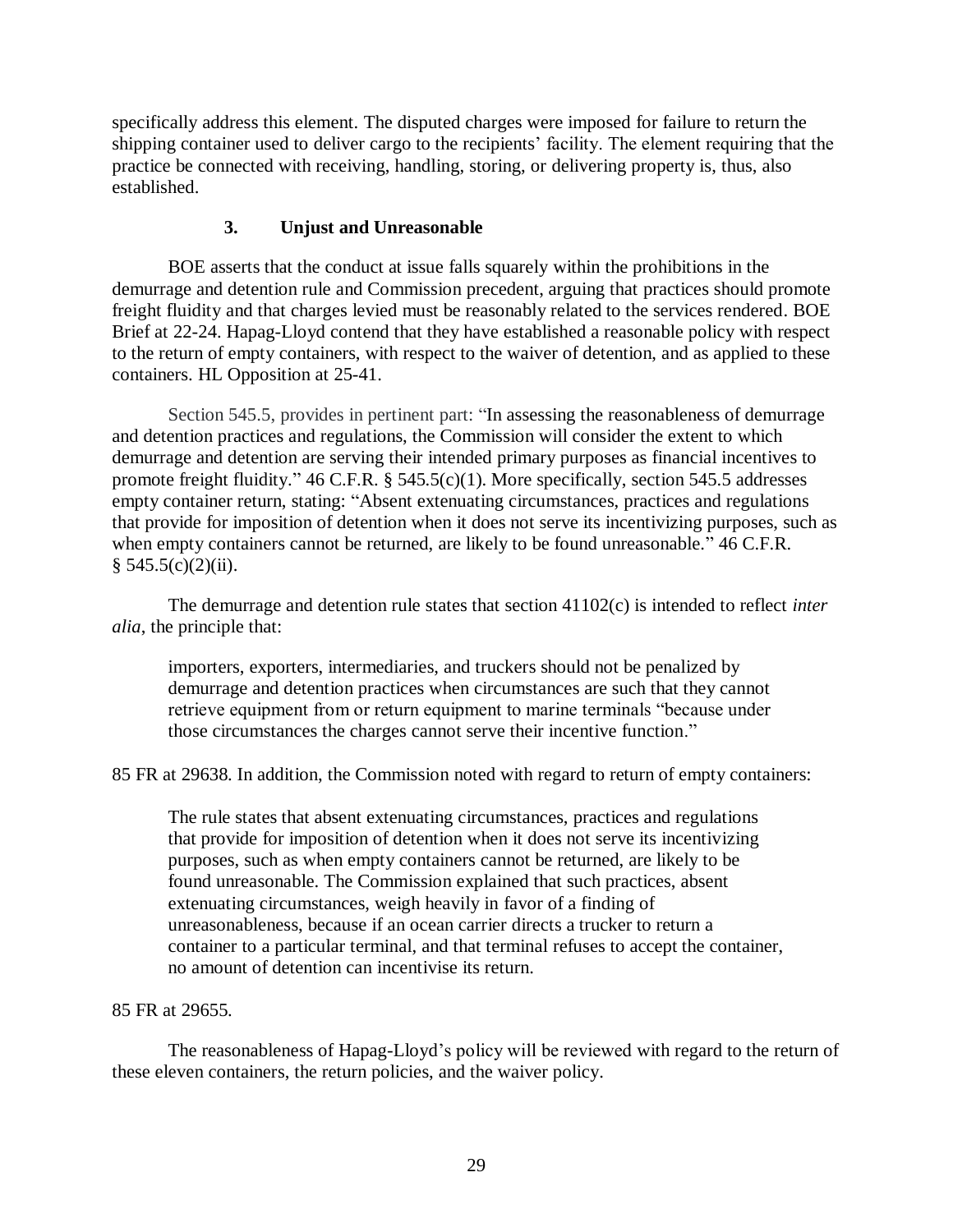specifically address this element. The disputed charges were imposed for failure to return the shipping container used to deliver cargo to the recipients' facility. The element requiring that the practice be connected with receiving, handling, storing, or delivering property is, thus, also established.

### 3. Unjust and Unreasonable

BOE asserts that the conduct at issue falls squarely within the prohibitions in the demurrage and detention rule and Commission precedent, arguing that practices should promote freight fluidity and that charges levied must be reasonably related to the services rendered. BOE Brief at 22-24. Hapag-Lloyd contend that they have established a reasonable policy with respect to the return of empty containers, with respect to the waiver of detention, and as applied to these containers. HL Opposition at 25-41.

Section 545.5, provides in pertinent part: "In assessing the reasonableness of demurrage and detention practices and regulations, the Commission will consider the extent to which demurrage and detention are serving their intended primary purposes as financial incentives to promote freight fluidity." 46 C.F.R. § 545.5(c)(1). More specifically, section 545.5 addresses empty container return, stating: "Absent extenuating circumstances, practices and regulations that provide for imposition of detention when it does not serve its incentivizing purposes, such as when empty containers cannot be returned, are likely to be found unreasonable." 46 C.F.R. § 545.5(c)(2)(ii).

The demurrage and detention rule states that section 41102(c) is intended to reflect *inter alia*, the principle that:

> importers, exporters, intermediaries, and truckers should not be penalized by demurrage and detention practices when circumstances are such that they cannot retrieve equipment from or return equipment to marine terminals "because under those circumstances the charges cannot serve their incentive function."

85 FR at 29638. In addition, the Commission noted with regard to return of empty containers:

> The rule states that absent extenuating circumstances, practices and regulations that provide for imposition of detention when it does not serve its incentivizing purposes, such as when empty containers cannot be returned, are likely to be found unreasonable. The Commission explained that such practices, absent extenuating circumstances, weigh heavily in favor of a finding of unreasonableness, because if an ocean carrier directs a trucker to return a container to a particular terminal, and that terminal refuses to accept the container, no amount of detention can incentivise its return.

85 FR at 29655.

The reasonableness of Hapag-Lloyd's policy will be reviewed with regard to the return of these eleven containers, the return policies, and the waiver policy.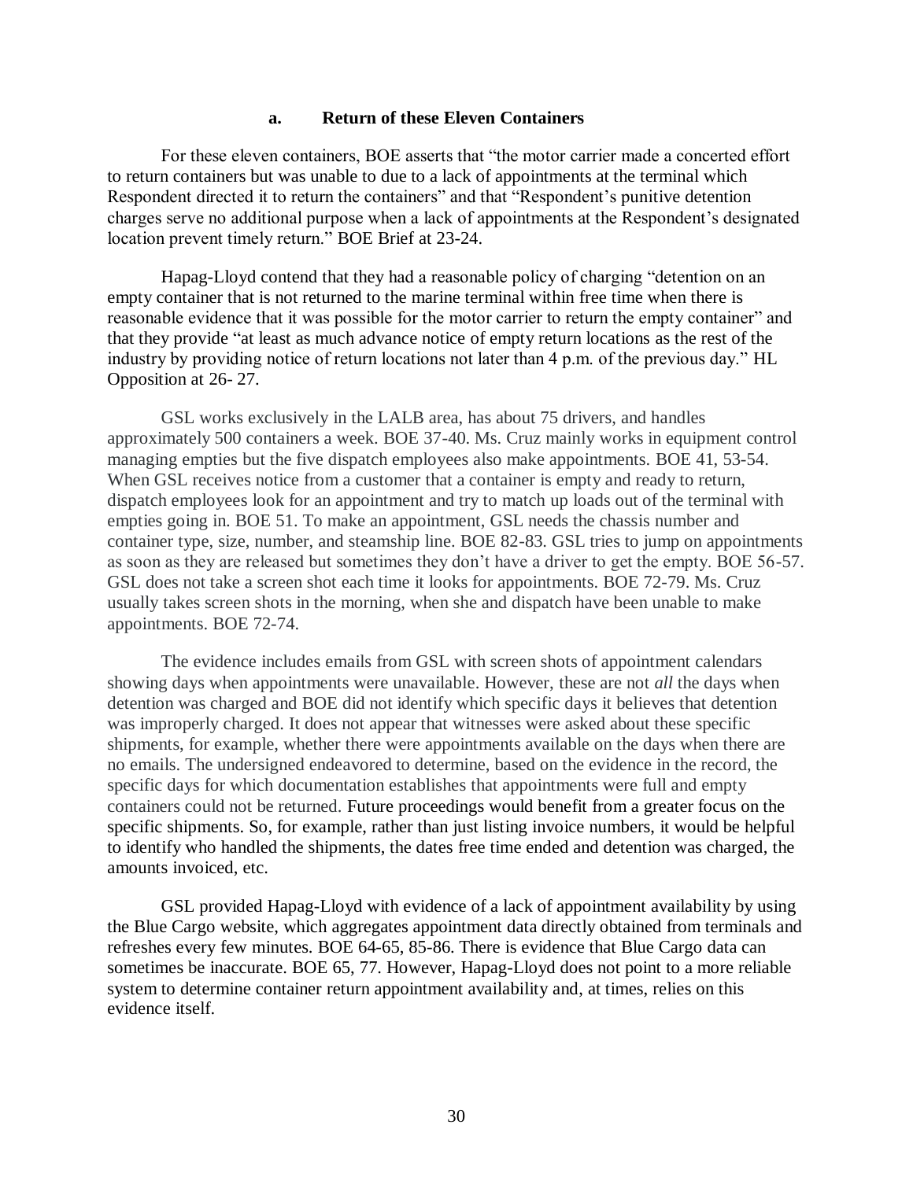#### a. Return of these Eleven Containers

For these eleven containers, BOE asserts that "the motor carrier made a concerted effort to return containers but was unable to due to a lack of appointments at the terminal which Respondent directed it to return the containers" and that "Respondent's punitive detention charges serve no additional purpose when a lack of appointments at the Respondent's designated location prevent timely return." BOE Brief at 23-24.

Hapag-Lloyd contend that they had a reasonable policy of charging "detention on an empty container that is not returned to the marine terminal within free time when there is reasonable evidence that it was possible for the motor carrier to return the empty container" and that they provide "at least as much advance notice of empty return locations as the rest of the industry by providing notice of return locations not later than 4 p.m. of the previous day." HL Opposition at 26- 27.

GSL works exclusively in the LALB area, has about 75 drivers, and handles approximately 500 containers a week. BOE 37-40. Ms. Cruz mainly works in equipment control managing empties but the five dispatch employees also make appointments. BOE 41, 53-54. When GSL receives notice from a customer that a container is empty and ready to return, dispatch employees look for an appointment and try to match up loads out of the terminal with empties going in. BOE 51. To make an appointment, GSL needs the chassis number and container type, size, number, and steamship line. BOE 82-83. GSL tries to jump on appointments as soon as they are released but sometimes they don't have a driver to get the empty. BOE 56-57. GSL does not take a screen shot each time it looks for appointments. BOE 72-79. Ms. Cruz usually takes screen shots in the morning, when she and dispatch have been unable to make appointments. BOE 72-74.

The evidence includes emails from GSL with screen shots of appointment calendars showing days when appointments were unavailable. However, these are not *all* the days when detention was charged and BOE did not identify which specific days it believes that detention was improperly charged. It does not appear that witnesses were asked about these specific shipments, for example, whether there were appointments available on the days when there are no emails. The undersigned endeavored to determine, based on the evidence in the record, the specific days for which documentation establishes that appointments were full and empty containers could not be returned. Future proceedings would benefit from a greater focus on the specific shipments. So, for example, rather than just listing invoice numbers, it would be helpful to identify who handled the shipments, the dates free time ended and detention was charged, the amounts invoiced, etc.

GSL provided Hapag-Lloyd with evidence of a lack of appointment availability by using the Blue Cargo website, which aggregates appointment data directly obtained from terminals and refreshes every few minutes. BOE 64-65, 85-86. There is evidence that Blue Cargo data can sometimes be inaccurate. BOE 65, 77. However, Hapag-Lloyd does not point to a more reliable system to determine container return appointment availability and, at times, relies on this evidence itself.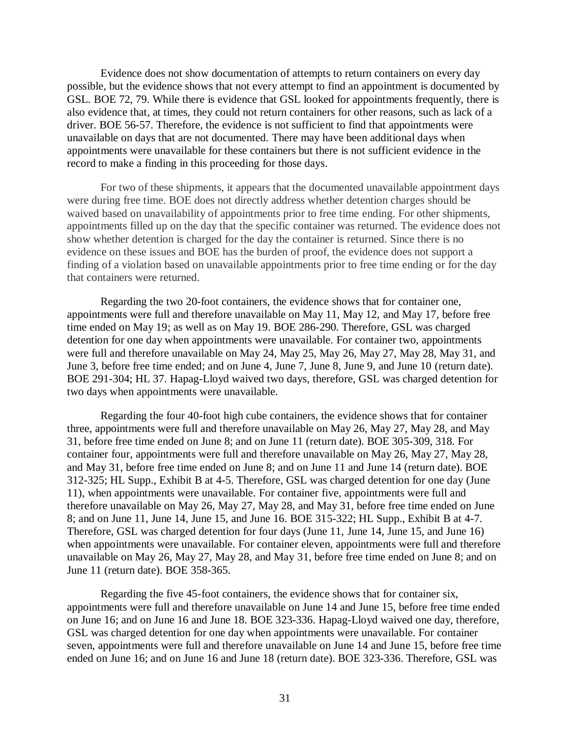Evidence does not show documentation of attempts to return containers on every day possible, but the evidence shows that not every attempt to find an appointment is documented by GSL. BOE 72, 79. While there is evidence that GSL looked for appointments frequently, there is also evidence that, at times, they could not return containers for other reasons, such as lack of a driver. BOE 56-57. Therefore, the evidence is not sufficient to find that appointments were unavailable on days that are not documented. There may have been additional days when appointments were unavailable for these containers but there is not sufficient evidence in the record to make a finding in this proceeding for those days.

For two of these shipments, it appears that the documented unavailable appointment days were during free time. BOE does not directly address whether detention charges should be waived based on unavailability of appointments prior to free time ending. For other shipments, appointments filled up on the day that the specific container was returned. The evidence does not show whether detention is charged for the day the container is returned. Since there is no evidence on these issues and BOE has the burden of proof, the evidence does not support a finding of a violation based on unavailable appointments prior to free time ending or for the day that containers were returned.

Regarding the two 20-foot containers, the evidence shows that for container one, appointments were full and therefore unavailable on May 11, May 12, and May 17, before free time ended on May 19; as well as on May 19. BOE 286-290. Therefore, GSL was charged detention for one day when appointments were unavailable. For container two, appointments were full and therefore unavailable on May 24, May 25, May 26, May 27, May 28, May 31, and June 3, before free time ended; and on June 4, June 7, June 8, June 9, and June 10 (return date). BOE 291-304; HL 37. Hapag-Lloyd waived two days, therefore, GSL was charged detention for two days when appointments were unavailable.

Regarding the four 40-foot high cube containers, the evidence shows that for container three, appointments were full and therefore unavailable on May 26, May 27, May 28, and May 31, before free time ended on June 8; and on June 11 (return date). BOE 305-309, 318. For container four, appointments were full and therefore unavailable on May 26, May 27, May 28, and May 31, before free time ended on June 8; and on June 11 and June 14 (return date). BOE 312-325; HL Supp., Exhibit B at 4-5. Therefore, GSL was charged detention for one day (June 11), when appointments were unavailable. For container five, appointments were full and therefore unavailable on May 26, May 27, May 28, and May 31, before free time ended on June 8; and on June 11, June 14, June 15, and June 16. BOE 315-322; HL Supp., Exhibit B at 4-7. Therefore, GSL was charged detention for four days (June 11, June 14, June 15, and June 16) when appointments were unavailable. For container eleven, appointments were full and therefore unavailable on May 26, May 27, May 28, and May 31, before free time ended on June 8; and on June 11 (return date). BOE 358-365.

Regarding the five 45-foot containers, the evidence shows that for container six, appointments were full and therefore unavailable on June 14 and June 15, before free time ended on June 16; and on June 16 and June 18. BOE 323-336. Hapag-Lloyd waived one day, therefore, GSL was charged detention for one day when appointments were unavailable. For container seven, appointments were full and therefore unavailable on June 14 and June 15, before free time ended on June 16; and on June 16 and June 18 (return date). BOE 323-336. Therefore, GSL was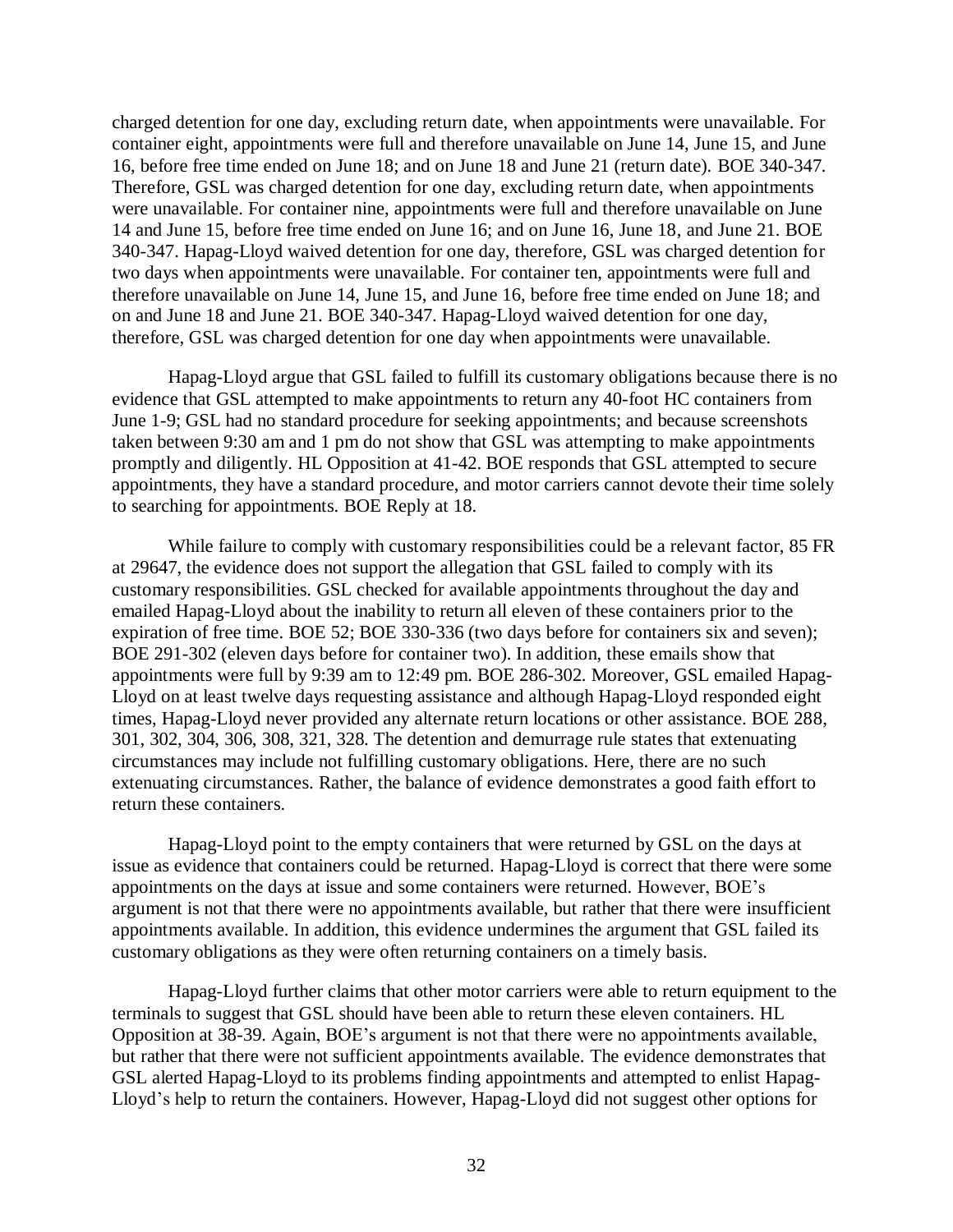charged detention for one day, excluding return date, when appointments were unavailable. For container eight, appointments were full and therefore unavailable on June 14, June 15, and June 16, before free time ended on June 18; and on June 18 and June 21 (return date). BOE 340-347. Therefore, GSL was charged detention for one day, excluding return date, when appointments were unavailable. For container nine, appointments were full and therefore unavailable on June 14 and June 15, before free time ended on June 16; and on June 16, June 18, and June 21. BOE 340-347. Hapag-Lloyd waived detention for one day, therefore, GSL was charged detention for two days when appointments were unavailable. For container ten, appointments were full and therefore unavailable on June 14, June 15, and June 16, before free time ended on June 18; and on and June 18 and June 21. BOE 340-347. Hapag-Lloyd waived detention for one day, therefore, GSL was charged detention for one day when appointments were unavailable.

Hapag-Lloyd argue that GSL failed to fulfill its customary obligations because there is no evidence that GSL attempted to make appointments to return any 40-foot HC containers from June 1-9; GSL had no standard procedure for seeking appointments; and because screenshots taken between 9:30 am and 1 pm do not show that GSL was attempting to make appointments promptly and diligently. HL Opposition at 41-42. BOE responds that GSL attempted to secure appointments, they have a standard procedure, and motor carriers cannot devote their time solely to searching for appointments. BOE Reply at 18.

While failure to comply with customary responsibilities could be a relevant factor, 85 FR at 29647, the evidence does not support the allegation that GSL failed to comply with its customary responsibilities. GSL checked for available appointments throughout the day and emailed Hapag-Lloyd about the inability to return all eleven of these containers prior to the expiration of free time. BOE 52; BOE 330-336 (two days before for containers six and seven); BOE 291-302 (eleven days before for container two). In addition, these emails show that appointments were full by 9:39 am to 12:49 pm. BOE 286-302. Moreover, GSL emailed Hapag-Lloyd on at least twelve days requesting assistance and although Hapag-Lloyd responded eight times, Hapag-Lloyd never provided any alternate return locations or other assistance. BOE 288, 301, 302, 304, 306, 308, 321, 328. The detention and demurrage rule states that extenuating circumstances may include not fulfilling customary obligations. Here, there are no such extenuating circumstances. Rather, the balance of evidence demonstrates a good faith effort to return these containers.

Hapag-Lloyd point to the empty containers that were returned by GSL on the days at issue as evidence that containers could be returned. Hapag-Lloyd is correct that there were some appointments on the days at issue and some containers were returned. However, BOE's argument is not that there were no appointments available, but rather that there were insufficient appointments available. In addition, this evidence undermines the argument that GSL failed its customary obligations as they were often returning containers on a timely basis.

Hapag-Lloyd further claims that other motor carriers were able to return equipment to the terminals to suggest that GSL should have been able to return these eleven containers. HL Opposition at 38-39. Again, BOE's argument is not that there were no appointments available, but rather that there were not sufficient appointments available. The evidence demonstrates that GSL alerted Hapag-Lloyd to its problems finding appointments and attempted to enlist Hapag-Lloyd's help to return the containers. However, Hapag-Lloyd did not suggest other options for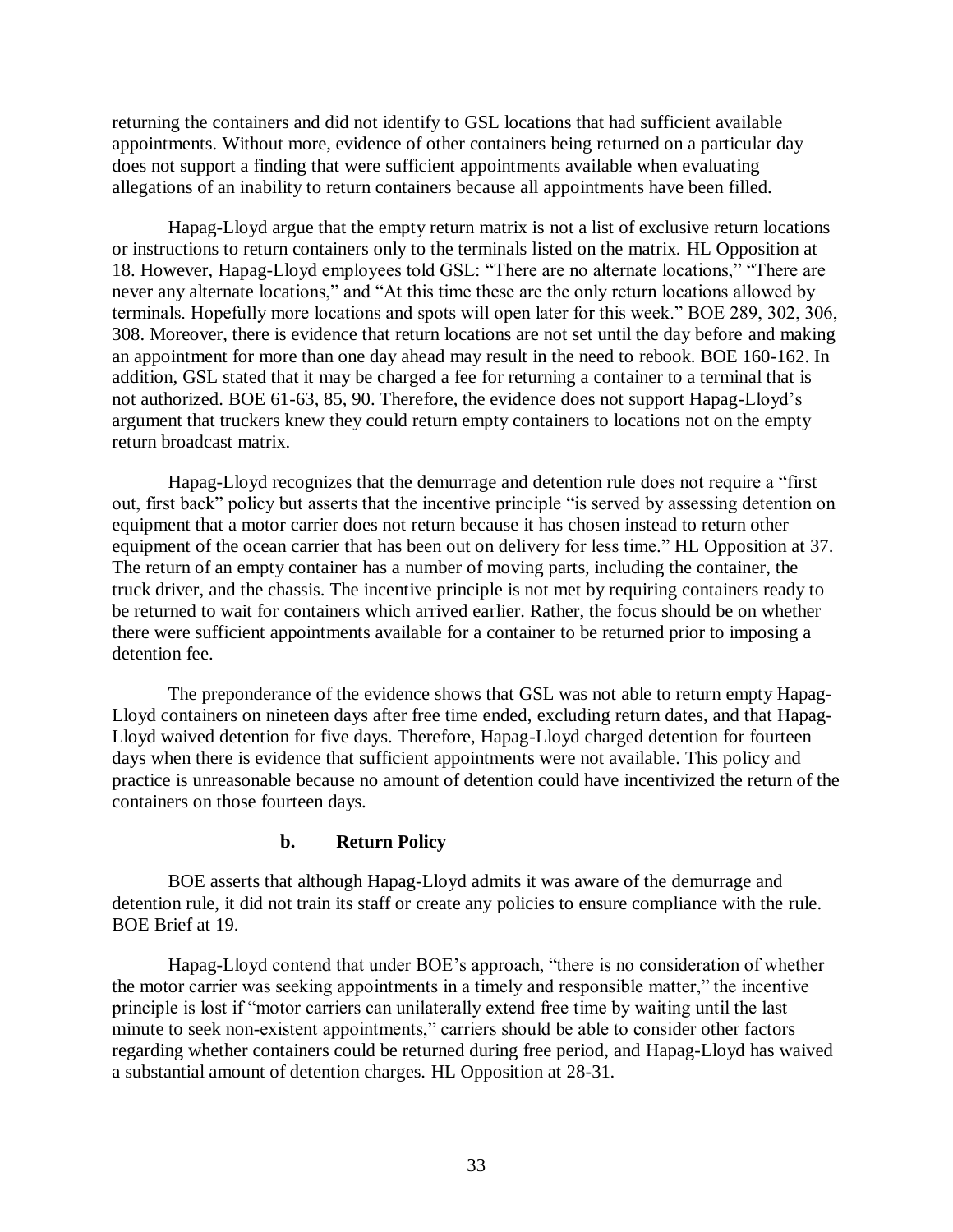returning the containers and did not identify to GSL locations that had sufficient available appointments. Without more, evidence of other containers being returned on a particular day does not support a finding that were sufficient appointments available when evaluating allegations of an inability to return containers because all appointments have been filled.

Hapag-Lloyd argue that the empty return matrix is not a list of exclusive return locations or instructions to return containers only to the terminals listed on the matrix. HL Opposition at 18. However, Hapag-Lloyd employees told GSL: "There are no alternate locations," "There are never any alternate locations," and "At this time these are the only return locations allowed by terminals. Hopefully more locations and spots will open later for this week." BOE 289, 302, 306, 308. Moreover, there is evidence that return locations are not set until the day before and making an appointment for more than one day ahead may result in the need to rebook. BOE 160-162. In addition, GSL stated that it may be charged a fee for returning a container to a terminal that is not authorized. BOE 61-63, 85, 90. Therefore, the evidence does not support Hapag-Lloyd's argument that truckers knew they could return empty containers to locations not on the empty return broadcast matrix.

Hapag-Lloyd recognizes that the demurrage and detention rule does not require a "first out, first back" policy but asserts that the incentive principle "is served by assessing detention on equipment that a motor carrier does not return because it has chosen instead to return other equipment of the ocean carrier that has been out on delivery for less time." HL Opposition at 37. The return of an empty container has a number of moving parts, including the container, the truck driver, and the chassis. The incentive principle is not met by requiring containers ready to be returned to wait for containers which arrived earlier. Rather, the focus should be on whether there were sufficient appointments available for a container to be returned prior to imposing a detention fee.

The preponderance of the evidence shows that GSL was not able to return empty Hapag-Lloyd containers on nineteen days after free time ended, excluding return dates, and that Hapag-Lloyd waived detention for five days. Therefore, Hapag-Lloyd charged detention for fourteen days when there is evidence that sufficient appointments were not available. This policy and practice is unreasonable because no amount of detention could have incentivized the return of the containers on those fourteen days.

#### b. Return Policy

BOE asserts that although Hapag-Lloyd admits it was aware of the demurrage and detention rule, it did not train its staff or create any policies to ensure compliance with the rule. BOE Brief at 19.

Hapag-Lloyd contend that under BOE's approach, "there is no consideration of whether the motor carrier was seeking appointments in a timely and responsible matter," the incentive principle is lost if "motor carriers can unilaterally extend free time by waiting until the last minute to seek non-existent appointments," carriers should be able to consider other factors regarding whether containers could be returned during free period, and Hapag-Lloyd has waived a substantial amount of detention charges. HL Opposition at 28-31.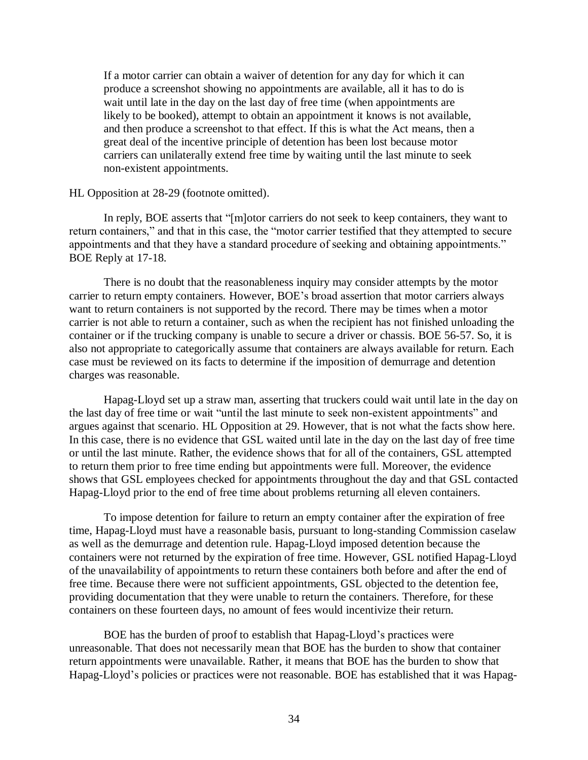> If a motor carrier can obtain a waiver of detention for any day for which it can produce a screenshot showing no appointments are available, all it has to do is wait until late in the day on the last day of free time (when appointments are likely to be booked), attempt to obtain an appointment it knows is not available, and then produce a screenshot to that effect. If this is what the Act means, then a great deal of the incentive principle of detention has been lost because motor carriers can unilaterally extend free time by waiting until the last minute to seek non-existent appointments.

HL Opposition at 28-29 (footnote omitted).

In reply, BOE asserts that "[m]otor carriers do not seek to keep containers, they want to return containers," and that in this case, the "motor carrier testified that they attempted to secure appointments and that they have a standard procedure of seeking and obtaining appointments." BOE Reply at 17-18.

There is no doubt that the reasonableness inquiry may consider attempts by the motor carrier to return empty containers. However, BOE's broad assertion that motor carriers always want to return containers is not supported by the record. There may be times when a motor carrier is not able to return a container, such as when the recipient has not finished unloading the container or if the trucking company is unable to secure a driver or chassis. BOE 56-57. So, it is also not appropriate to categorically assume that containers are always available for return. Each case must be reviewed on its facts to determine if the imposition of demurrage and detention charges was reasonable.

Hapag-Lloyd set up a straw man, asserting that truckers could wait until late in the day on the last day of free time or wait "until the last minute to seek non-existent appointments" and argues against that scenario. HL Opposition at 29. However, that is not what the facts show here. In this case, there is no evidence that GSL waited until late in the day on the last day of free time or until the last minute. Rather, the evidence shows that for all of the containers, GSL attempted to return them prior to free time ending but appointments were full. Moreover, the evidence shows that GSL employees checked for appointments throughout the day and that GSL contacted Hapag-Lloyd prior to the end of free time about problems returning all eleven containers.

To impose detention for failure to return an empty container after the expiration of free time, Hapag-Lloyd must have a reasonable basis, pursuant to long-standing Commission caselaw as well as the demurrage and detention rule. Hapag-Lloyd imposed detention because the containers were not returned by the expiration of free time. However, GSL notified Hapag-Lloyd of the unavailability of appointments to return these containers both before and after the end of free time. Because there were not sufficient appointments, GSL objected to the detention fee, providing documentation that they were unable to return the containers. Therefore, for these containers on these fourteen days, no amount of fees would incentivize their return.

BOE has the burden of proof to establish that Hapag-Lloyd's practices were unreasonable. That does not necessarily mean that BOE has the burden to show that container return appointments were unavailable. Rather, it means that BOE has the burden to show that Hapag-Lloyd's policies or practices were not reasonable. BOE has established that it was Hapag-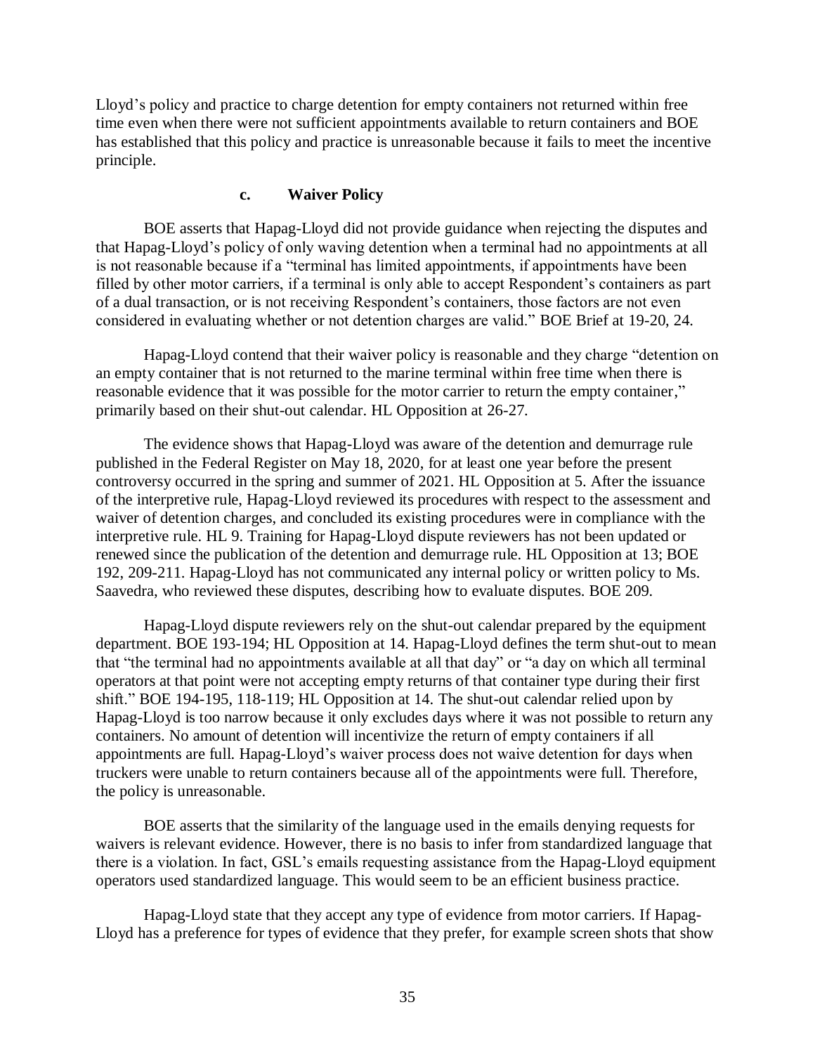Lloyd's policy and practice to charge detention for empty containers not returned within free time even when there were not sufficient appointments available to return containers and BOE has established that this policy and practice is unreasonable because it fails to meet the incentive principle.

### c. Waiver Policy

BOE asserts that Hapag-Lloyd did not provide guidance when rejecting the disputes and that Hapag-Lloyd's policy of only waving detention when a terminal had no appointments at all is not reasonable because if a "terminal has limited appointments, if appointments have been filled by other motor carriers, if a terminal is only able to accept Respondent's containers as part of a dual transaction, or is not receiving Respondent's containers, those factors are not even considered in evaluating whether or not detention charges are valid." BOE Brief at 19-20, 24.

Hapag-Lloyd contend that their waiver policy is reasonable and they charge "detention on an empty container that is not returned to the marine terminal within free time when there is reasonable evidence that it was possible for the motor carrier to return the empty container," primarily based on their shut-out calendar. HL Opposition at 26-27.

The evidence shows that Hapag-Lloyd was aware of the detention and demurrage rule published in the Federal Register on May 18, 2020, for at least one year before the present controversy occurred in the spring and summer of 2021. HL Opposition at 5. After the issuance of the interpretive rule, Hapag-Lloyd reviewed its procedures with respect to the assessment and waiver of detention charges, and concluded its existing procedures were in compliance with the interpretive rule. HL 9. Training for Hapag-Lloyd dispute reviewers has not been updated or renewed since the publication of the detention and demurrage rule. HL Opposition at 13; BOE 192, 209-211. Hapag-Lloyd has not communicated any internal policy or written policy to Ms. Saavedra, who reviewed these disputes, describing how to evaluate disputes. BOE 209.

Hapag-Lloyd dispute reviewers rely on the shut-out calendar prepared by the equipment department. BOE 193-194; HL Opposition at 14. Hapag-Lloyd defines the term shut-out to mean that "the terminal had no appointments available at all that day" or "a day on which all terminal operators at that point were not accepting empty returns of that container type during their first shift." BOE 194-195, 118-119; HL Opposition at 14. The shut-out calendar relied upon by Hapag-Lloyd is too narrow because it only excludes days where it was not possible to return any containers. No amount of detention will incentivize the return of empty containers if all appointments are full. Hapag-Lloyd's waiver process does not waive detention for days when truckers were unable to return containers because all of the appointments were full. Therefore, the policy is unreasonable.

BOE asserts that the similarity of the language used in the emails denying requests for waivers is relevant evidence. However, there is no basis to infer from standardized language that there is a violation. In fact, GSL's emails requesting assistance from the Hapag-Lloyd equipment operators used standardized language. This would seem to be an efficient business practice.

Hapag-Lloyd state that they accept any type of evidence from motor carriers. If Hapag-Lloyd has a preference for types of evidence that they prefer, for example screen shots that show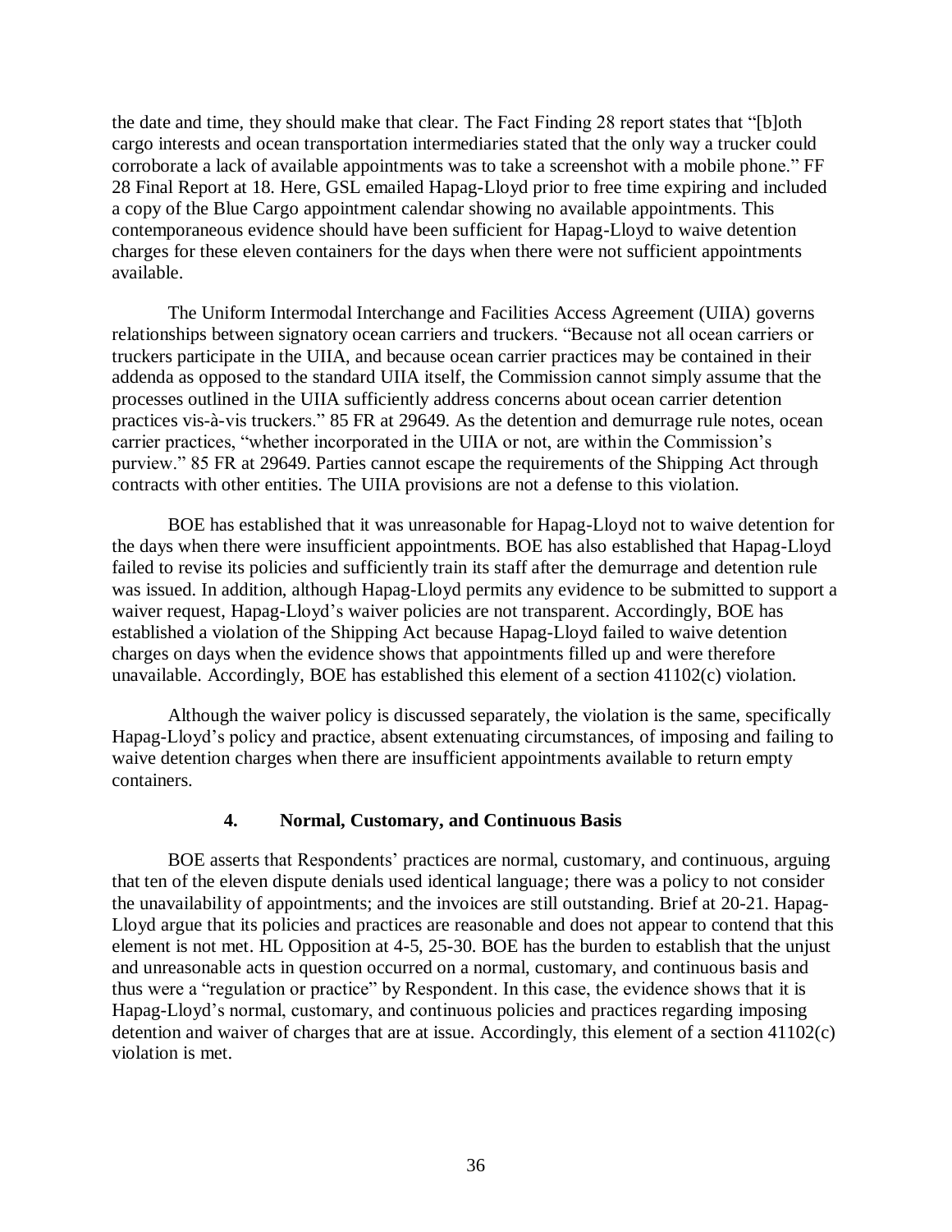the date and time, they should make that clear. The Fact Finding 28 report states that "[b]oth cargo interests and ocean transportation intermediaries stated that the only way a trucker could corroborate a lack of available appointments was to take a screenshot with a mobile phone." FF 28 Final Report at 18. Here, GSL emailed Hapag-Lloyd prior to free time expiring and included a copy of the Blue Cargo appointment calendar showing no available appointments. This contemporaneous evidence should have been sufficient for Hapag-Lloyd to waive detention charges for these eleven containers for the days when there were not sufficient appointments available.

The Uniform Intermodal Interchange and Facilities Access Agreement (UIIA) governs relationships between signatory ocean carriers and truckers. "Because not all ocean carriers or truckers participate in the UIIA, and because ocean carrier practices may be contained in their addenda as opposed to the standard UIIA itself, the Commission cannot simply assume that the processes outlined in the UIIA sufficiently address concerns about ocean carrier detention practices vis-à-vis truckers." 85 FR at 29649. As the detention and demurrage rule notes, ocean carrier practices, "whether incorporated in the UIIA or not, are within the Commission's purview." 85 FR at 29649. Parties cannot escape the requirements of the Shipping Act through contracts with other entities. The UIIA provisions are not a defense to this violation.

BOE has established that it was unreasonable for Hapag-Lloyd not to waive detention for the days when there were insufficient appointments. BOE has also established that Hapag-Lloyd failed to revise its policies and sufficiently train its staff after the demurrage and detention rule was issued. In addition, although Hapag-Lloyd permits any evidence to be submitted to support a waiver request, Hapag-Lloyd's waiver policies are not transparent. Accordingly, BOE has established a violation of the Shipping Act because Hapag-Lloyd failed to waive detention charges on days when the evidence shows that appointments filled up and were therefore unavailable. Accordingly, BOE has established this element of a section 41102(c) violation.

Although the waiver policy is discussed separately, the violation is the same, specifically Hapag-Lloyd's policy and practice, absent extenuating circumstances, of imposing and failing to waive detention charges when there are insufficient appointments available to return empty containers.

#### 4. Normal, Customary, and Continuous Basis

BOE asserts that Respondents' practices are normal, customary, and continuous, arguing that ten of the eleven dispute denials used identical language; there was a policy to not consider the unavailability of appointments; and the invoices are still outstanding. Brief at 20-21. Hapag-Lloyd argue that its policies and practices are reasonable and does not appear to contend that this element is not met. HL Opposition at 4-5, 25-30. BOE has the burden to establish that the unjust and unreasonable acts in question occurred on a normal, customary, and continuous basis and thus were a "regulation or practice" by Respondent. In this case, the evidence shows that it is Hapag-Lloyd's normal, customary, and continuous policies and practices regarding imposing detention and waiver of charges that are at issue. Accordingly, this element of a section 41102(c) violation is met.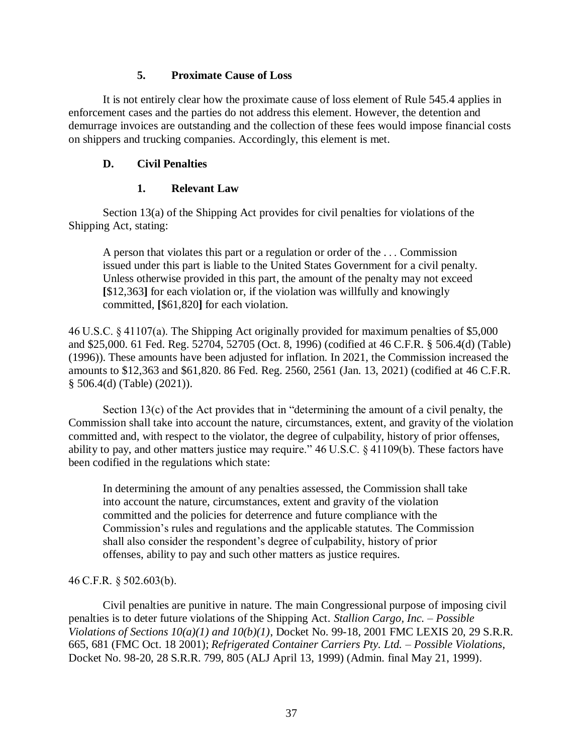### 5. Proximate Cause of Loss

It is not entirely clear how the proximate cause of loss element of Rule 545.4 applies in enforcement cases and the parties do not address this element. However, the detention and demurrage invoices are outstanding and the collection of these fees would impose financial costs on shippers and trucking companies. Accordingly, this element is met.

## D. Civil Penalties

### 1. Relevant Law

Section 13(a) of the Shipping Act provides for civil penalties for violations of the Shipping Act, stating:

> A person that violates this part or a regulation or order of the . . . Commission issued under this part is liable to the United States Government for a civil penalty. Unless otherwise provided in this part, the amount of the penalty may not exceed **[**$12,363**]** for each violation or, if the violation was willfully and knowingly committed, **[**$61,820**]** for each violation.

46 U.S.C. § 41107(a). The Shipping Act originally provided for maximum penalties of $5,000 and $25,000. 61 Fed. Reg. 52704, 52705 (Oct. 8, 1996) (codified at 46 C.F.R. § 506.4(d) (Table) (1996)). These amounts have been adjusted for inflation. In 2021, the Commission increased the amounts to $12,363 and $61,820. 86 Fed. Reg. 2560, 2561 (Jan. 13, 2021) (codified at 46 C.F.R. § 506.4(d) (Table) (2021)).

Section 13(c) of the Act provides that in "determining the amount of a civil penalty, the Commission shall take into account the nature, circumstances, extent, and gravity of the violation committed and, with respect to the violator, the degree of culpability, history of prior offenses, ability to pay, and other matters justice may require." 46 U.S.C. § 41109(b). These factors have been codified in the regulations which state:

> In determining the amount of any penalties assessed, the Commission shall take into account the nature, circumstances, extent and gravity of the violation committed and the policies for deterrence and future compliance with the Commission's rules and regulations and the applicable statutes. The Commission shall also consider the respondent's degree of culpability, history of prior offenses, ability to pay and such other matters as justice requires.

46 C.F.R. § 502.603(b).

Civil penalties are punitive in nature. The main Congressional purpose of imposing civil penalties is to deter future violations of the Shipping Act. *Stallion Cargo, Inc. – Possible Violations of Sections 10(a)(1) and 10(b)(1)*, Docket No. 99-18, 2001 FMC LEXIS 20, 29 S.R.R. 665, 681 (FMC Oct. 18 2001); *Refrigerated Container Carriers Pty. Ltd. – Possible Violations*, Docket No. 98-20, 28 S.R.R. 799, 805 (ALJ April 13, 1999) (Admin. final May 21, 1999).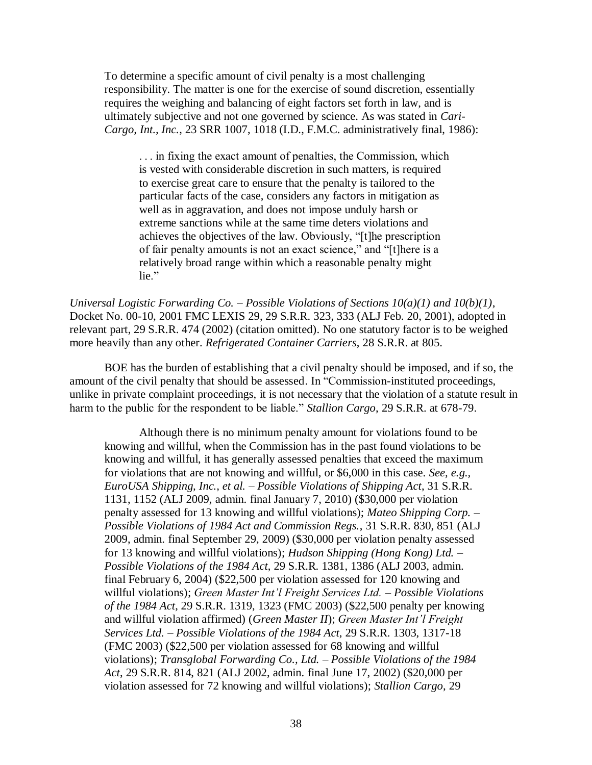> To determine a specific amount of civil penalty is a most challenging responsibility. The matter is one for the exercise of sound discretion, essentially requires the weighing and balancing of eight factors set forth in law, and is ultimately subjective and not one governed by science. As was stated in *Cari-Cargo, Int., Inc.*, 23 SRR 1007, 1018 (I.D., F.M.C. administratively final, 1986):
>
> > . . . in fixing the exact amount of penalties, the Commission, which is vested with considerable discretion in such matters, is required to exercise great care to ensure that the penalty is tailored to the particular facts of the case, considers any factors in mitigation as well as in aggravation, and does not impose unduly harsh or extreme sanctions while at the same time deters violations and achieves the objectives of the law. Obviously, "[t]he prescription of fair penalty amounts is not an exact science," and "[t]here is a relatively broad range within which a reasonable penalty might lie."

*Universal Logistic Forwarding Co. – Possible Violations of Sections 10(a)(1) and 10(b)(1)*, Docket No. 00-10, 2001 FMC LEXIS 29, 29 S.R.R. 323, 333 (ALJ Feb. 20, 2001), adopted in relevant part, 29 S.R.R. 474 (2002) (citation omitted). No one statutory factor is to be weighed more heavily than any other. *Refrigerated Container Carriers*, 28 S.R.R. at 805.

BOE has the burden of establishing that a civil penalty should be imposed, and if so, the amount of the civil penalty that should be assessed. In "Commission-instituted proceedings, unlike in private complaint proceedings, it is not necessary that the violation of a statute result in harm to the public for the respondent to be liable." *Stallion Cargo*, 29 S.R.R. at 678-79.

> Although there is no minimum penalty amount for violations found to be knowing and willful, when the Commission has in the past found violations to be knowing and willful, it has generally assessed penalties that exceed the maximum for violations that are not knowing and willful, or $6,000 in this case. *See, e.g., EuroUSA Shipping, Inc., et al. – Possible Violations of Shipping Act*, 31 S.R.R. 1131, 1152 (ALJ 2009, admin. final January 7, 2010) ($30,000 per violation penalty assessed for 13 knowing and willful violations); *Mateo Shipping Corp. – Possible Violations of 1984 Act and Commission Regs.*, 31 S.R.R. 830, 851 (ALJ 2009, admin. final September 29, 2009) ($30,000 per violation penalty assessed for 13 knowing and willful violations); *Hudson Shipping (Hong Kong) Ltd. – Possible Violations of the 1984 Act*, 29 S.R.R. 1381, 1386 (ALJ 2003, admin. final February 6, 2004) ($22,500 per violation assessed for 120 knowing and willful violations); *Green Master Int'l Freight Services Ltd. – Possible Violations of the 1984 Act*, 29 S.R.R. 1319, 1323 (FMC 2003) ($22,500 penalty per knowing and willful violation affirmed) (*Green Master II*); *Green Master Int'l Freight Services Ltd. – Possible Violations of the 1984 Act*, 29 S.R.R. 1303, 1317-18 (FMC 2003) ($22,500 per violation assessed for 68 knowing and willful violations); *Transglobal Forwarding Co., Ltd. – Possible Violations of the 1984 Act*, 29 S.R.R. 814, 821 (ALJ 2002, admin. final June 17, 2002) ($20,000 per violation assessed for 72 knowing and willful violations); *Stallion Cargo*, 29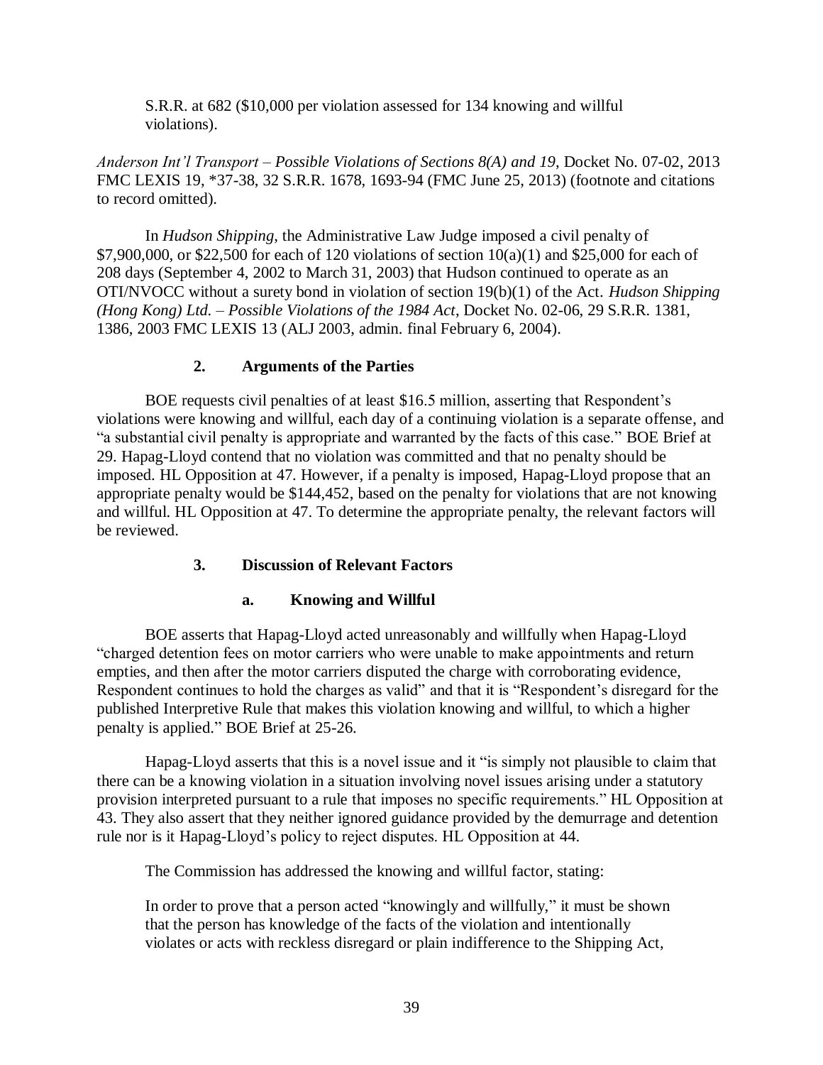S.R.R. at 682 ($10,000 per violation assessed for 134 knowing and willful violations).

*Anderson Int'l Transport – Possible Violations of Sections 8(A) and 19*, Docket No. 07-02, 2013 FMC LEXIS 19, *37-38, 32 S.R.R. 1678, 1693-94 (FMC June 25, 2013) (footnote and citations to record omitted).

In *Hudson Shipping*, the Administrative Law Judge imposed a civil penalty of $7,900,000, or $22,500 for each of 120 violations of section 10(a)(1) and $25,000 for each of 208 days (September 4, 2002 to March 31, 2003) that Hudson continued to operate as an OTI/NVOCC without a surety bond in violation of section 19(b)(1) of the Act. *Hudson Shipping (Hong Kong) Ltd. – Possible Violations of the 1984 Act*, Docket No. 02-06, 29 S.R.R. 1381, 1386, 2003 FMC LEXIS 13 (ALJ 2003, admin. final February 6, 2004).

### 2. Arguments of the Parties

BOE requests civil penalties of at least $16.5 million, asserting that Respondent's violations were knowing and willful, each day of a continuing violation is a separate offense, and "a substantial civil penalty is appropriate and warranted by the facts of this case." BOE Brief at 29. Hapag-Lloyd contend that no violation was committed and that no penalty should be imposed. HL Opposition at 47. However, if a penalty is imposed, Hapag-Lloyd propose that an appropriate penalty would be $144,452, based on the penalty for violations that are not knowing and willful. HL Opposition at 47. To determine the appropriate penalty, the relevant factors will be reviewed.

### 3. Discussion of Relevant Factors

#### a. Knowing and Willful

BOE asserts that Hapag-Lloyd acted unreasonably and willfully when Hapag-Lloyd "charged detention fees on motor carriers who were unable to make appointments and return empties, and then after the motor carriers disputed the charge with corroborating evidence, Respondent continues to hold the charges as valid" and that it is "Respondent's disregard for the published Interpretive Rule that makes this violation knowing and willful, to which a higher penalty is applied." BOE Brief at 25-26.

Hapag-Lloyd asserts that this is a novel issue and it "is simply not plausible to claim that there can be a knowing violation in a situation involving novel issues arising under a statutory provision interpreted pursuant to a rule that imposes no specific requirements." HL Opposition at 43. They also assert that they neither ignored guidance provided by the demurrage and detention rule nor is it Hapag-Lloyd's policy to reject disputes. HL Opposition at 44.

The Commission has addressed the knowing and willful factor, stating:

> In order to prove that a person acted "knowingly and willfully," it must be shown that the person has knowledge of the facts of the violation and intentionally violates or acts with reckless disregard or plain indifference to the Shipping Act,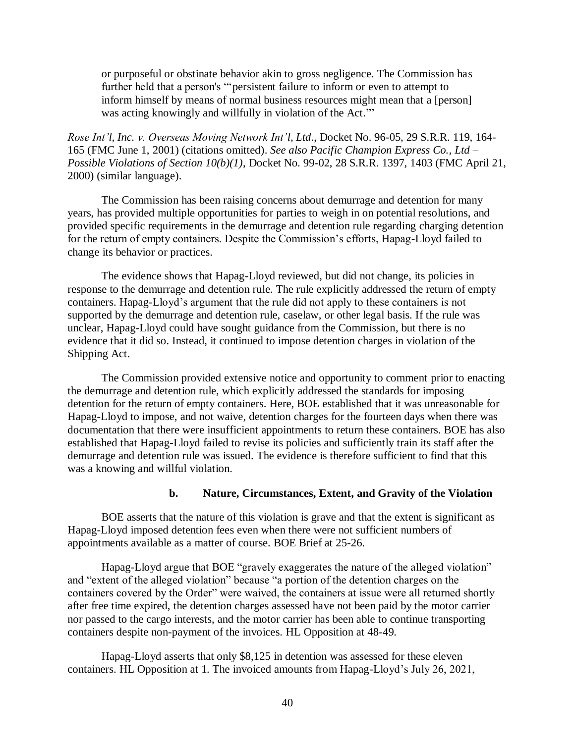> or purposeful or obstinate behavior akin to gross negligence. The Commission has further held that a person's "'persistent failure to inform or even to attempt to inform himself by means of normal business resources might mean that a [person] was acting knowingly and willfully in violation of the Act.'"

*Rose Int'l, Inc. v. Overseas Moving Network Int'l, Ltd*., Docket No. 96-05, 29 S.R.R. 119, 164-165 (FMC June 1, 2001) (citations omitted). *See also Pacific Champion Express Co., Ltd – Possible Violations of Section 10(b)(1),* Docket No. 99-02, 28 S.R.R. 1397, 1403 (FMC April 21, 2000) (similar language).

The Commission has been raising concerns about demurrage and detention for many years, has provided multiple opportunities for parties to weigh in on potential resolutions, and provided specific requirements in the demurrage and detention rule regarding charging detention for the return of empty containers. Despite the Commission's efforts, Hapag-Lloyd failed to change its behavior or practices.

The evidence shows that Hapag-Lloyd reviewed, but did not change, its policies in response to the demurrage and detention rule. The rule explicitly addressed the return of empty containers. Hapag-Lloyd's argument that the rule did not apply to these containers is not supported by the demurrage and detention rule, caselaw, or other legal basis. If the rule was unclear, Hapag-Lloyd could have sought guidance from the Commission, but there is no evidence that it did so. Instead, it continued to impose detention charges in violation of the Shipping Act.

The Commission provided extensive notice and opportunity to comment prior to enacting the demurrage and detention rule, which explicitly addressed the standards for imposing detention for the return of empty containers. Here, BOE established that it was unreasonable for Hapag-Lloyd to impose, and not waive, detention charges for the fourteen days when there was documentation that there were insufficient appointments to return these containers. BOE has also established that Hapag-Lloyd failed to revise its policies and sufficiently train its staff after the demurrage and detention rule was issued. The evidence is therefore sufficient to find that this was a knowing and willful violation.

#### b. Nature, Circumstances, Extent, and Gravity of the Violation

BOE asserts that the nature of this violation is grave and that the extent is significant as Hapag-Lloyd imposed detention fees even when there were not sufficient numbers of appointments available as a matter of course. BOE Brief at 25-26.

Hapag-Lloyd argue that BOE "gravely exaggerates the nature of the alleged violation" and "extent of the alleged violation" because "a portion of the detention charges on the containers covered by the Order" were waived, the containers at issue were all returned shortly after free time expired, the detention charges assessed have not been paid by the motor carrier nor passed to the cargo interests, and the motor carrier has been able to continue transporting containers despite non-payment of the invoices. HL Opposition at 48-49.

Hapag-Lloyd asserts that only $8,125 in detention was assessed for these eleven containers. HL Opposition at 1. The invoiced amounts from Hapag-Lloyd's July 26, 2021,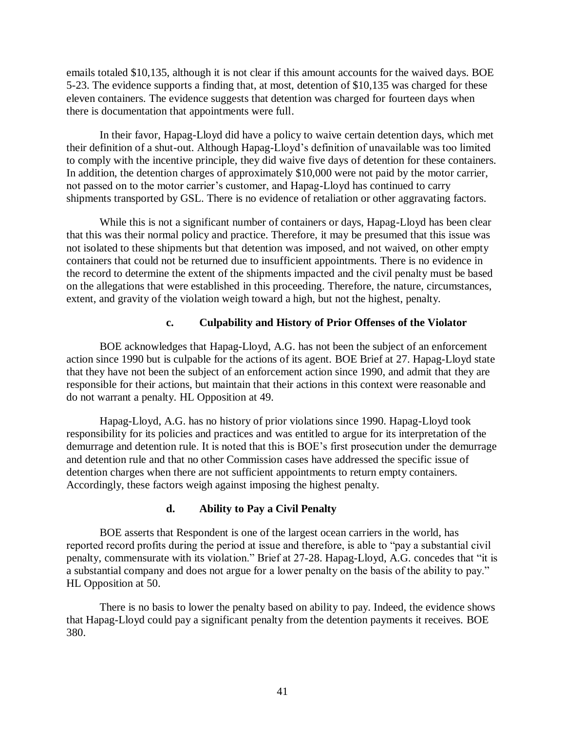emails totaled $10,135, although it is not clear if this amount accounts for the waived days. BOE 5-23. The evidence supports a finding that, at most, detention of $10,135 was charged for these eleven containers. The evidence suggests that detention was charged for fourteen days when there is documentation that appointments were full.

In their favor, Hapag-Lloyd did have a policy to waive certain detention days, which met their definition of a shut-out. Although Hapag-Lloyd's definition of unavailable was too limited to comply with the incentive principle, they did waive five days of detention for these containers. In addition, the detention charges of approximately $10,000 were not paid by the motor carrier, not passed on to the motor carrier's customer, and Hapag-Lloyd has continued to carry shipments transported by GSL. There is no evidence of retaliation or other aggravating factors.

While this is not a significant number of containers or days, Hapag-Lloyd has been clear that this was their normal policy and practice. Therefore, it may be presumed that this issue was not isolated to these shipments but that detention was imposed, and not waived, on other empty containers that could not be returned due to insufficient appointments. There is no evidence in the record to determine the extent of the shipments impacted and the civil penalty must be based on the allegations that were established in this proceeding. Therefore, the nature, circumstances, extent, and gravity of the violation weigh toward a high, but not the highest, penalty.

#### c. Culpability and History of Prior Offenses of the Violator

BOE acknowledges that Hapag-Lloyd, A.G. has not been the subject of an enforcement action since 1990 but is culpable for the actions of its agent. BOE Brief at 27. Hapag-Lloyd state that they have not been the subject of an enforcement action since 1990, and admit that they are responsible for their actions, but maintain that their actions in this context were reasonable and do not warrant a penalty. HL Opposition at 49.

Hapag-Lloyd, A.G. has no history of prior violations since 1990. Hapag-Lloyd took responsibility for its policies and practices and was entitled to argue for its interpretation of the demurrage and detention rule. It is noted that this is BOE's first prosecution under the demurrage and detention rule and that no other Commission cases have addressed the specific issue of detention charges when there are not sufficient appointments to return empty containers. Accordingly, these factors weigh against imposing the highest penalty.

#### d. Ability to Pay a Civil Penalty

BOE asserts that Respondent is one of the largest ocean carriers in the world, has reported record profits during the period at issue and therefore, is able to "pay a substantial civil penalty, commensurate with its violation." Brief at 27-28. Hapag-Lloyd, A.G. concedes that "it is a substantial company and does not argue for a lower penalty on the basis of the ability to pay." HL Opposition at 50.

There is no basis to lower the penalty based on ability to pay. Indeed, the evidence shows that Hapag-Lloyd could pay a significant penalty from the detention payments it receives. BOE 380.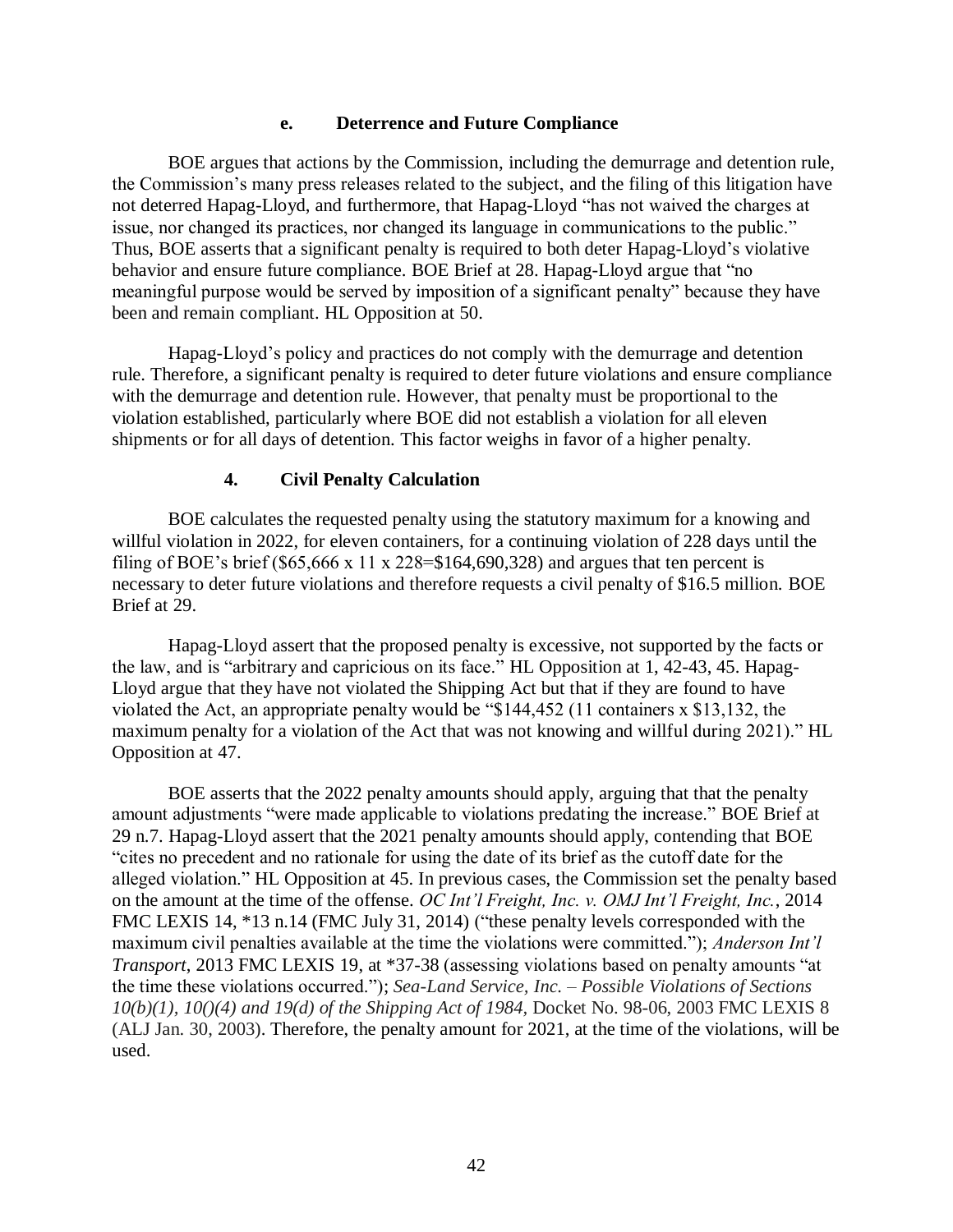#### e. Deterrence and Future Compliance

BOE argues that actions by the Commission, including the demurrage and detention rule, the Commission's many press releases related to the subject, and the filing of this litigation have not deterred Hapag-Lloyd, and furthermore, that Hapag-Lloyd "has not waived the charges at issue, nor changed its practices, nor changed its language in communications to the public." Thus, BOE asserts that a significant penalty is required to both deter Hapag-Lloyd's violative behavior and ensure future compliance. BOE Brief at 28. Hapag-Lloyd argue that "no meaningful purpose would be served by imposition of a significant penalty" because they have been and remain compliant. HL Opposition at 50.

Hapag-Lloyd's policy and practices do not comply with the demurrage and detention rule. Therefore, a significant penalty is required to deter future violations and ensure compliance with the demurrage and detention rule. However, that penalty must be proportional to the violation established, particularly where BOE did not establish a violation for all eleven shipments or for all days of detention. This factor weighs in favor of a higher penalty.

### 4. Civil Penalty Calculation

BOE calculates the requested penalty using the statutory maximum for a knowing and willful violation in 2022, for eleven containers, for a continuing violation of 228 days until the filing of BOE's brief ($65,666 x 11 x 228=$164,690,328) and argues that ten percent is necessary to deter future violations and therefore requests a civil penalty of $16.5 million. BOE Brief at 29.

Hapag-Lloyd assert that the proposed penalty is excessive, not supported by the facts or the law, and is "arbitrary and capricious on its face." HL Opposition at 1, 42-43, 45. Hapag-Lloyd argue that they have not violated the Shipping Act but that if they are found to have violated the Act, an appropriate penalty would be "$144,452 (11 containers x $13,132, the maximum penalty for a violation of the Act that was not knowing and willful during 2021)." HL Opposition at 47.

BOE asserts that the 2022 penalty amounts should apply, arguing that that the penalty amount adjustments "were made applicable to violations predating the increase." BOE Brief at 29 n.7. Hapag-Lloyd assert that the 2021 penalty amounts should apply, contending that BOE "cites no precedent and no rationale for using the date of its brief as the cutoff date for the alleged violation." HL Opposition at 45. In previous cases, the Commission set the penalty based on the amount at the time of the offense. *OC Int'l Freight, Inc. v. OMJ Int'l Freight, Inc.*, 2014 FMC LEXIS 14, *13 n.14 (FMC July 31, 2014) ("these penalty levels corresponded with the maximum civil penalties available at the time the violations were committed."); *Anderson Int'l Transport*, 2013 FMC LEXIS 19, at *37-38 (assessing violations based on penalty amounts "at the time these violations occurred."); *Sea-Land Service, Inc. – Possible Violations of Sections 10(b)(1), 10()(4) and 19(d) of the Shipping Act of 1984,* Docket No. 98-06, 2003 FMC LEXIS 8 (ALJ Jan. 30, 2003). Therefore, the penalty amount for 2021, at the time of the violations, will be used.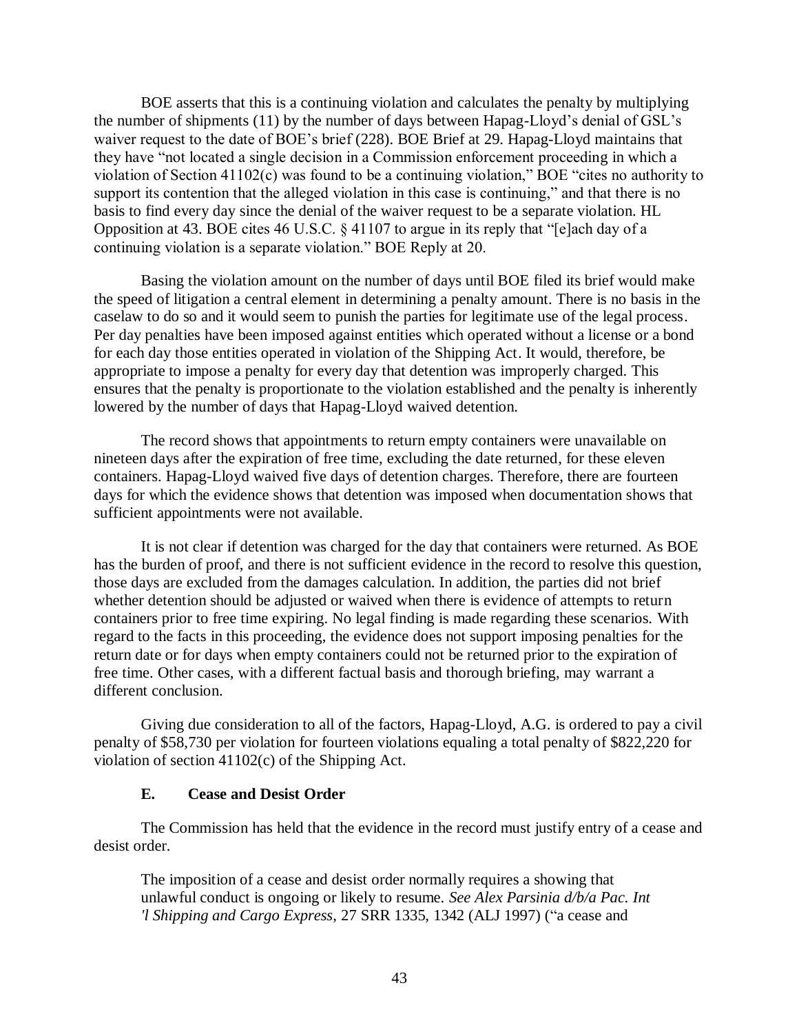BOE asserts that this is a continuing violation and calculates the penalty by multiplying the number of shipments (11) by the number of days between Hapag-Lloyd's denial of GSL's waiver request to the date of BOE's brief (228). BOE Brief at 29. Hapag-Lloyd maintains that they have "not located a single decision in a Commission enforcement proceeding in which a violation of Section 41102(c) was found to be a continuing violation," BOE "cites no authority to support its contention that the alleged violation in this case is continuing," and that there is no basis to find every day since the denial of the waiver request to be a separate violation. HL Opposition at 43. BOE cites 46 U.S.C. § 41107 to argue in its reply that "[e]ach day of a continuing violation is a separate violation." BOE Reply at 20.

Basing the violation amount on the number of days until BOE filed its brief would make the speed of litigation a central element in determining a penalty amount. There is no basis in the caselaw to do so and it would seem to punish the parties for legitimate use of the legal process. Per day penalties have been imposed against entities which operated without a license or a bond for each day those entities operated in violation of the Shipping Act. It would, therefore, be appropriate to impose a penalty for every day that detention was improperly charged. This ensures that the penalty is proportionate to the violation established and the penalty is inherently lowered by the number of days that Hapag-Lloyd waived detention.

The record shows that appointments to return empty containers were unavailable on nineteen days after the expiration of free time, excluding the date returned, for these eleven containers. Hapag-Lloyd waived five days of detention charges. Therefore, there are fourteen days for which the evidence shows that detention was imposed when documentation shows that sufficient appointments were not available.

It is not clear if detention was charged for the day that containers were returned. As BOE has the burden of proof, and there is not sufficient evidence in the record to resolve this question, those days are excluded from the damages calculation. In addition, the parties did not brief whether detention should be adjusted or waived when there is evidence of attempts to return containers prior to free time expiring. No legal finding is made regarding these scenarios. With regard to the facts in this proceeding, the evidence does not support imposing penalties for the return date or for days when empty containers could not be returned prior to the expiration of free time. Other cases, with a different factual basis and thorough briefing, may warrant a different conclusion.

Giving due consideration to all of the factors, Hapag-Lloyd, A.G. is ordered to pay a civil penalty of $58,730 per violation for fourteen violations equaling a total penalty of $822,220 for violation of section 41102(c) of the Shipping Act.

### E. Cease and Desist Order

The Commission has held that the evidence in the record must justify entry of a cease and desist order.

> The imposition of a cease and desist order normally requires a showing that unlawful conduct is ongoing or likely to resume. *See Alex Parsinia d/b/a Pac. Int 'l Shipping and Cargo Express*, 27 SRR 1335, 1342 (ALJ 1997) ("a cease and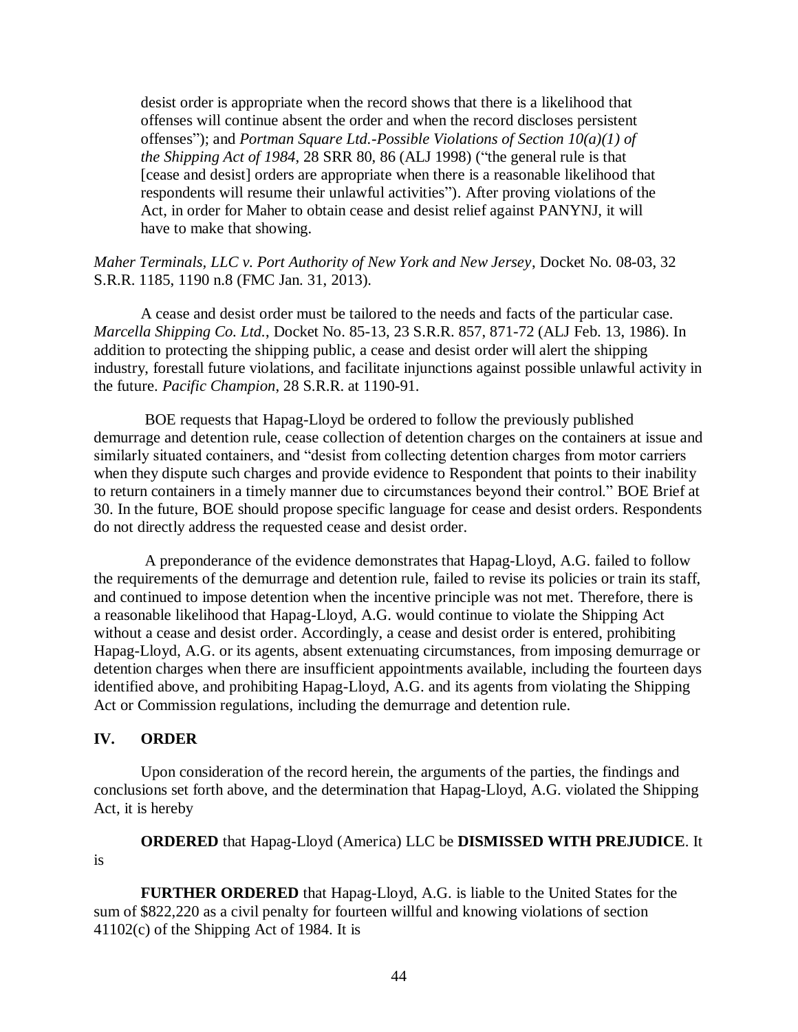> desist order is appropriate when the record shows that there is a likelihood that offenses will continue absent the order and when the record discloses persistent offenses"); and *Portman Square Ltd.-Possible Violations of Section 10(a)(1) of the Shipping Act of 1984*, 28 SRR 80, 86 (ALJ 1998) ("the general rule is that [cease and desist] orders are appropriate when there is a reasonable likelihood that respondents will resume their unlawful activities"). After proving violations of the Act, in order for Maher to obtain cease and desist relief against PANYNJ, it will have to make that showing.

*Maher Terminals, LLC v. Port Authority of New York and New Jersey*, Docket No. 08-03, 32 S.R.R. 1185, 1190 n.8 (FMC Jan. 31, 2013).

A cease and desist order must be tailored to the needs and facts of the particular case. *Marcella Shipping Co. Ltd.*, Docket No. 85-13, 23 S.R.R. 857, 871-72 (ALJ Feb. 13, 1986). In addition to protecting the shipping public, a cease and desist order will alert the shipping industry, forestall future violations, and facilitate injunctions against possible unlawful activity in the future. *Pacific Champion*, 28 S.R.R. at 1190-91.

BOE requests that Hapag-Lloyd be ordered to follow the previously published demurrage and detention rule, cease collection of detention charges on the containers at issue and similarly situated containers, and "desist from collecting detention charges from motor carriers when they dispute such charges and provide evidence to Respondent that points to their inability to return containers in a timely manner due to circumstances beyond their control." BOE Brief at 30. In the future, BOE should propose specific language for cease and desist orders. Respondents do not directly address the requested cease and desist order.

A preponderance of the evidence demonstrates that Hapag-Lloyd, A.G. failed to follow the requirements of the demurrage and detention rule, failed to revise its policies or train its staff, and continued to impose detention when the incentive principle was not met. Therefore, there is a reasonable likelihood that Hapag-Lloyd, A.G. would continue to violate the Shipping Act without a cease and desist order. Accordingly, a cease and desist order is entered, prohibiting Hapag-Lloyd, A.G. or its agents, absent extenuating circumstances, from imposing demurrage or detention charges when there are insufficient appointments available, including the fourteen days identified above, and prohibiting Hapag-Lloyd, A.G. and its agents from violating the Shipping Act or Commission regulations, including the demurrage and detention rule.

## IV. ORDER

Upon consideration of the record herein, the arguments of the parties, the findings and conclusions set forth above, and the determination that Hapag-Lloyd, A.G. violated the Shipping Act, it is hereby

**ORDERED** that Hapag-Lloyd (America) LLC be **DISMISSED WITH PREJUDICE**. It is

**FURTHER ORDERED** that Hapag-Lloyd, A.G. is liable to the United States for the sum of $822,220 as a civil penalty for fourteen willful and knowing violations of section 41102(c) of the Shipping Act of 1984. It is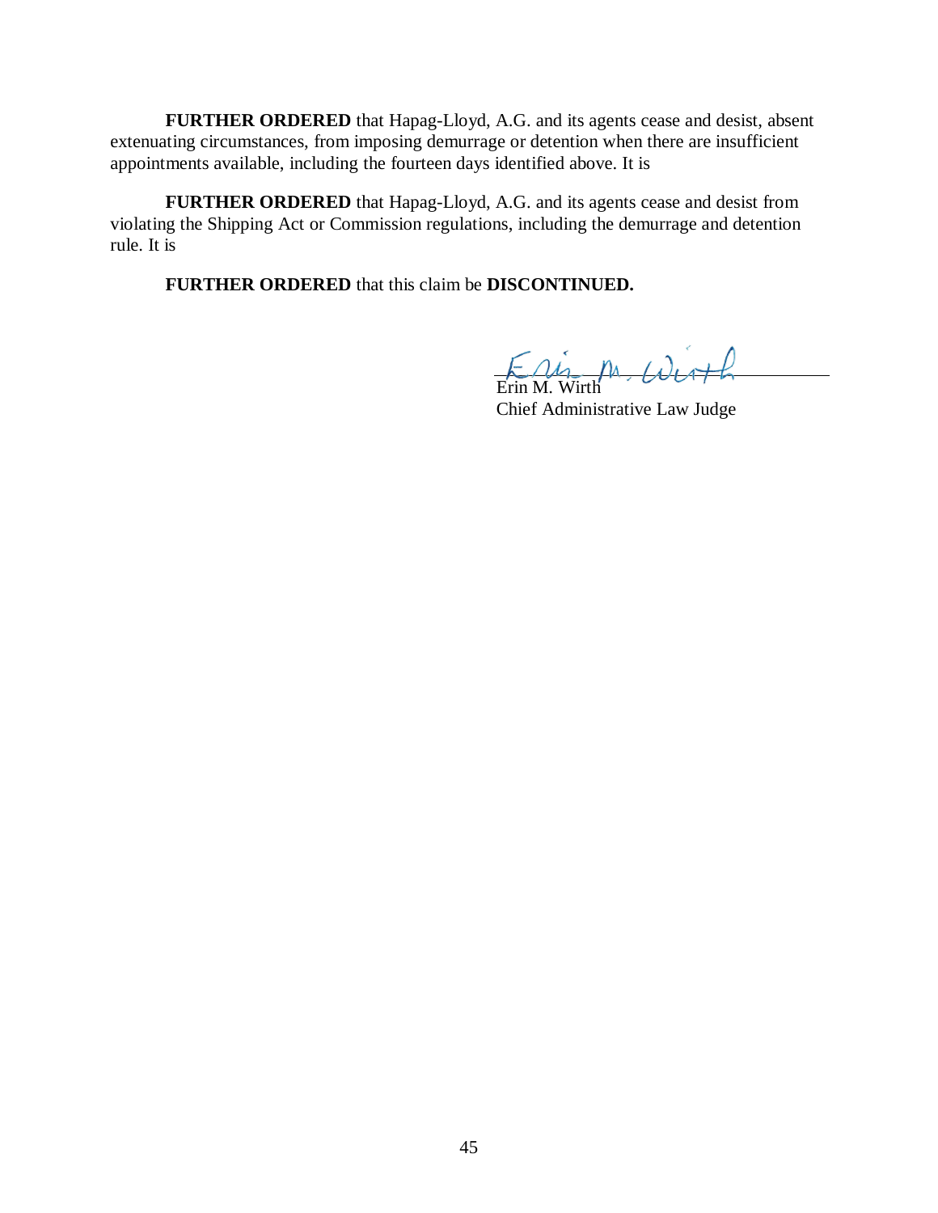**FURTHER ORDERED** that Hapag-Lloyd, A.G. and its agents cease and desist, absent extenuating circumstances, from imposing demurrage or detention when there are insufficient appointments available, including the fourteen days identified above. It is

**FURTHER ORDERED** that Hapag-Lloyd, A.G. and its agents cease and desist from violating the Shipping Act or Commission regulations, including the demurrage and detention rule. It is

**FURTHER ORDERED** that this claim be **DISCONTINUED.**

Erin M. Wirth
Chief Administrative Law Judge